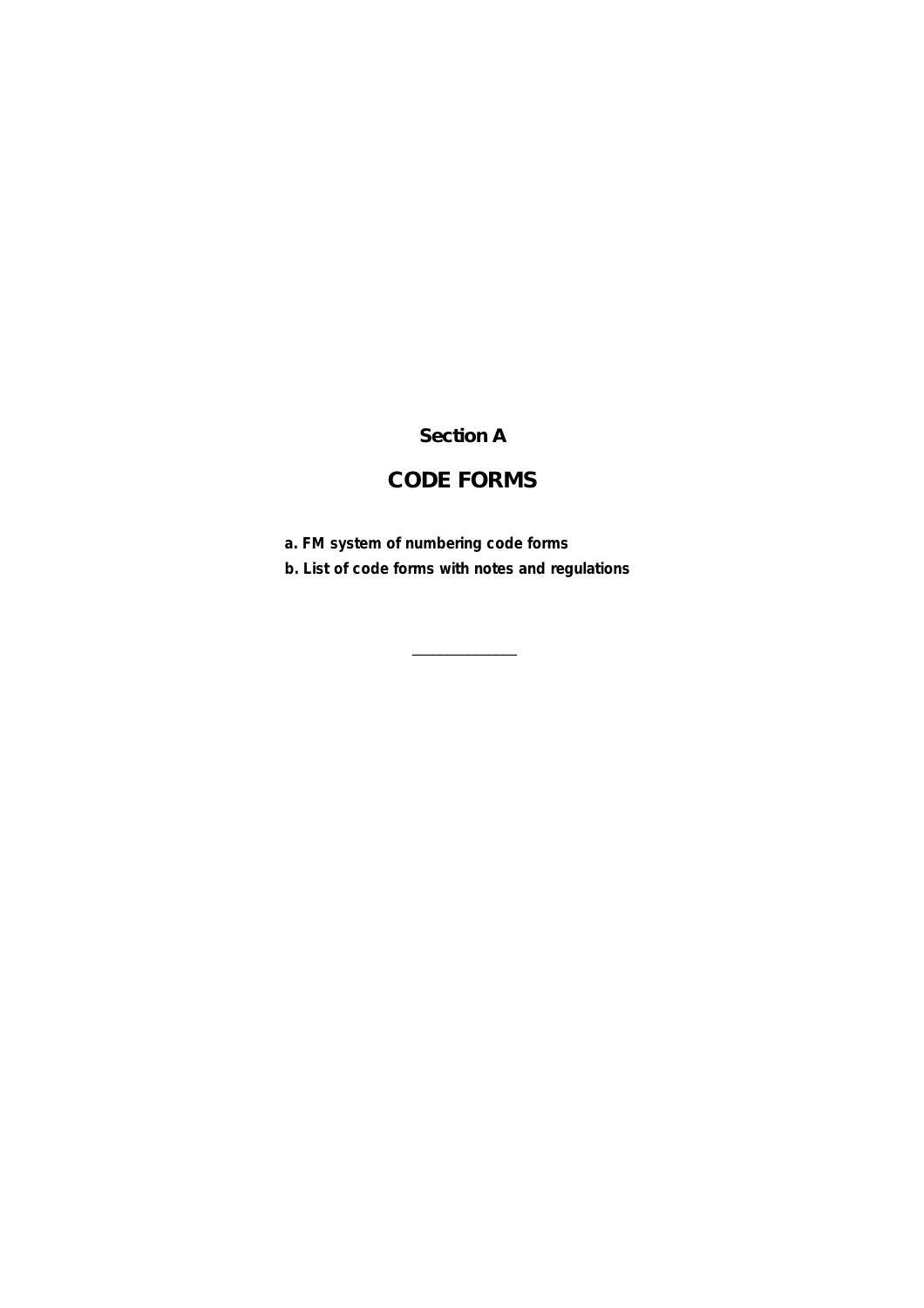# Section A

# CODE FORMS

**a. FM system of numbering code forms**

**b. List of code forms with notes and regulations**

---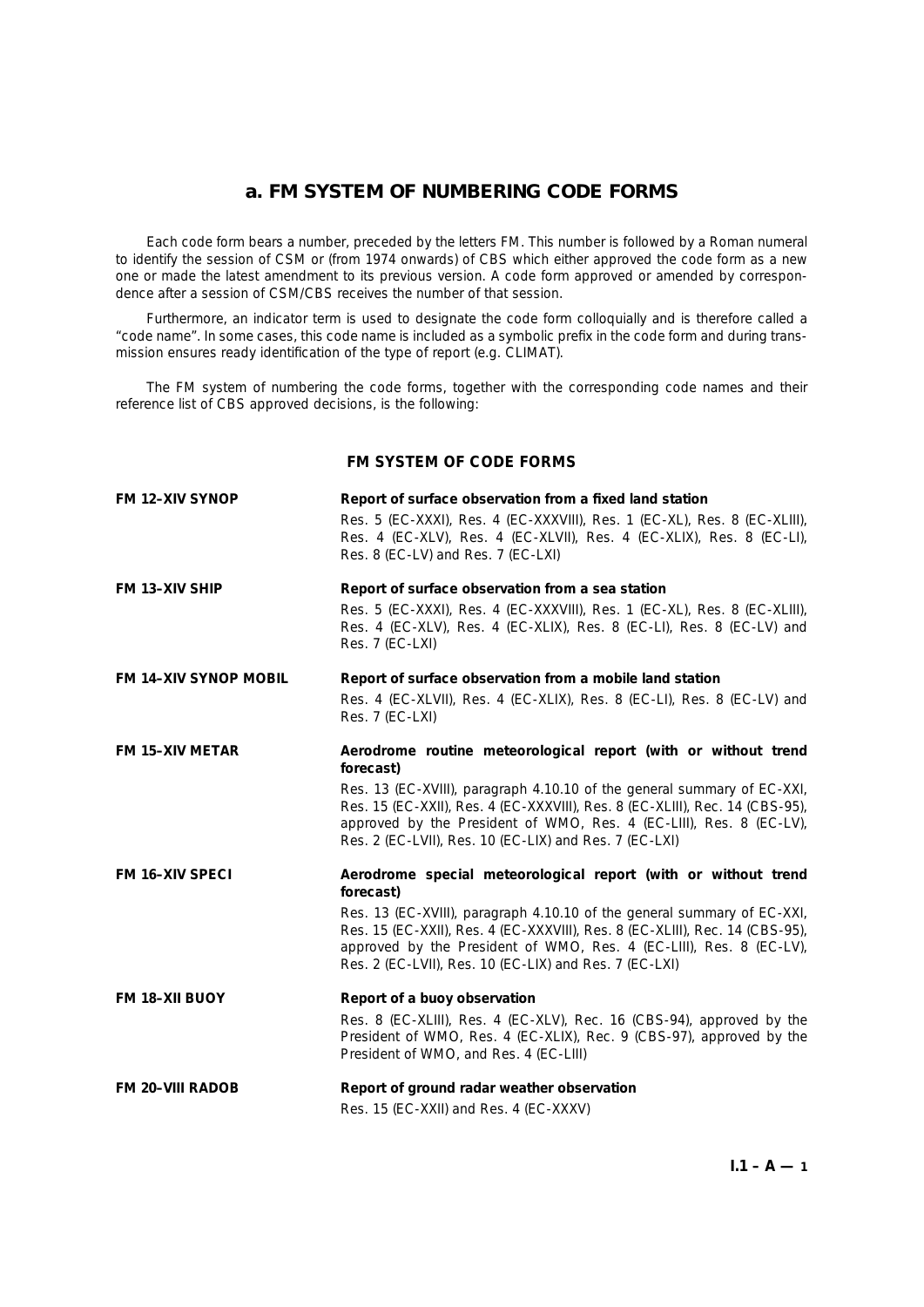# a. FM SYSTEM OF NUMBERING CODE FORMS

Each code form bears a number, preceded by the letters FM. This number is followed by a Roman numeral to identify the session of CSM or (from 1974 onwards) of CBS which either approved the code form as a new one or made the latest amendment to its previous version. A code form approved or amended by correspondence after a session of CSM/CBS receives the number of that session.

Furthermore, an indicator term is used to designate the code form colloquially and is therefore called a "code name". In some cases, this code name is included as a symbolic prefix in the code form and during transmission ensures ready identification of the type of report (e.g. CLIMAT).

The FM system of numbering the code forms, together with the corresponding code names and their reference list of CBS approved decisions, is the following:

## FM SYSTEM OF CODE FORMS

**FM 12–XIV SYNOP** — **Report of surface observation from a fixed land station**

Res. 5 (EC-XXXI), Res. 4 (EC-XXXVIII), Res. 1 (EC-XL), Res. 8 (EC-XLIII), Res. 4 (EC-XLV), Res. 4 (EC-XLVII), Res. 4 (EC-XLIX), Res. 8 (EC-LI), Res. 8 (EC-LV) and Res. 7 (EC-LXI)

**FM 13–XIV SHIP** — **Report of surface observation from a sea station**

Res. 5 (EC-XXXI), Res. 4 (EC-XXXVIII), Res. 1 (EC-XL), Res. 8 (EC-XLIII), Res. 4 (EC-XLV), Res. 4 (EC-XLIX), Res. 8 (EC-LI), Res. 8 (EC-LV) and Res. 7 (EC-LXI)

**FM 14–XIV SYNOP MOBIL** — **Report of surface observation from a mobile land station**

Res. 4 (EC-XLVII), Res. 4 (EC-XLIX), Res. 8 (EC-LI), Res. 8 (EC-LV) and Res. 7 (EC-LXI)

**FM 15–XIV METAR** — **Aerodrome routine meteorological report (with or without trend forecast)**

Res. 13 (EC-XVIII), paragraph 4.10.10 of the general summary of EC-XXI, Res. 15 (EC-XXII), Res. 4 (EC-XXXVIII), Res. 8 (EC-XLIII), Rec. 14 (CBS-95), approved by the President of WMO, Res. 4 (EC-LIII), Res. 8 (EC-LV), Res. 2 (EC-LVII), Res. 10 (EC-LIX) and Res. 7 (EC-LXI)

**FM 16–XIV SPECI** — **Aerodrome special meteorological report (with or without trend forecast)**

Res. 13 (EC-XVIII), paragraph 4.10.10 of the general summary of EC-XXI, Res. 15 (EC-XXII), Res. 4 (EC-XXXVIII), Res. 8 (EC-XLIII), Rec. 14 (CBS-95), approved by the President of WMO, Res. 4 (EC-LIII), Res. 8 (EC-LV), Res. 2 (EC-LVII), Res. 10 (EC-LIX) and Res. 7 (EC-LXI)

**FM 18–XII BUOY** — **Report of a buoy observation**

Res. 8 (EC-XLIII), Res. 4 (EC-XLV), Rec. 16 (CBS-94), approved by the President of WMO, Res. 4 (EC-XLIX), Rec. 9 (CBS-97), approved by the President of WMO, and Res. 4 (EC-LIII)

**FM 20–VIII RADOB** — **Report of ground radar weather observation**

Res. 15 (EC-XXII) and Res. 4 (EC-XXXV)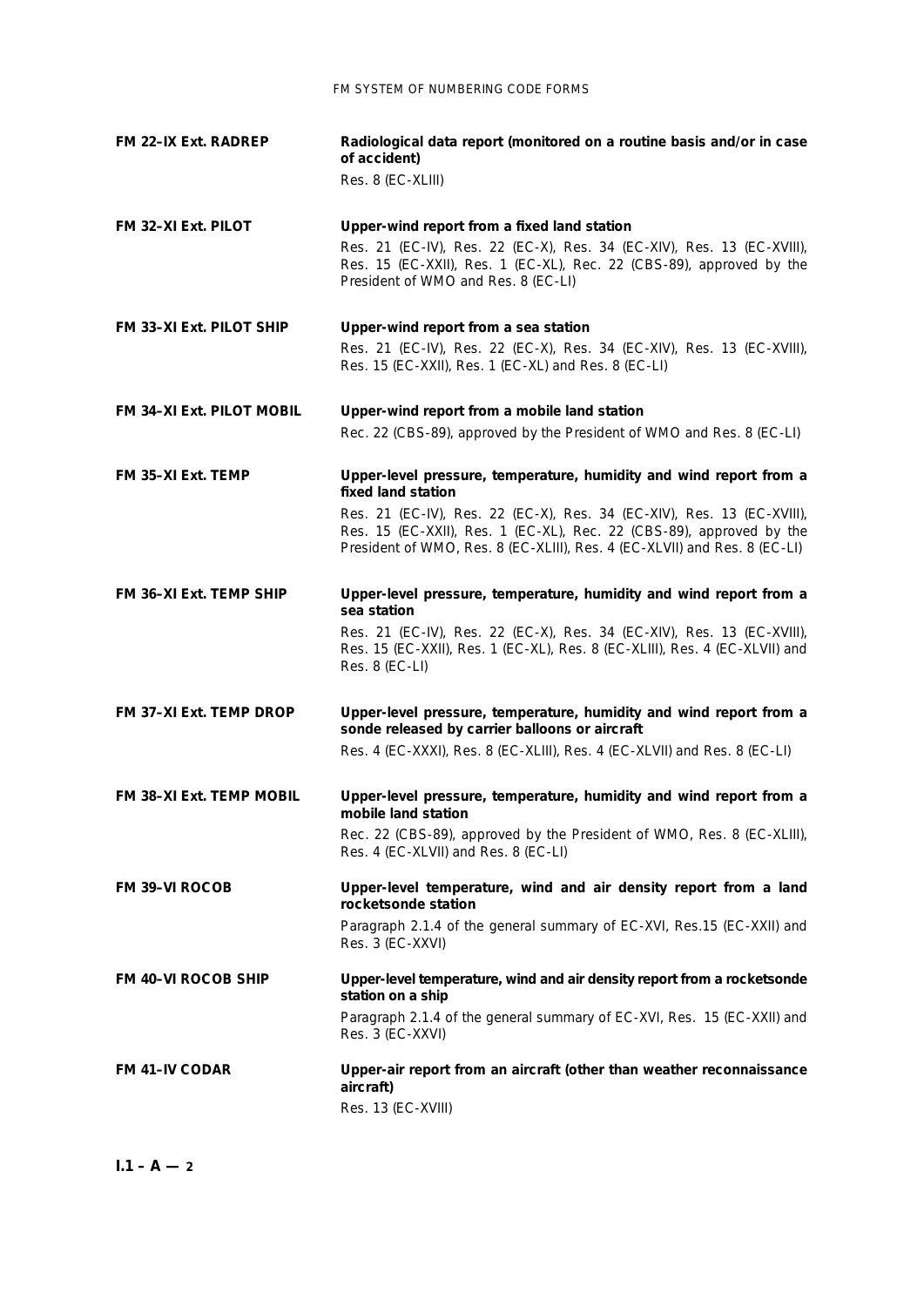**FM 22–IX Ext. RADREP** — **Radiological data report (monitored on a routine basis and/or in case of accident)**
Res. 8 (EC-XLIII)

**FM 32–XI Ext. PILOT** — **Upper-wind report from a fixed land station**
Res. 21 (EC-IV), Res. 22 (EC-X), Res. 34 (EC-XIV), Res. 13 (EC-XVIII), Res. 15 (EC-XXII), Res. 1 (EC-XL), Rec. 22 (CBS-89), approved by the President of WMO and Res. 8 (EC-LI)

**FM 33–XI Ext. PILOT SHIP** — **Upper-wind report from a sea station**
Res. 21 (EC-IV), Res. 22 (EC-X), Res. 34 (EC-XIV), Res. 13 (EC-XVIII), Res. 15 (EC-XXII), Res. 1 (EC-XL) and Res. 8 (EC-LI)

**FM 34–XI Ext. PILOT MOBIL** — **Upper-wind report from a mobile land station**
Rec. 22 (CBS-89), approved by the President of WMO and Res. 8 (EC-LI)

**FM 35–XI Ext. TEMP** — **Upper-level pressure, temperature, humidity and wind report from a fixed land station**
Res. 21 (EC-IV), Res. 22 (EC-X), Res. 34 (EC-XIV), Res. 13 (EC-XVIII), Res. 15 (EC-XXII), Res. 1 (EC-XL), Rec. 22 (CBS-89), approved by the President of WMO, Res. 8 (EC-XLIII), Res. 4 (EC-XLVII) and Res. 8 (EC-LI)

**FM 36–XI Ext. TEMP SHIP** — **Upper-level pressure, temperature, humidity and wind report from a sea station**
Res. 21 (EC-IV), Res. 22 (EC-X), Res. 34 (EC-XIV), Res. 13 (EC-XVIII), Res. 15 (EC-XXII), Res. 1 (EC-XL), Res. 8 (EC-XLIII), Res. 4 (EC-XLVII) and Res. 8 (EC-LI)

**FM 37–XI Ext. TEMP DROP** — **Upper-level pressure, temperature, humidity and wind report from a sonde released by carrier balloons or aircraft**
Res. 4 (EC-XXXI), Res. 8 (EC-XLIII), Res. 4 (EC-XLVII) and Res. 8 (EC-LI)

**FM 38–XI Ext. TEMP MOBIL** — **Upper-level pressure, temperature, humidity and wind report from a mobile land station**
Rec. 22 (CBS-89), approved by the President of WMO, Res. 8 (EC-XLIII), Res. 4 (EC-XLVII) and Res. 8 (EC-LI)

**FM 39–VI ROCOB** — **Upper-level temperature, wind and air density report from a land rocketsonde station**
Paragraph 2.1.4 of the general summary of EC-XVI, Res.15 (EC-XXII) and Res. 3 (EC-XXVI)

**FM 40–VI ROCOB SHIP** — **Upper-level temperature, wind and air density report from a rocketsonde station on a ship**
Paragraph 2.1.4 of the general summary of EC-XVI, Res. 15 (EC-XXII) and Res. 3 (EC-XXVI)

**FM 41–IV CODAR** — **Upper-air report from an aircraft (other than weather reconnaissance aircraft)**
Res. 13 (EC-XVIII)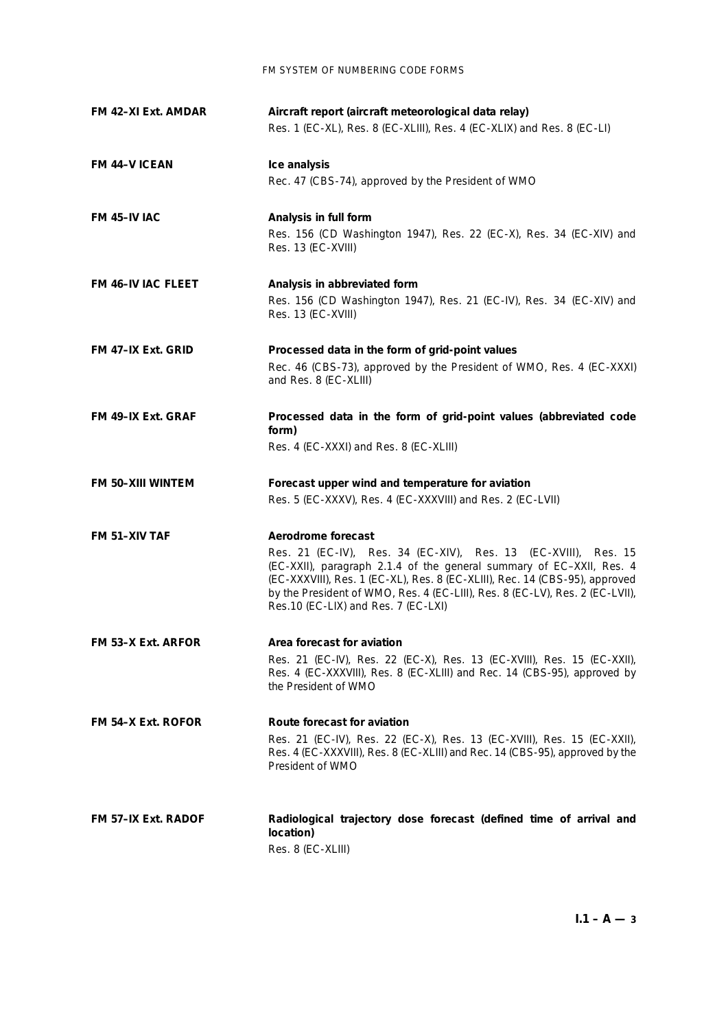| | |
|---|---|
| **FM 42–XI Ext. AMDAR** | **Aircraft report (aircraft meteorological data relay)**<br>Res. 1 (EC-XL), Res. 8 (EC-XLIII), Res. 4 (EC-XLIX) and Res. 8 (EC-LI) |
| **FM 44–V ICEAN** | **Ice analysis**<br>Rec. 47 (CBS-74), approved by the President of WMO |
| **FM 45–IV IAC** | **Analysis in full form**<br>Res. 156 (CD Washington 1947), Res. 22 (EC-X), Res. 34 (EC-XIV) and Res. 13 (EC-XVIII) |
| **FM 46–IV IAC FLEET** | **Analysis in abbreviated form**<br>Res. 156 (CD Washington 1947), Res. 21 (EC-IV), Res. 34 (EC-XIV) and Res. 13 (EC-XVIII) |
| **FM 47–IX Ext. GRID** | **Processed data in the form of grid-point values**<br>Rec. 46 (CBS-73), approved by the President of WMO, Res. 4 (EC-XXXI) and Res. 8 (EC-XLIII) |
| **FM 49–IX Ext. GRAF** | **Processed data in the form of grid-point values (abbreviated code form)**<br>Res. 4 (EC-XXXI) and Res. 8 (EC-XLIII) |
| **FM 50–XIII WINTEM** | **Forecast upper wind and temperature for aviation**<br>Res. 5 (EC-XXXV), Res. 4 (EC-XXXVIII) and Res. 2 (EC-LVII) |
| **FM 51–XIV TAF** | **Aerodrome forecast**<br>Res. 21 (EC-IV), Res. 34 (EC-XIV), Res. 13 (EC-XVIII), Res. 15 (EC-XXII), paragraph 2.1.4 of the general summary of EC–XXII, Res. 4 (EC-XXXVIII), Res. 1 (EC-XL), Res. 8 (EC-XLIII), Rec. 14 (CBS-95), approved by the President of WMO, Res. 4 (EC-LIII), Res. 8 (EC-LV), Res. 2 (EC-LVII), Res.10 (EC-LIX) and Res. 7 (EC-LXI) |
| **FM 53–X Ext. ARFOR** | **Area forecast for aviation**<br>Res. 21 (EC-IV), Res. 22 (EC-X), Res. 13 (EC-XVIII), Res. 15 (EC-XXII), Res. 4 (EC-XXXVIII), Res. 8 (EC-XLIII) and Rec. 14 (CBS-95), approved by the President of WMO |
| **FM 54–X Ext. ROFOR** | **Route forecast for aviation**<br>Res. 21 (EC-IV), Res. 22 (EC-X), Res. 13 (EC-XVIII), Res. 15 (EC-XXII), Res. 4 (EC-XXXVIII), Res. 8 (EC-XLIII) and Rec. 14 (CBS-95), approved by the President of WMO |
| **FM 57–IX Ext. RADOF** | **Radiological trajectory dose forecast (defined time of arrival and location)**<br>Res. 8 (EC-XLIII) |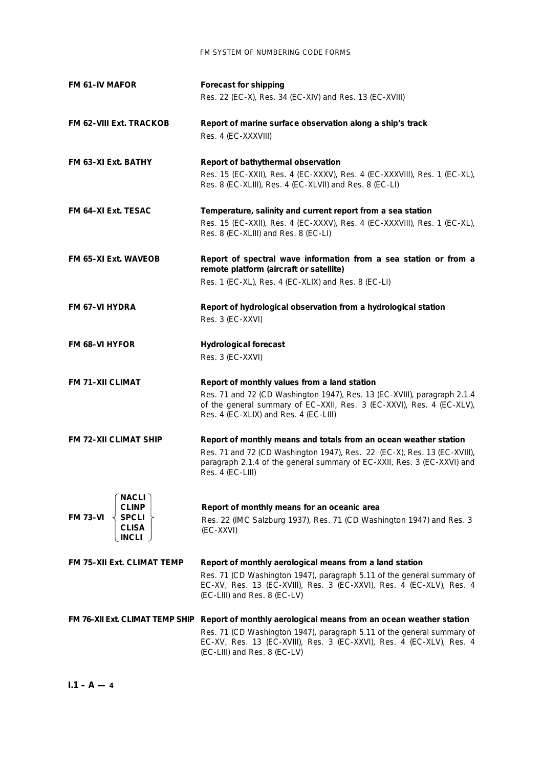**FM 61–IV MAFOR**
**Forecast for shipping**
Res. 22 (EC-X), Res. 34 (EC-XIV) and Res. 13 (EC-XVIII)

**FM 62–VIII Ext. TRACKOB**
**Report of marine surface observation along a ship's track**
Res. 4 (EC-XXXVIII)

**FM 63–XI Ext. BATHY**
**Report of bathythermal observation**
Res. 15 (EC-XXII), Res. 4 (EC-XXXV), Res. 4 (EC-XXXVIII), Res. 1 (EC-XL), Res. 8 (EC-XLIII), Res. 4 (EC-XLVII) and Res. 8 (EC-LI)

**FM 64–XI Ext. TESAC**
**Temperature, salinity and current report from a sea station**
Res. 15 (EC-XXII), Res. 4 (EC-XXXV), Res. 4 (EC-XXXVIII), Res. 1 (EC-XL), Res. 8 (EC-XLIII) and Res. 8 (EC-LI)

**FM 65–XI Ext. WAVEOB**
**Report of spectral wave information from a sea station or from a remote platform (aircraft or satellite)**
Res. 1 (EC-XL), Res. 4 (EC-XLIX) and Res. 8 (EC-LI)

**FM 67–VI HYDRA**
**Report of hydrological observation from a hydrological station**
Res. 3 (EC-XXVI)

**FM 68–VI HYFOR**
**Hydrological forecast**
Res. 3 (EC-XXVI)

**FM 71–XII CLIMAT**
**Report of monthly values from a land station**
Res. 71 and 72 (CD Washington 1947), Res. 13 (EC-XVIII), paragraph 2.1.4 of the general summary of EC–XXII, Res. 3 (EC-XXVI), Res. 4 (EC-XLV), Res. 4 (EC-XLIX) and Res. 4 (EC-LIII)

**FM 72–XII CLIMAT SHIP**
**Report of monthly means and totals from an ocean weather station**
Res. 71 and 72 (CD Washington 1947), Res. 22 (EC-X), Res. 13 (EC-XVIII), paragraph 2.1.4 of the general summary of EC-XXII, Res. 3 (EC-XXVI) and Res. 4 (EC-LIII)

**FM 73–VI { NACLI, CLINP, SPCLI, CLISA, INCLI }**
**Report of monthly means for an oceanic area**
Res. 22 (IMC Salzburg 1937), Res. 71 (CD Washington 1947) and Res. 3 (EC-XXVI)

**FM 75–XII Ext. CLIMAT TEMP**
**Report of monthly aerological means from a land station**
Res. 71 (CD Washington 1947), paragraph 5.11 of the general summary of EC-XV, Res. 13 (EC-XVIII), Res. 3 (EC-XXVI), Res. 4 (EC-XLV), Res. 4 (EC-LIII) and Res. 8 (EC-LV)

**FM 76–XII Ext. CLIMAT TEMP SHIP**
**Report of monthly aerological means from an ocean weather station**
Res. 71 (CD Washington 1947), paragraph 5.11 of the general summary of EC-XV, Res. 13 (EC-XVIII), Res. 3 (EC-XXVI), Res. 4 (EC-XLV), Res. 4 (EC-LIII) and Res. 8 (EC-LV)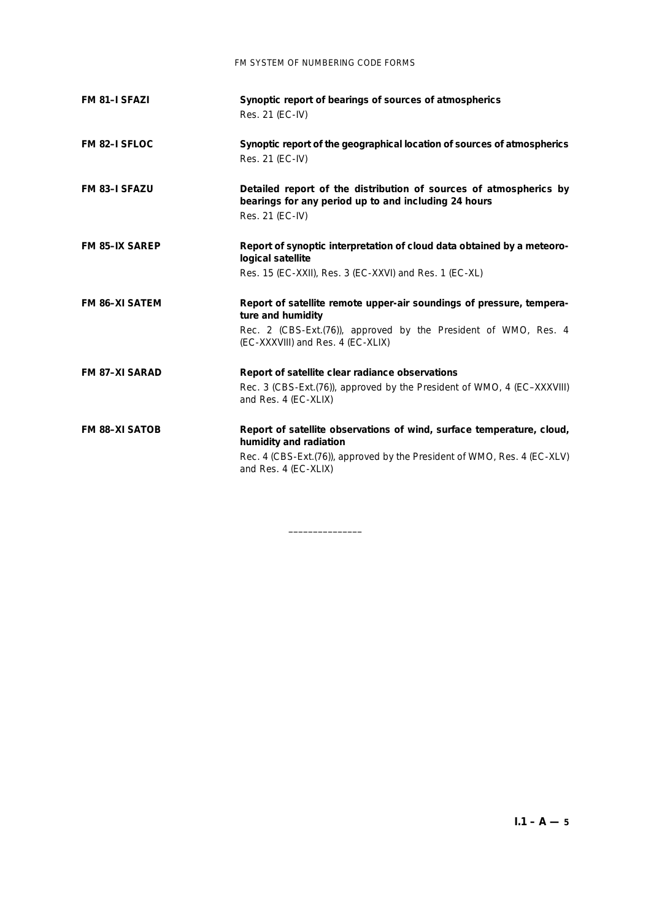**FM 81–I SFAZI** **Synoptic report of bearings of sources of atmospherics**
Res. 21 (EC-IV)

**FM 82–I SFLOC** **Synoptic report of the geographical location of sources of atmospherics**
Res. 21 (EC-IV)

**FM 83–I SFAZU** **Detailed report of the distribution of sources of atmospherics by bearings for any period up to and including 24 hours**
Res. 21 (EC-IV)

**FM 85–IX SAREP** **Report of synoptic interpretation of cloud data obtained by a meteorological satellite**
Res. 15 (EC-XXII), Res. 3 (EC-XXVI) and Res. 1 (EC-XL)

**FM 86–XI SATEM** **Report of satellite remote upper-air soundings of pressure, temperature and humidity**
Rec. 2 (CBS-Ext.(76)), approved by the President of WMO, Res. 4 (EC-XXXVIII) and Res. 4 (EC-XLIX)

**FM 87–XI SARAD** **Report of satellite clear radiance observations**
Rec. 3 (CBS-Ext.(76)), approved by the President of WMO, 4 (EC–XXXVIII) and Res. 4 (EC-XLIX)

**FM 88–XI SATOB** **Report of satellite observations of wind, surface temperature, cloud, humidity and radiation**
Rec. 4 (CBS-Ext.(76)), approved by the President of WMO, Res. 4 (EC-XLV) and Res. 4 (EC-XLIX)

_______________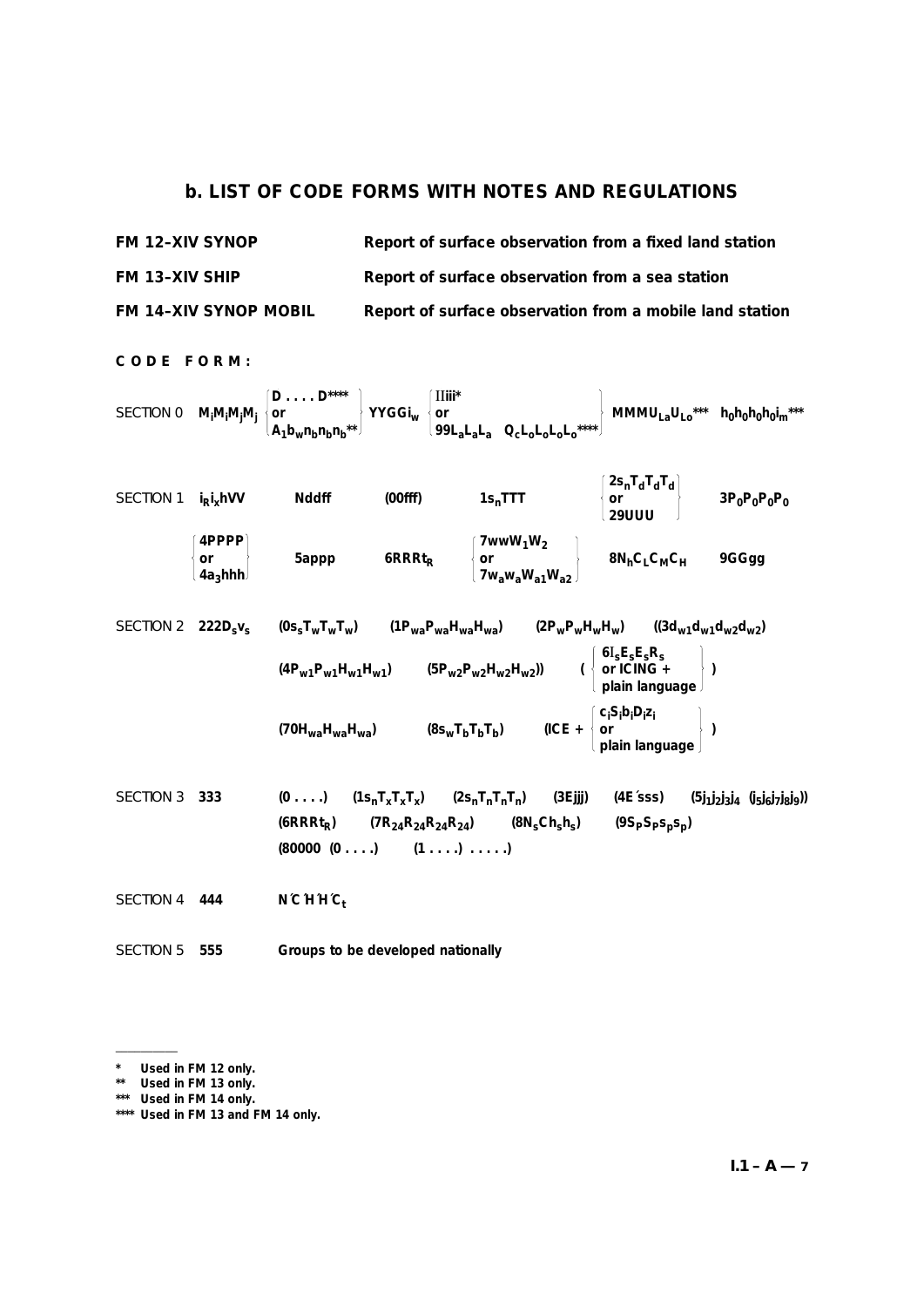## b. LIST OF CODE FORMS WITH NOTES AND REGULATIONS

| | |
|---|---|
| **FM 12–XIV SYNOP** | **Report of surface observation from a fixed land station** |
| **FM 13–XIV SHIP** | **Report of surface observation from a sea station** |
| **FM 14–XIV SYNOP MOBIL** | **Report of surface observation from a mobile land station** |

**CODE FORM:**

SECTION 0 $M_iM_iM_jM_j$ $\left\{ \begin{array}{l} D \ldots . D^{****} \\ \text{or} \\ A_1b_wn_bn_bn_b^{**} \end{array} \right\}$ $YYGGi_w$ $\left\{ \begin{array}{l} IIiii^{*} \\ \text{or} \\ 99L_aL_aL_a \quad Q_cL_oL_oL_oL_o^{****} \end{array} \right\}$ $MMMU_{La}U_{Lo}^{***}$ $h_0h_0h_0h_0i_m^{***}$

SECTION 1 $i_Ri_xhVV$ $Nddff$ $(00fff)$ $1s_nTTT$ $\left\{ \begin{array}{l} 2s_nT_dT_dT_d \\ \text{or} \\ 29UUU \end{array} \right\}$ $3P_0P_0P_0P_0$

$\left\{ \begin{array}{l} 4PPPP \\ \text{or} \\ 4a_3hhh \end{array} \right\}$ $5appp$ $6RRRt_R$ $\left\{ \begin{array}{l} 7wwW_1W_2 \\ \text{or} \\ 7w_aw_aW_{a1}W_{a2} \end{array} \right\}$ $8N_hC_LC_MC_H$ $9GGgg$

SECTION 2 $222D_sv_s$ $(0s_sT_wT_wT_w)$ $(1P_{wa}P_{wa}H_{wa}H_{wa})$ $(2P_wP_wH_wH_w)$ $((3d_{w1}d_{w1}d_{w2}d_{w2})$

$(4P_{w1}P_{w1}H_{w1}H_{w1})$ $(5P_{w2}P_{w2}H_{w2}H_{w2}))$ $\left( \left\{ \begin{array}{l} 6I_sE_sE_sR_s \\ \text{or ICING +} \\ \text{plain language} \end{array} \right\} \right)$

$(70H_{wa}H_{wa}H_{wa})$ $(8s_wT_bT_bT_b)$ $\left( \text{ICE +} \left\{ \begin{array}{l} c_iS_ib_iD_iz_i \\ \text{or} \\ \text{plain language} \end{array} \right\} \right)$

SECTION 3 **333** $(0 \ldots .)$ $(1s_nT_xT_xT_x)$ $(2s_nT_nT_nT_n)$ $(3Ejjj)$ $(4E'sss)$ $(5j_1j_2j_3j_4 \ (j_5j_6j_7j_8j_9))$

$(6RRRt_R)$ $(7R_{24}R_{24}R_{24}R_{24})$ $(8N_sCh_sh_s)$ $(9S_PS_Ps_ps_p)$

$(80000 \ (0 \ldots .)$ $(1 \ldots .) \ \ldots ..)$

SECTION 4 **444** $N'C'H'H'C_t$

SECTION 5 **555** **Groups to be developed nationally**

---

\* Used in FM 12 only.
\*\* Used in FM 13 only.
\*\*\* Used in FM 14 only.
\*\*\*\* Used in FM 13 and FM 14 only.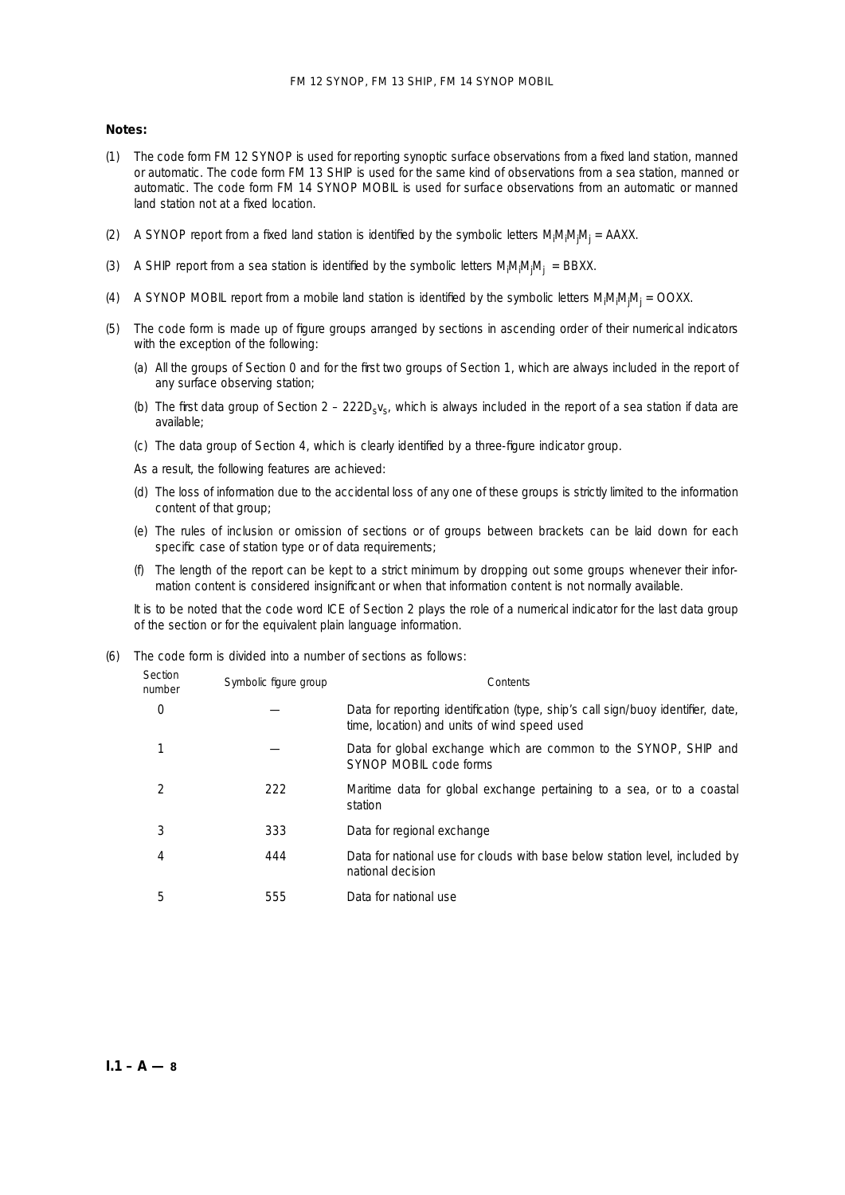**Notes:**

(1) The code form FM 12 SYNOP is used for reporting synoptic surface observations from a fixed land station, manned or automatic. The code form FM 13 SHIP is used for the same kind of observations from a sea station, manned or automatic. The code form FM 14 SYNOP MOBIL is used for surface observations from an automatic or manned land station not at a fixed location.

(2) A SYNOP report from a fixed land station is identified by the symbolic letters $M_iM_iM_jM_j$ = AAXX.

(3) A SHIP report from a sea station is identified by the symbolic letters $M_iM_iM_jM_j$ = BBXX.

(4) A SYNOP MOBIL report from a mobile land station is identified by the symbolic letters $M_iM_iM_jM_j$ = OOXX.

(5) The code form is made up of figure groups arranged by sections in ascending order of their numerical indicators with the exception of the following:

   (a) All the groups of Section 0 and for the first two groups of Section 1, which are always included in the report of any surface observing station;

   (b) The first data group of Section 2 – 222$D_sv_s$, which is always included in the report of a sea station if data are available;

   (c) The data group of Section 4, which is clearly identified by a three-figure indicator group.

   As a result, the following features are achieved:

   (d) The loss of information due to the accidental loss of any one of these groups is strictly limited to the information content of that group;

   (e) The rules of inclusion or omission of sections or of groups between brackets can be laid down for each specific case of station type or of data requirements;

   (f) The length of the report can be kept to a strict minimum by dropping out some groups whenever their information content is considered insignificant or when that information content is not normally available.

   It is to be noted that the code word ICE of Section 2 plays the role of a numerical indicator for the last data group of the section or for the equivalent plain language information.

(6) The code form is divided into a number of sections as follows:

| Section number | Symbolic figure group | Contents |
|---|---|---|
| 0 | — | Data for reporting identification (type, ship's call sign/buoy identifier, date, time, location) and units of wind speed used |
| 1 | — | Data for global exchange which are common to the SYNOP, SHIP and SYNOP MOBIL code forms |
| 2 | 222 | Maritime data for global exchange pertaining to a sea, or to a coastal station |
| 3 | 333 | Data for regional exchange |
| 4 | 444 | Data for national use for clouds with base below station level, included by national decision |
| 5 | 555 | Data for national use |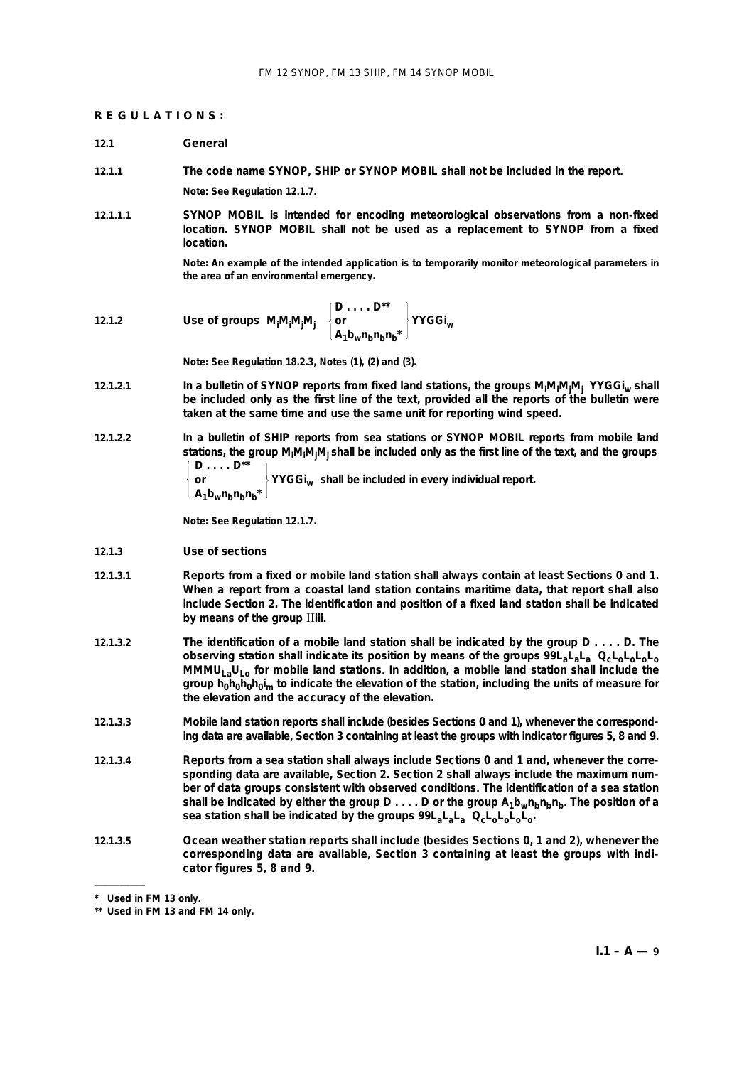## REGULATIONS:

### 12.1 General

**12.1.1** **The code name SYNOP, SHIP or SYNOP MOBIL shall not be included in the report.**

**Note: See Regulation 12.1.7.**

**12.1.1.1** **SYNOP MOBIL is intended for encoding meteorological observations from a non-fixed location. SYNOP MOBIL shall not be used as a replacement to SYNOP from a fixed location.**

**Note: An example of the intended application is to temporarily monitor meteorological parameters in the area of an environmental emergency.**

**12.1.2** **Use of groups** $M_iM_iM_jM_j$ $\left\{ \begin{array}{l} D \ldots . D^{**} \\ \text{or} \\ A_1b_wn_bn_bn_b{}^{*} \end{array} \right\}$ $YYGGi_w$

**Note: See Regulation 18.2.3, Notes (1), (2) and (3).**

**12.1.2.1** **In a bulletin of SYNOP reports from fixed land stations, the groups $M_iM_iM_jM_j$ $YYGGi_w$ shall be included only as the first line of the text, provided all the reports of the bulletin were taken at the same time and use the same unit for reporting wind speed.**

**12.1.2.2** **In a bulletin of SHIP reports from sea stations or SYNOP MOBIL reports from mobile land stations, the group $M_iM_iM_jM_j$ shall be included only as the first line of the text, and the groups** $\left\{ \begin{array}{l} D \ldots . D^{**} \\ \text{or} \\ A_1b_wn_bn_bn_b{}^{*} \end{array} \right\}$ $YYGGi_w$ **shall be included in every individual report.**

**Note: See Regulation 12.1.7.**

### 12.1.3 Use of sections

**12.1.3.1** **Reports from a fixed or mobile land station shall always contain at least Sections 0 and 1. When a report from a coastal land station contains maritime data, that report shall also include Section 2. The identification and position of a fixed land station shall be indicated by means of the group IIiii.**

**12.1.3.2** **The identification of a mobile land station shall be indicated by the group D . . . . D. The observing station shall indicate its position by means of the groups $99L_aL_aL_a$ $Q_cL_oL_oL_oL_o$ $MMMU_{La}U_{Lo}$ for mobile land stations. In addition, a mobile land station shall include the group $h_0h_0h_0h_0i_m$ to indicate the elevation of the station, including the units of measure for the elevation and the accuracy of the elevation.**

**12.1.3.3** **Mobile land station reports shall include (besides Sections 0 and 1), whenever the corresponding data are available, Section 3 containing at least the groups with indicator figures 5, 8 and 9.**

**12.1.3.4** **Reports from a sea station shall always include Sections 0 and 1 and, whenever the corresponding data are available, Section 2. Section 2 shall always include the maximum number of data groups consistent with observed conditions. The identification of a sea station shall be indicated by either the group D . . . . D or the group $A_1b_wn_bn_bn_b$. The position of a sea station shall be indicated by the groups $99L_aL_aL_a$ $Q_cL_oL_oL_oL_o$.**

**12.1.3.5** **Ocean weather station reports shall include (besides Sections 0, 1 and 2), whenever the corresponding data are available, Section 3 containing at least the groups with indicator figures 5, 8 and 9.**

---

\* Used in FM 13 only.

\*\* Used in FM 13 and FM 14 only.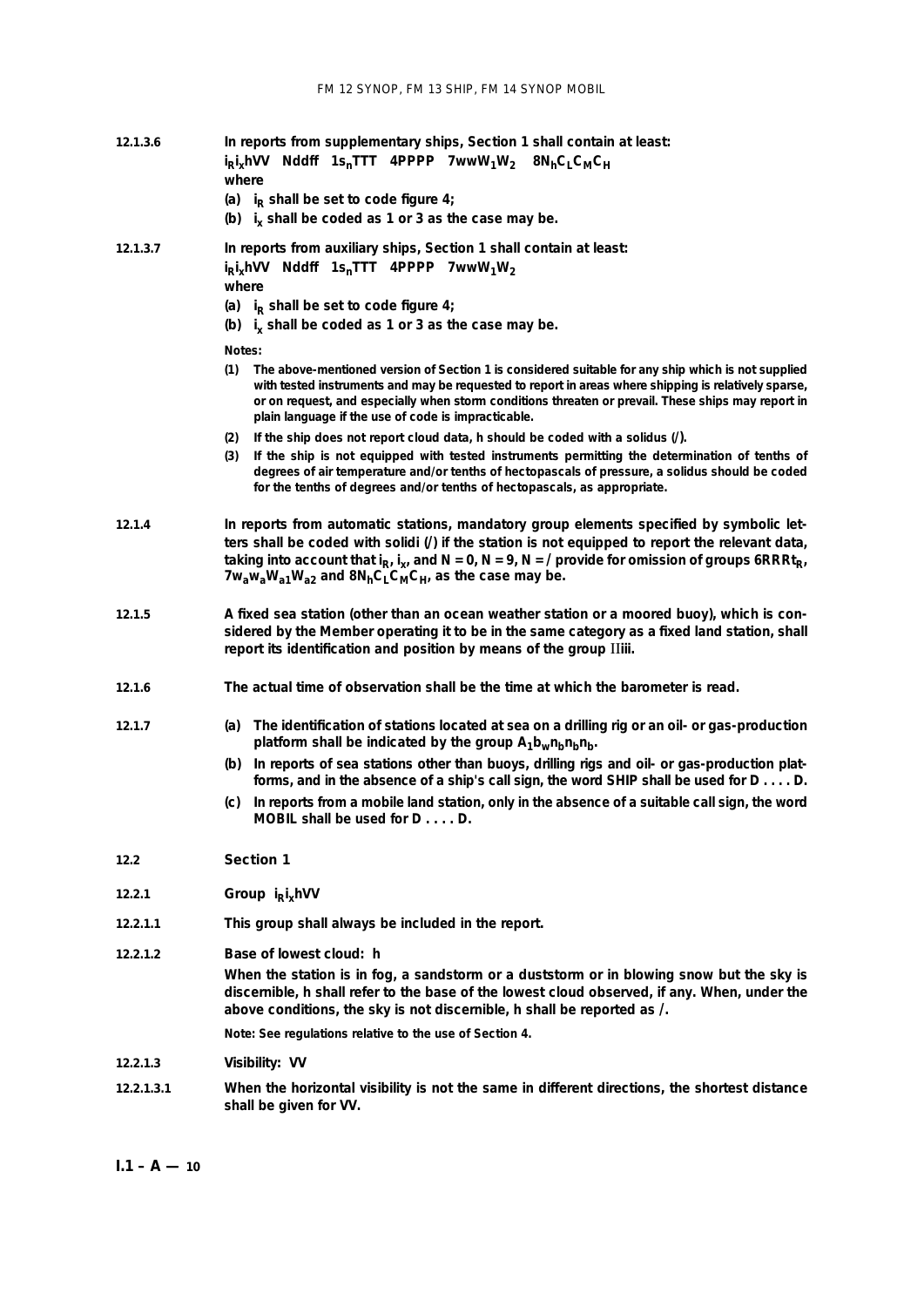**12.1.3.6** **In reports from supplementary ships, Section 1 shall contain at least:**

**$i_R i_x$hVV Nddff $1s_n$TTT 4PPPP $7wwW_1W_2$ $8N_hC_LC_MC_H$**

**where**

**(a) $i_R$ shall be set to code figure 4;**

**(b) $i_x$ shall be coded as 1 or 3 as the case may be.**

**12.1.3.7** **In reports from auxiliary ships, Section 1 shall contain at least:**

**$i_R i_x$hVV Nddff $1s_n$TTT 4PPPP $7wwW_1W_2$**

**where**

**(a) $i_R$ shall be set to code figure 4;**

**(b) $i_x$ shall be coded as 1 or 3 as the case may be.**

**Notes:**

**(1) The above-mentioned version of Section 1 is considered suitable for any ship which is not supplied with tested instruments and may be requested to report in areas where shipping is relatively sparse, or on request, and especially when storm conditions threaten or prevail. These ships may report in plain language if the use of code is impracticable.**

**(2) If the ship does not report cloud data, h should be coded with a solidus (/).**

**(3) If the ship is not equipped with tested instruments permitting the determination of tenths of degrees of air temperature and/or tenths of hectopascals of pressure, a solidus should be coded for the tenths of degrees and/or tenths of hectopascals, as appropriate.**

**12.1.4** **In reports from automatic stations, mandatory group elements specified by symbolic letters shall be coded with solidi (/) if the station is not equipped to report the relevant data, taking into account that $i_R$, $i_x$, and N = 0, N = 9, N = / provide for omission of groups $6RRRt_R$, $7w_aw_aW_{a1}W_{a2}$ and $8N_hC_LC_MC_H$, as the case may be.**

**12.1.5** **A fixed sea station (other than an ocean weather station or a moored buoy), which is considered by the Member operating it to be in the same category as a fixed land station, shall report its identification and position by means of the group IIiii.**

**12.1.6** **The actual time of observation shall be the time at which the barometer is read.**

**12.1.7** **(a) The identification of stations located at sea on a drilling rig or an oil- or gas-production platform shall be indicated by the group $A_1b_wn_bn_bn_b$.**

**(b) In reports of sea stations other than buoys, drilling rigs and oil- or gas-production platforms, and in the absence of a ship's call sign, the word SHIP shall be used for D . . . . D.**

**(c) In reports from a mobile land station, only in the absence of a suitable call sign, the word MOBIL shall be used for D . . . . D.**

## 12.2 Section 1

### 12.2.1 Group $i_R i_x$hVV

**12.2.1.1** **This group shall always be included in the report.**

**12.2.1.2** **Base of lowest cloud: h**

**When the station is in fog, a sandstorm or a duststorm or in blowing snow but the sky is discernible, h shall refer to the base of the lowest cloud observed, if any. When, under the above conditions, the sky is not discernible, h shall be reported as /.**

**Note: See regulations relative to the use of Section 4.**

**12.2.1.3** **Visibility: VV**

**12.2.1.3.1** **When the horizontal visibility is not the same in different directions, the shortest distance shall be given for VV.**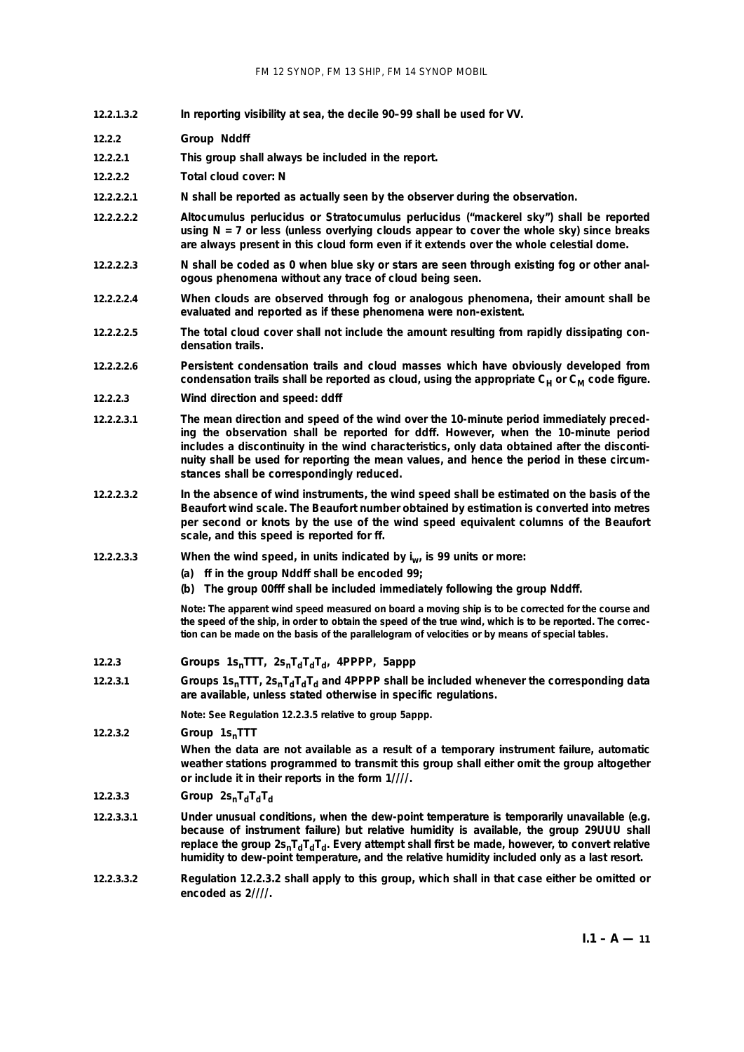**12.2.1.3.2** **In reporting visibility at sea, the decile 90–99 shall be used for VV.**

**12.2.2** **Group Nddff**

**12.2.2.1** **This group shall always be included in the report.**

**12.2.2.2** **Total cloud cover: N**

**12.2.2.2.1** **N shall be reported as actually seen by the observer during the observation.**

**12.2.2.2.2** **Altocumulus perlucidus or Stratocumulus perlucidus ("mackerel sky") shall be reported using N = 7 or less (unless overlying clouds appear to cover the whole sky) since breaks are always present in this cloud form even if it extends over the whole celestial dome.**

**12.2.2.2.3** **N shall be coded as 0 when blue sky or stars are seen through existing fog or other analogous phenomena without any trace of cloud being seen.**

**12.2.2.2.4** **When clouds are observed through fog or analogous phenomena, their amount shall be evaluated and reported as if these phenomena were non-existent.**

**12.2.2.2.5** **The total cloud cover shall not include the amount resulting from rapidly dissipating condensation trails.**

**12.2.2.2.6** **Persistent condensation trails and cloud masses which have obviously developed from condensation trails shall be reported as cloud, using the appropriate $C_H$ or $C_M$ code figure.**

**12.2.2.3** **Wind direction and speed: ddff**

**12.2.2.3.1** **The mean direction and speed of the wind over the 10-minute period immediately preceding the observation shall be reported for ddff. However, when the 10-minute period includes a discontinuity in the wind characteristics, only data obtained after the discontinuity shall be used for reporting the mean values, and hence the period in these circumstances shall be correspondingly reduced.**

**12.2.2.3.2** **In the absence of wind instruments, the wind speed shall be estimated on the basis of the Beaufort wind scale. The Beaufort number obtained by estimation is converted into metres per second or knots by the use of the wind speed equivalent columns of the Beaufort scale, and this speed is reported for ff.**

**12.2.2.3.3** **When the wind speed, in units indicated by $i_w$, is 99 units or more:**

**(a) ff in the group Nddff shall be encoded 99;**

**(b) The group 00fff shall be included immediately following the group Nddff.**

**Note: The apparent wind speed measured on board a moving ship is to be corrected for the course and the speed of the ship, in order to obtain the speed of the true wind, which is to be reported. The correction can be made on the basis of the parallelogram of velocities or by means of special tables.**

**12.2.3** **Groups $1s_nTTT$, $2s_nT_dT_dT_d$, 4PPPP, 5appp**

**12.2.3.1** **Groups $1s_nTTT$, $2s_nT_dT_dT_d$ and 4PPPP shall be included whenever the corresponding data are available, unless stated otherwise in specific regulations.**

**Note: See Regulation 12.2.3.5 relative to group 5appp.**

**12.2.3.2** **Group $1s_nTTT$**

**When the data are not available as a result of a temporary instrument failure, automatic weather stations programmed to transmit this group shall either omit the group altogether or include it in their reports in the form 1////.**

**12.2.3.3** **Group $2s_nT_dT_dT_d$**

**12.2.3.3.1** **Under unusual conditions, when the dew-point temperature is temporarily unavailable (e.g. because of instrument failure) but relative humidity is available, the group 29UUU shall replace the group $2s_nT_dT_dT_d$. Every attempt shall first be made, however, to convert relative humidity to dew-point temperature, and the relative humidity included only as a last resort.**

**12.2.3.3.2** **Regulation 12.2.3.2 shall apply to this group, which shall in that case either be omitted or encoded as 2////.**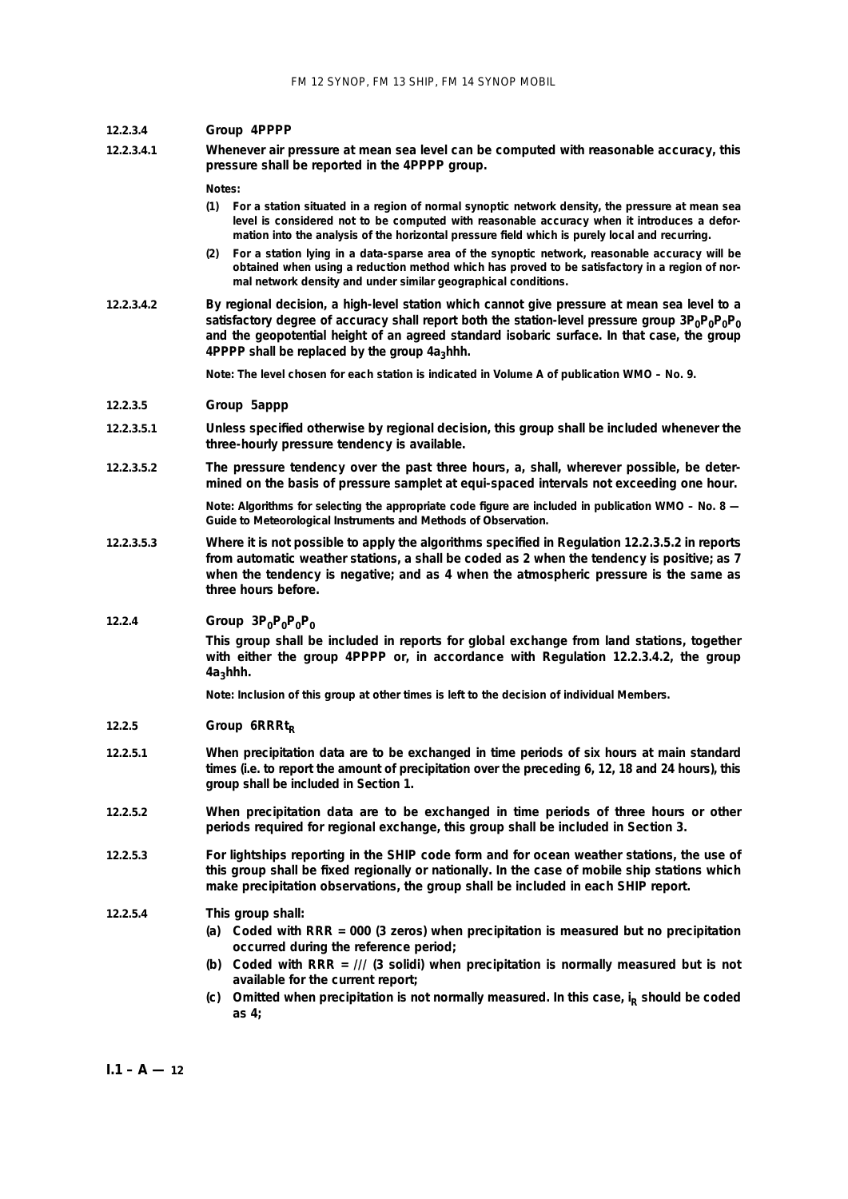### 12.2.3.4 Group 4PPPP

**12.2.3.4.1** **Whenever air pressure at mean sea level can be computed with reasonable accuracy, this pressure shall be reported in the 4PPPP group.**

**Notes:**

**(1) For a station situated in a region of normal synoptic network density, the pressure at mean sea level is considered not to be computed with reasonable accuracy when it introduces a deformation into the analysis of the horizontal pressure field which is purely local and recurring.**

**(2) For a station lying in a data-sparse area of the synoptic network, reasonable accuracy will be obtained when using a reduction method which has proved to be satisfactory in a region of normal network density and under similar geographical conditions.**

**12.2.3.4.2** **By regional decision, a high-level station which cannot give pressure at mean sea level to a satisfactory degree of accuracy shall report both the station-level pressure group $3P_0P_0P_0P_0$ and the geopotential height of an agreed standard isobaric surface. In that case, the group 4PPPP shall be replaced by the group $4a_3hhh$.**

**Note: The level chosen for each station is indicated in Volume A of publication WMO – No. 9.**

### 12.2.3.5 Group 5appp

**12.2.3.5.1** **Unless specified otherwise by regional decision, this group shall be included whenever the three-hourly pressure tendency is available.**

**12.2.3.5.2** **The pressure tendency over the past three hours, a, shall, wherever possible, be determined on the basis of pressure samplet at equi-spaced intervals not exceeding one hour.**

**Note: Algorithms for selecting the appropriate code figure are included in publication WMO – No. 8 — Guide to Meteorological Instruments and Methods of Observation.**

**12.2.3.5.3** **Where it is not possible to apply the algorithms specified in Regulation 12.2.3.5.2 in reports from automatic weather stations, a shall be coded as 2 when the tendency is positive; as 7 when the tendency is negative; and as 4 when the atmospheric pressure is the same as three hours before.**

### 12.2.4 Group $3P_0P_0P_0P_0$

**This group shall be included in reports for global exchange from land stations, together with either the group 4PPPP or, in accordance with Regulation 12.2.3.4.2, the group $4a_3hhh$.**

**Note: Inclusion of this group at other times is left to the decision of individual Members.**

### 12.2.5 Group $6RRRt_R$

**12.2.5.1** **When precipitation data are to be exchanged in time periods of six hours at main standard times (i.e. to report the amount of precipitation over the preceding 6, 12, 18 and 24 hours), this group shall be included in Section 1.**

**12.2.5.2** **When precipitation data are to be exchanged in time periods of three hours or other periods required for regional exchange, this group shall be included in Section 3.**

**12.2.5.3** **For lightships reporting in the SHIP code form and for ocean weather stations, the use of this group shall be fixed regionally or nationally. In the case of mobile ship stations which make precipitation observations, the group shall be included in each SHIP report.**

**12.2.5.4** **This group shall:**

**(a) Coded with RRR = 000 (3 zeros) when precipitation is measured but no precipitation occurred during the reference period;**

**(b) Coded with RRR = /// (3 solidi) when precipitation is normally measured but is not available for the current report;**

**(c) Omitted when precipitation is not normally measured. In this case, $i_R$ should be coded as 4;**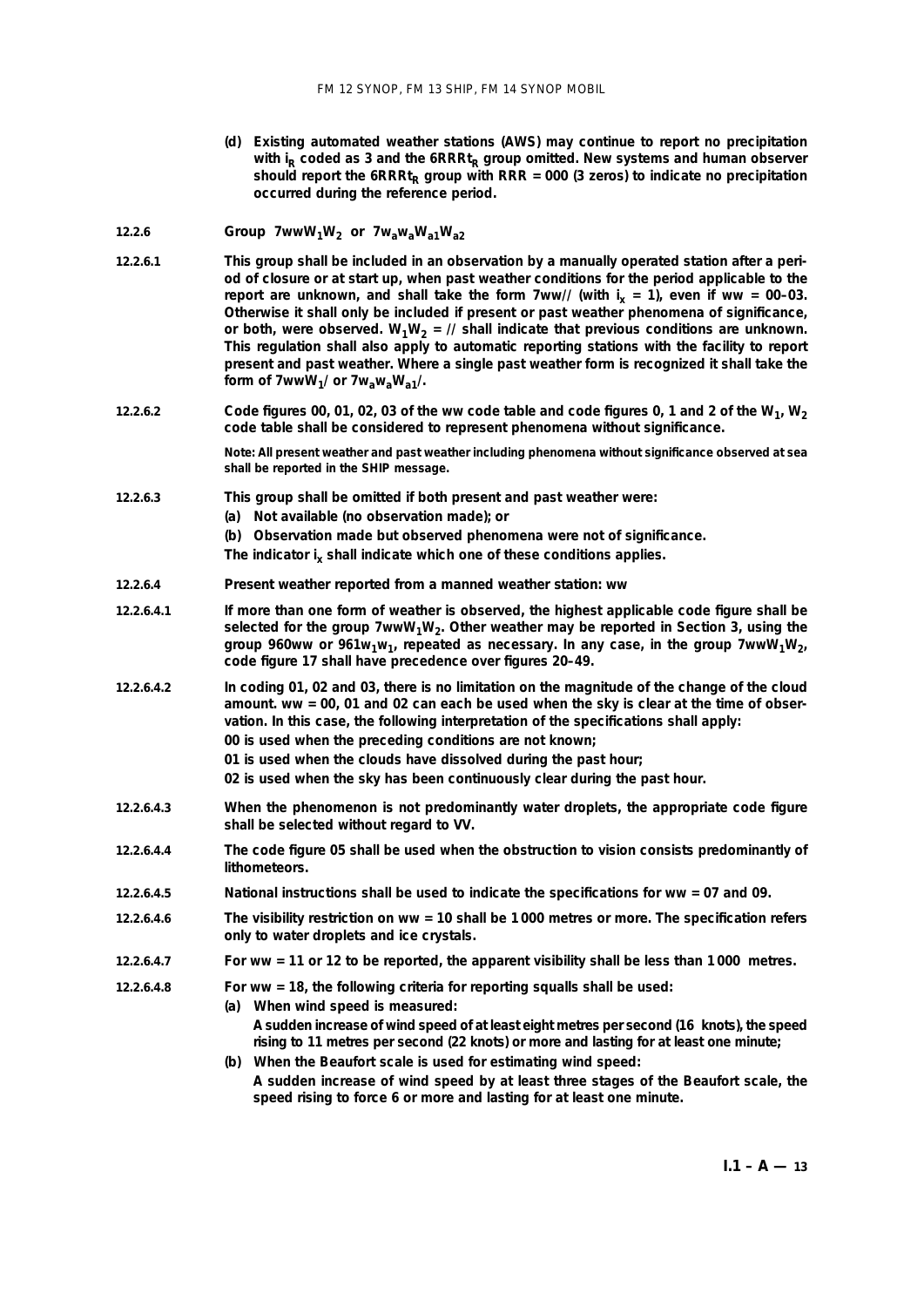**(d) Existing automated weather stations (AWS) may continue to report no precipitation with $i_R$ coded as 3 and the $6RRRt_R$ group omitted. New systems and human observer should report the $6RRRt_R$ group with RRR = 000 (3 zeros) to indicate no precipitation occurred during the reference period.**

**12.2.6 Group $7wwW_1W_2$ or $7w_aw_aW_{a1}W_{a2}$**

**12.2.6.1** **This group shall be included in an observation by a manually operated station after a period of closure or at start up, when past weather conditions for the period applicable to the report are unknown, and shall take the form 7ww// (with $i_x$ = 1), even if ww = 00–03. Otherwise it shall only be included if present or past weather phenomena of significance, or both, were observed. $W_1W_2$ = // shall indicate that previous conditions are unknown. This regulation shall also apply to automatic reporting stations with the facility to report present and past weather. Where a single past weather form is recognized it shall take the form of $7wwW_1/$ or $7w_aw_aW_{a1}/$.**

**12.2.6.2** **Code figures 00, 01, 02, 03 of the ww code table and code figures 0, 1 and 2 of the $W_1$, $W_2$ code table shall be considered to represent phenomena without significance.**

**Note: All present weather and past weather including phenomena without significance observed at sea shall be reported in the SHIP message.**

**12.2.6.3** **This group shall be omitted if both present and past weather were:**

**(a) Not available (no observation made); or**

**(b) Observation made but observed phenomena were not of significance.**

**The indicator $i_x$ shall indicate which one of these conditions applies.**

**12.2.6.4** **Present weather reported from a manned weather station: ww**

**12.2.6.4.1** **If more than one form of weather is observed, the highest applicable code figure shall be selected for the group $7wwW_1W_2$. Other weather may be reported in Section 3, using the group 960ww or $961w_1w_1$, repeated as necessary. In any case, in the group $7wwW_1W_2$, code figure 17 shall have precedence over figures 20–49.**

**12.2.6.4.2** **In coding 01, 02 and 03, there is no limitation on the magnitude of the change of the cloud amount. ww = 00, 01 and 02 can each be used when the sky is clear at the time of observation. In this case, the following interpretation of the specifications shall apply:**

**00 is used when the preceding conditions are not known;**

**01 is used when the clouds have dissolved during the past hour;**

**02 is used when the sky has been continuously clear during the past hour.**

**12.2.6.4.3** **When the phenomenon is not predominantly water droplets, the appropriate code figure shall be selected without regard to VV.**

**12.2.6.4.4** **The code figure 05 shall be used when the obstruction to vision consists predominantly of lithometeors.**

**12.2.6.4.5** **National instructions shall be used to indicate the specifications for ww = 07 and 09.**

**12.2.6.4.6** **The visibility restriction on ww = 10 shall be 1 000 metres or more. The specification refers only to water droplets and ice crystals.**

**12.2.6.4.7** **For ww = 11 or 12 to be reported, the apparent visibility shall be less than 1 000 metres.**

**12.2.6.4.8** **For ww = 18, the following criteria for reporting squalls shall be used:**

**(a) When wind speed is measured:**

**A sudden increase of wind speed of at least eight metres per second (16 knots), the speed rising to 11 metres per second (22 knots) or more and lasting for at least one minute;**

**(b) When the Beaufort scale is used for estimating wind speed:**

**A sudden increase of wind speed by at least three stages of the Beaufort scale, the speed rising to force 6 or more and lasting for at least one minute.**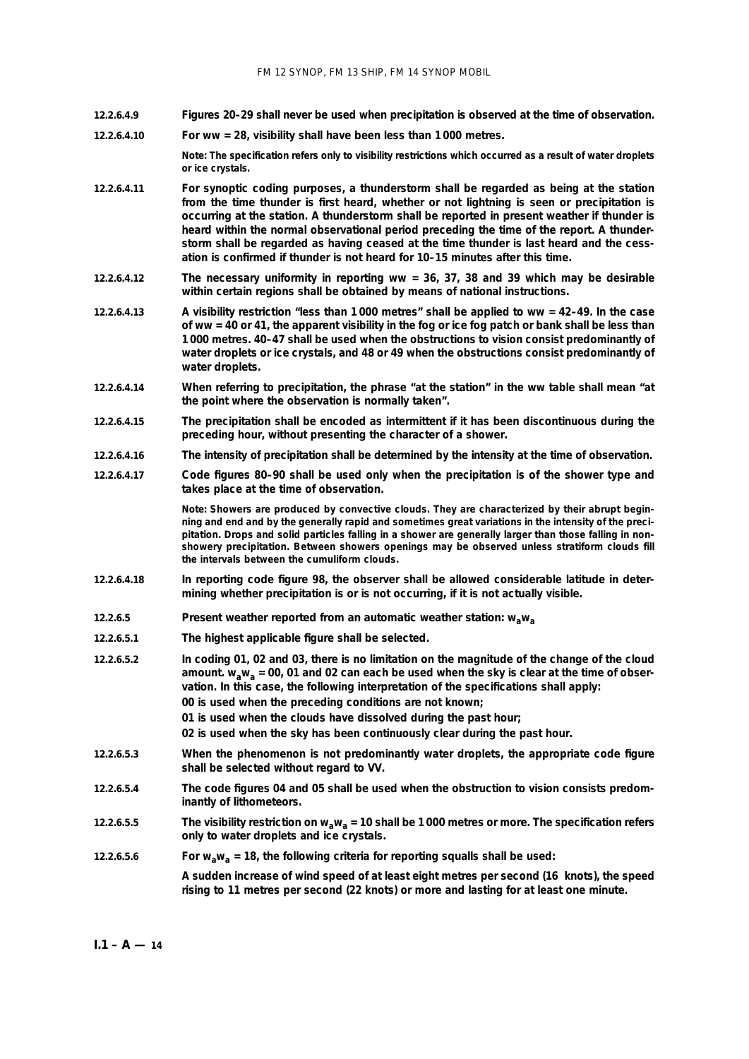**12.2.6.4.9** Figures 20–29 shall never be used when precipitation is observed at the time of observation.

**12.2.6.4.10** For ww = 28, visibility shall have been less than 1 000 metres.

Note: The specification refers only to visibility restrictions which occurred as a result of water droplets or ice crystals.

**12.2.6.4.11** For synoptic coding purposes, a thunderstorm shall be regarded as being at the station from the time thunder is first heard, whether or not lightning is seen or precipitation is occurring at the station. A thunderstorm shall be reported in present weather if thunder is heard within the normal observational period preceding the time of the report. A thunderstorm shall be regarded as having ceased at the time thunder is last heard and the cessation is confirmed if thunder is not heard for 10–15 minutes after this time.

**12.2.6.4.12** The necessary uniformity in reporting ww = 36, 37, 38 and 39 which may be desirable within certain regions shall be obtained by means of national instructions.

**12.2.6.4.13** A visibility restriction "less than 1 000 metres" shall be applied to ww = 42–49. In the case of ww = 40 or 41, the apparent visibility in the fog or ice fog patch or bank shall be less than 1 000 metres. 40–47 shall be used when the obstructions to vision consist predominantly of water droplets or ice crystals, and 48 or 49 when the obstructions consist predominantly of water droplets.

**12.2.6.4.14** When referring to precipitation, the phrase "at the station" in the ww table shall mean "at the point where the observation is normally taken".

**12.2.6.4.15** The precipitation shall be encoded as intermittent if it has been discontinuous during the preceding hour, without presenting the character of a shower.

**12.2.6.4.16** The intensity of precipitation shall be determined by the intensity at the time of observation.

**12.2.6.4.17** Code figures 80–90 shall be used only when the precipitation is of the shower type and takes place at the time of observation.

Note: Showers are produced by convective clouds. They are characterized by their abrupt beginning and end and by the generally rapid and sometimes great variations in the intensity of the precipitation. Drops and solid particles falling in a shower are generally larger than those falling in non-showery precipitation. Between showers openings may be observed unless stratiform clouds fill the intervals between the cumuliform clouds.

**12.2.6.4.18** In reporting code figure 98, the observer shall be allowed considerable latitude in determining whether precipitation is or is not occurring, if it is not actually visible.

**12.2.6.5** Present weather reported from an automatic weather station: $w_aw_a$

**12.2.6.5.1** The highest applicable figure shall be selected.

**12.2.6.5.2** In coding 01, 02 and 03, there is no limitation on the magnitude of the change of the cloud amount. $w_aw_a$ = 00, 01 and 02 can each be used when the sky is clear at the time of observation. In this case, the following interpretation of the specifications shall apply:

00 is used when the preceding conditions are not known;

01 is used when the clouds have dissolved during the past hour;

02 is used when the sky has been continuously clear during the past hour.

**12.2.6.5.3** When the phenomenon is not predominantly water droplets, the appropriate code figure shall be selected without regard to VV.

**12.2.6.5.4** The code figures 04 and 05 shall be used when the obstruction to vision consists predominantly of lithometeors.

**12.2.6.5.5** The visibility restriction on $w_aw_a$ = 10 shall be 1 000 metres or more. The specification refers only to water droplets and ice crystals.

**12.2.6.5.6** For $w_aw_a$ = 18, the following criteria for reporting squalls shall be used:

A sudden increase of wind speed of at least eight metres per second (16 knots), the speed rising to 11 metres per second (22 knots) or more and lasting for at least one minute.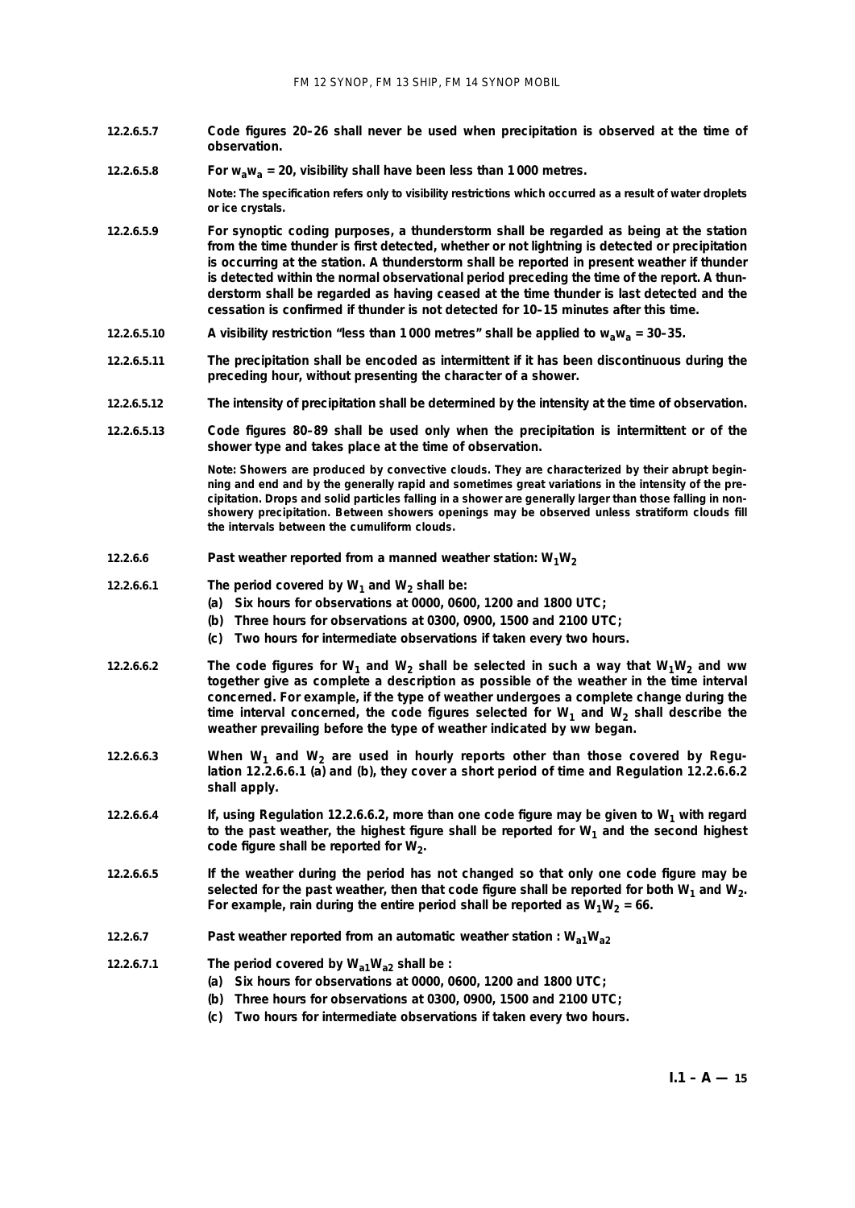**12.2.6.5.7** **Code figures 20–26 shall never be used when precipitation is observed at the time of observation.**

**12.2.6.5.8** **For $w_a w_a$ = 20, visibility shall have been less than 1 000 metres.**

**Note: The specification refers only to visibility restrictions which occurred as a result of water droplets or ice crystals.**

**12.2.6.5.9** **For synoptic coding purposes, a thunderstorm shall be regarded as being at the station from the time thunder is first detected, whether or not lightning is detected or precipitation is occurring at the station. A thunderstorm shall be reported in present weather if thunder is detected within the normal observational period preceding the time of the report. A thunderstorm shall be regarded as having ceased at the time thunder is last detected and the cessation is confirmed if thunder is not detected for 10–15 minutes after this time.**

**12.2.6.5.10** **A visibility restriction "less than 1 000 metres" shall be applied to $w_a w_a$ = 30–35.**

**12.2.6.5.11** **The precipitation shall be encoded as intermittent if it has been discontinuous during the preceding hour, without presenting the character of a shower.**

**12.2.6.5.12** **The intensity of precipitation shall be determined by the intensity at the time of observation.**

**12.2.6.5.13** **Code figures 80–89 shall be used only when the precipitation is intermittent or of the shower type and takes place at the time of observation.**

**Note: Showers are produced by convective clouds. They are characterized by their abrupt beginning and end and by the generally rapid and sometimes great variations in the intensity of the precipitation. Drops and solid particles falling in a shower are generally larger than those falling in non-showery precipitation. Between showers openings may be observed unless stratiform clouds fill the intervals between the cumuliform clouds.**

**12.2.6.6** **Past weather reported from a manned weather station: $W_1W_2$**

**12.2.6.6.1** **The period covered by $W_1$ and $W_2$ shall be:**

- **(a) Six hours for observations at 0000, 0600, 1200 and 1800 UTC;**
- **(b) Three hours for observations at 0300, 0900, 1500 and 2100 UTC;**
- **(c) Two hours for intermediate observations if taken every two hours.**

**12.2.6.6.2** **The code figures for $W_1$ and $W_2$ shall be selected in such a way that $W_1W_2$ and ww together give as complete a description as possible of the weather in the time interval concerned. For example, if the type of weather undergoes a complete change during the time interval concerned, the code figures selected for $W_1$ and $W_2$ shall describe the weather prevailing before the type of weather indicated by ww began.**

**12.2.6.6.3** **When $W_1$ and $W_2$ are used in hourly reports other than those covered by Regulation 12.2.6.6.1 (a) and (b), they cover a short period of time and Regulation 12.2.6.6.2 shall apply.**

**12.2.6.6.4** **If, using Regulation 12.2.6.6.2, more than one code figure may be given to $W_1$ with regard to the past weather, the highest figure shall be reported for $W_1$ and the second highest code figure shall be reported for $W_2$.**

**12.2.6.6.5** **If the weather during the period has not changed so that only one code figure may be selected for the past weather, then that code figure shall be reported for both $W_1$ and $W_2$. For example, rain during the entire period shall be reported as $W_1W_2$ = 66.**

**12.2.6.7** **Past weather reported from an automatic weather station : $W_{a1}W_{a2}$**

**12.2.6.7.1** **The period covered by $W_{a1}W_{a2}$ shall be :**

- **(a) Six hours for observations at 0000, 0600, 1200 and 1800 UTC;**
- **(b) Three hours for observations at 0300, 0900, 1500 and 2100 UTC;**
- **(c) Two hours for intermediate observations if taken every two hours.**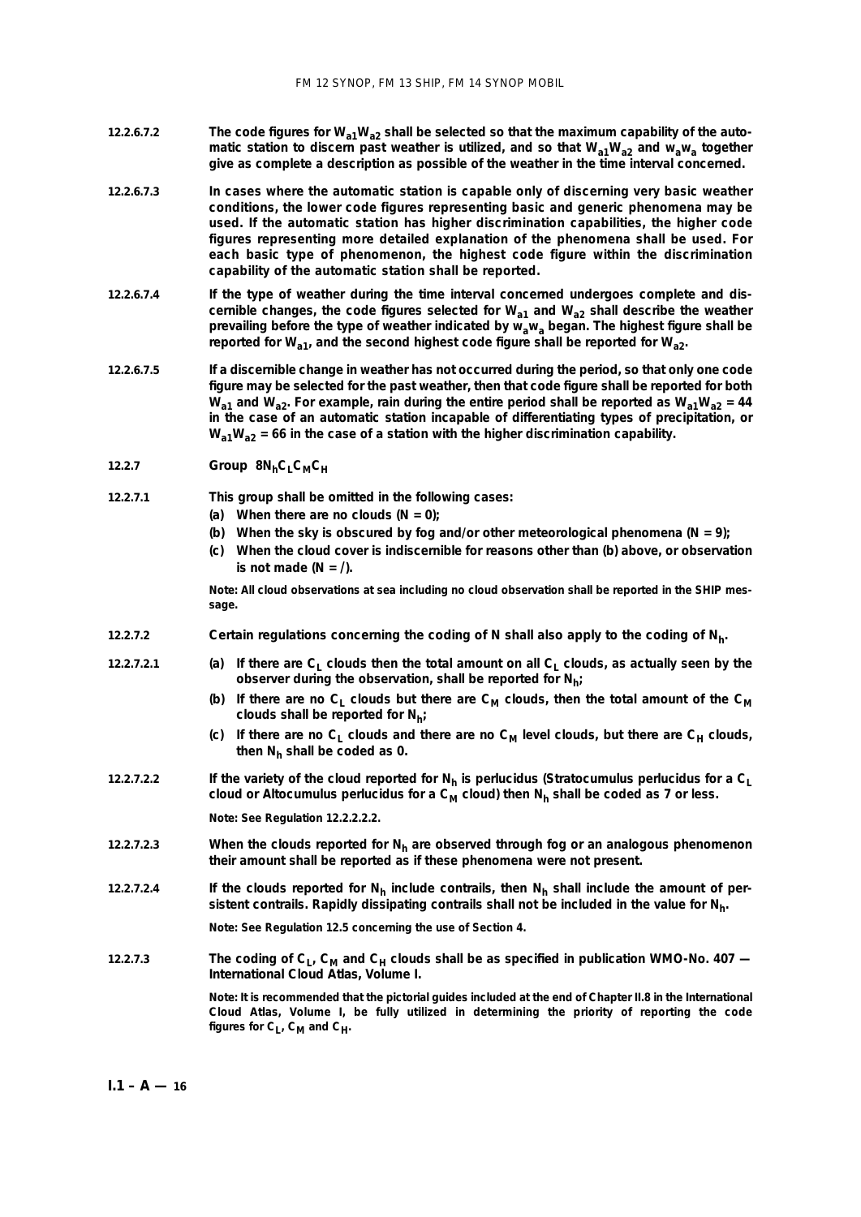**12.2.6.7.2** **The code figures for $W_{a1}W_{a2}$ shall be selected so that the maximum capability of the automatic station to discern past weather is utilized, and so that $W_{a1}W_{a2}$ and $w_aw_a$ together give as complete a description as possible of the weather in the time interval concerned.**

**12.2.6.7.3** **In cases where the automatic station is capable only of discerning very basic weather conditions, the lower code figures representing basic and generic phenomena may be used. If the automatic station has higher discrimination capabilities, the higher code figures representing more detailed explanation of the phenomena shall be used. For each basic type of phenomenon, the highest code figure within the discrimination capability of the automatic station shall be reported.**

**12.2.6.7.4** **If the type of weather during the time interval concerned undergoes complete and discernible changes, the code figures selected for $W_{a1}$ and $W_{a2}$ shall describe the weather prevailing before the type of weather indicated by $w_aw_a$ began. The highest figure shall be reported for $W_{a1}$, and the second highest code figure shall be reported for $W_{a2}$.**

**12.2.6.7.5** **If a discernible change in weather has not occurred during the period, so that only one code figure may be selected for the past weather, then that code figure shall be reported for both $W_{a1}$ and $W_{a2}$. For example, rain during the entire period shall be reported as $W_{a1}W_{a2}$ = 44 in the case of an automatic station incapable of differentiating types of precipitation, or $W_{a1}W_{a2}$ = 66 in the case of a station with the higher discrimination capability.**

## 12.2.7 Group $8N_hC_LC_MC_H$

**12.2.7.1** **This group shall be omitted in the following cases:**

**(a) When there are no clouds (N = 0);**

**(b) When the sky is obscured by fog and/or other meteorological phenomena (N = 9);**

**(c) When the cloud cover is indiscernible for reasons other than (b) above, or observation is not made (N = /).**

**Note: All cloud observations at sea including no cloud observation shall be reported in the SHIP message.**

**12.2.7.2** **Certain regulations concerning the coding of N shall also apply to the coding of $N_h$.**

**12.2.7.2.1** **(a) If there are $C_L$ clouds then the total amount on all $C_L$ clouds, as actually seen by the observer during the observation, shall be reported for $N_h$;**

**(b) If there are no $C_L$ clouds but there are $C_M$ clouds, then the total amount of the $C_M$ clouds shall be reported for $N_h$;**

**(c) If there are no $C_L$ clouds and there are no $C_M$ level clouds, but there are $C_H$ clouds, then $N_h$ shall be coded as 0.**

**12.2.7.2.2** **If the variety of the cloud reported for $N_h$ is perlucidus (Stratocumulus perlucidus for a $C_L$ cloud or Altocumulus perlucidus for a $C_M$ cloud) then $N_h$ shall be coded as 7 or less.**

**Note: See Regulation 12.2.2.2.2.**

**12.2.7.2.3** **When the clouds reported for $N_h$ are observed through fog or an analogous phenomenon their amount shall be reported as if these phenomena were not present.**

**12.2.7.2.4** **If the clouds reported for $N_h$ include contrails, then $N_h$ shall include the amount of persistent contrails. Rapidly dissipating contrails shall not be included in the value for $N_h$.**

**Note: See Regulation 12.5 concerning the use of Section 4.**

**12.2.7.3** **The coding of $C_L$, $C_M$ and $C_H$ clouds shall be as specified in publication WMO-No. 407 — International Cloud Atlas, Volume I.**

**Note: It is recommended that the pictorial guides included at the end of Chapter II.8 in the International Cloud Atlas, Volume I, be fully utilized in determining the priority of reporting the code figures for $C_L$, $C_M$ and $C_H$.**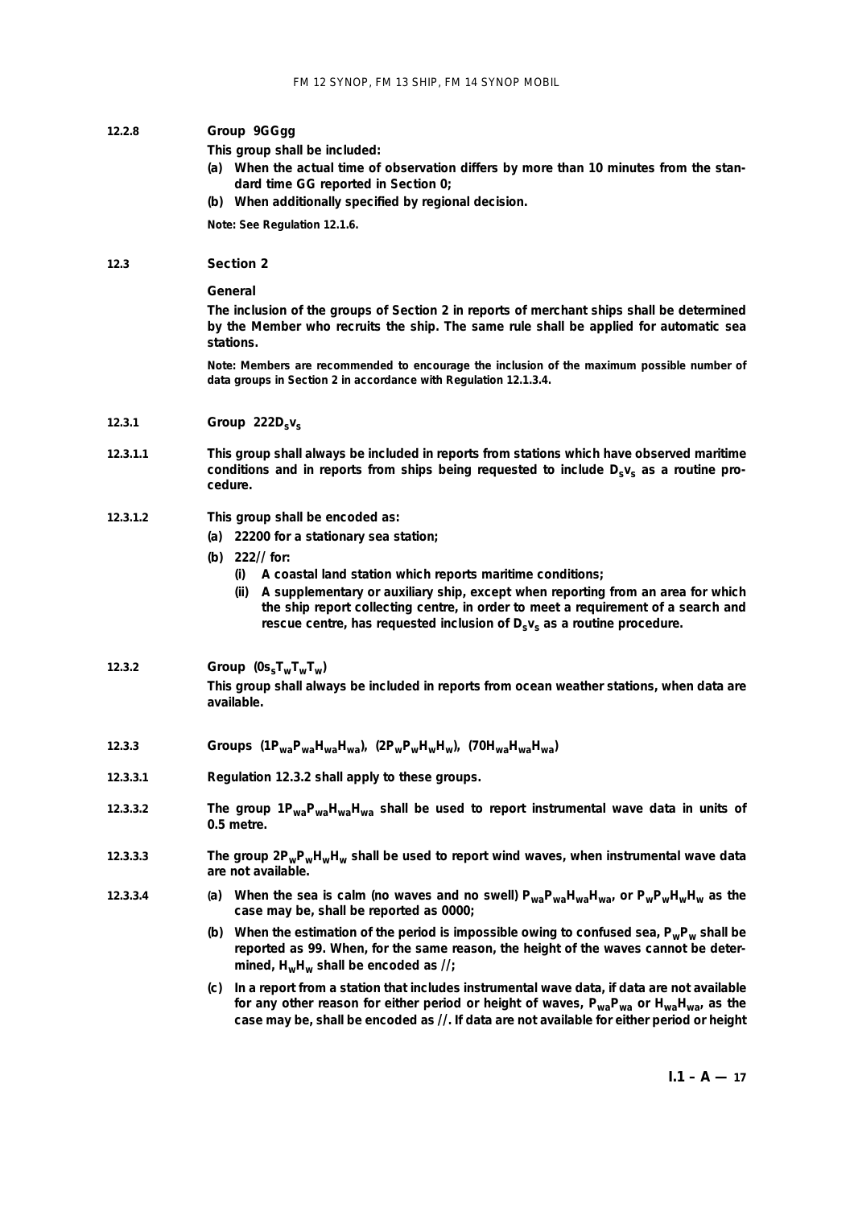**12.2.8** **Group 9GGgg**

**This group shall be included:**

**(a) When the actual time of observation differs by more than 10 minutes from the standard time GG reported in Section 0;**

**(b) When additionally specified by regional decision.**

**Note: See Regulation 12.1.6.**

**12.3** **Section 2**

**General**

**The inclusion of the groups of Section 2 in reports of merchant ships shall be determined by the Member who recruits the ship. The same rule shall be applied for automatic sea stations.**

**Note: Members are recommended to encourage the inclusion of the maximum possible number of data groups in Section 2 in accordance with Regulation 12.1.3.4.**

**12.3.1** **Group 222$D_s v_s$**

**12.3.1.1** **This group shall always be included in reports from stations which have observed maritime conditions and in reports from ships being requested to include $D_s v_s$ as a routine procedure.**

**12.3.1.2** **This group shall be encoded as:**

**(a) 22200 for a stationary sea station;**

**(b) 222// for:**

**(i) A coastal land station which reports maritime conditions;**

**(ii) A supplementary or auxiliary ship, except when reporting from an area for which the ship report collecting centre, in order to meet a requirement of a search and rescue centre, has requested inclusion of $D_s v_s$ as a routine procedure.**

**12.3.2** **Group (0$s_s T_w T_w T_w$)**

**This group shall always be included in reports from ocean weather stations, when data are available.**

**12.3.3** **Groups (1$P_{wa}P_{wa}H_{wa}H_{wa}$), (2$P_w P_w H_w H_w$), (70$H_{wa}H_{wa}H_{wa}$)**

**12.3.3.1** **Regulation 12.3.2 shall apply to these groups.**

**12.3.3.2** **The group 1$P_{wa}P_{wa}H_{wa}H_{wa}$ shall be used to report instrumental wave data in units of 0.5 metre.**

**12.3.3.3** **The group 2$P_w P_w H_w H_w$ shall be used to report wind waves, when instrumental wave data are not available.**

**12.3.3.4** **(a) When the sea is calm (no waves and no swell) $P_{wa}P_{wa}H_{wa}H_{wa}$, or $P_w P_w H_w H_w$ as the case may be, shall be reported as 0000;**

**(b) When the estimation of the period is impossible owing to confused sea, $P_w P_w$ shall be reported as 99. When, for the same reason, the height of the waves cannot be determined, $H_w H_w$ shall be encoded as //;**

**(c) In a report from a station that includes instrumental wave data, if data are not available for any other reason for either period or height of waves, $P_{wa}P_{wa}$ or $H_{wa}H_{wa}$, as the case may be, shall be encoded as //. If data are not available for either period or height**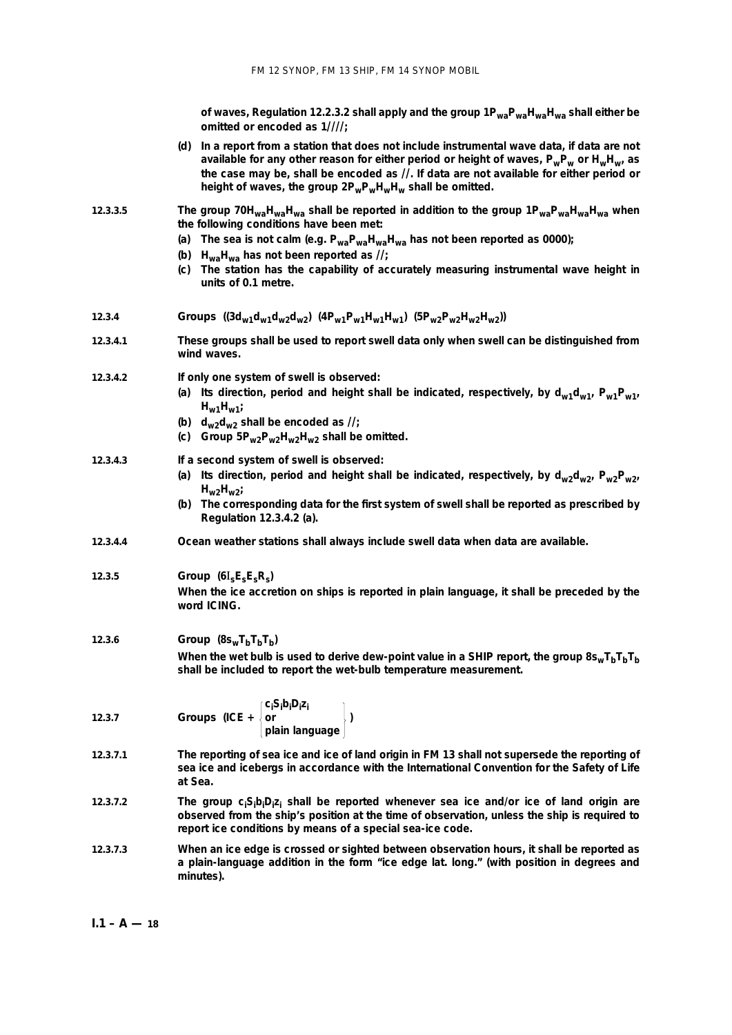**of waves, Regulation 12.2.3.2 shall apply and the group $1P_{wa}P_{wa}H_{wa}H_{wa}$ shall either be omitted or encoded as 1////;**

**(d) In a report from a station that does not include instrumental wave data, if data are not available for any other reason for either period or height of waves, $P_wP_w$ or $H_wH_w$, as the case may be, shall be encoded as //. If data are not available for either period or height of waves, the group $2P_wP_wH_wH_w$ shall be omitted.**

**12.3.3.5** **The group $70H_{wa}H_{wa}H_{wa}$ shall be reported in addition to the group $1P_{wa}P_{wa}H_{wa}H_{wa}$ when the following conditions have been met:**

**(a) The sea is not calm (e.g. $P_{wa}P_{wa}H_{wa}H_{wa}$ has not been reported as 0000);**

**(b) $H_{wa}H_{wa}$ has not been reported as //;**

**(c) The station has the capability of accurately measuring instrumental wave height in units of 0.1 metre.**

**12.3.4** **Groups $((3d_{w1}d_{w1}d_{w2}d_{w2})$ $(4P_{w1}P_{w1}H_{w1}H_{w1})$ $(5P_{w2}P_{w2}H_{w2}H_{w2}))$**

**12.3.4.1** **These groups shall be used to report swell data only when swell can be distinguished from wind waves.**

**12.3.4.2** **If only one system of swell is observed:**

**(a) Its direction, period and height shall be indicated, respectively, by $d_{w1}d_{w1}$, $P_{w1}P_{w1}$, $H_{w1}H_{w1}$;**

**(b) $d_{w2}d_{w2}$ shall be encoded as //;**

**(c) Group $5P_{w2}P_{w2}H_{w2}H_{w2}$ shall be omitted.**

**12.3.4.3** **If a second system of swell is observed:**

**(a) Its direction, period and height shall be indicated, respectively, by $d_{w2}d_{w2}$, $P_{w2}P_{w2}$, $H_{w2}H_{w2}$;**

**(b) The corresponding data for the first system of swell shall be reported as prescribed by Regulation 12.3.4.2 (a).**

**12.3.4.4** **Ocean weather stations shall always include swell data when data are available.**

**12.3.5** **Group $(6I_sE_sE_sR_s)$**

**When the ice accretion on ships is reported in plain language, it shall be preceded by the word ICING.**

**12.3.6** **Group $(8s_wT_bT_bT_b)$**

**When the wet bulb is used to derive dew-point value in a SHIP report, the group $8s_wT_bT_bT_b$ shall be included to report the wet-bulb temperature measurement.**

**12.3.7** **Groups (ICE + $\left\{ \begin{array}{l} c_iS_ib_iD_iz_i \\ \text{or} \\ \text{plain language} \end{array} \right\}$ )**

**12.3.7.1** **The reporting of sea ice and ice of land origin in FM 13 shall not supersede the reporting of sea ice and icebergs in accordance with the International Convention for the Safety of Life at Sea.**

**12.3.7.2** **The group $c_iS_ib_iD_iz_i$ shall be reported whenever sea ice and/or ice of land origin are observed from the ship's position at the time of observation, unless the ship is required to report ice conditions by means of a special sea-ice code.**

**12.3.7.3** **When an ice edge is crossed or sighted between observation hours, it shall be reported as a plain-language addition in the form "ice edge lat. long." (with position in degrees and minutes).**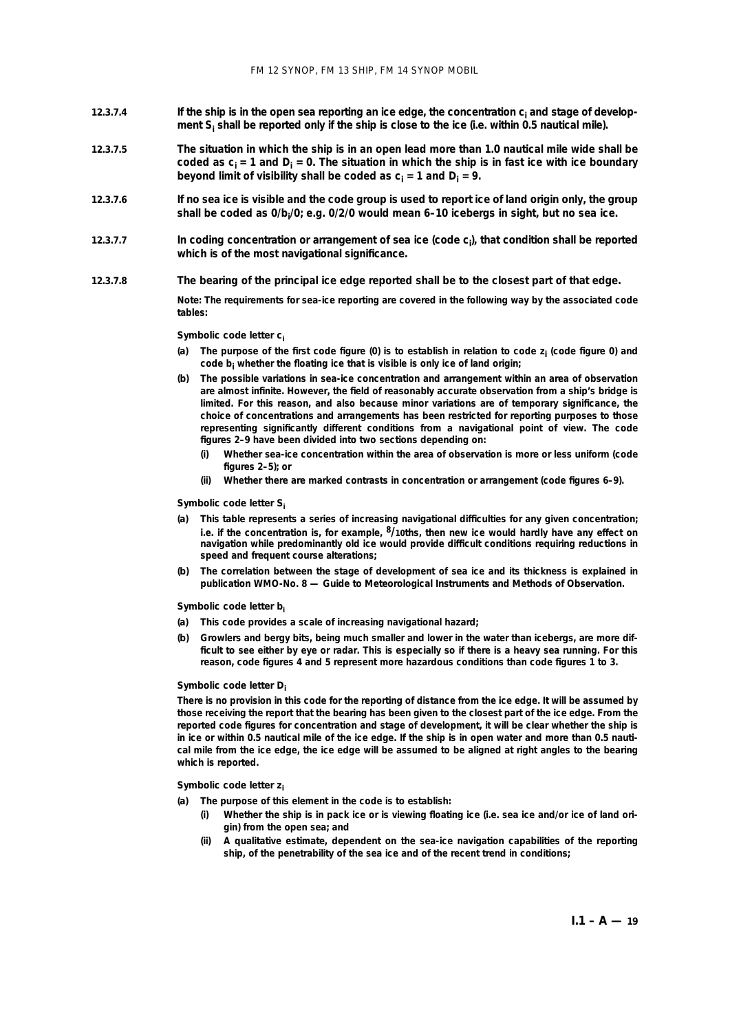**12.3.7.4** **If the ship is in the open sea reporting an ice edge, the concentration $c_i$ and stage of development $S_i$ shall be reported only if the ship is close to the ice (i.e. within 0.5 nautical mile).**

**12.3.7.5** **The situation in which the ship is in an open lead more than 1.0 nautical mile wide shall be coded as $c_i = 1$ and $D_i = 0$. The situation in which the ship is in fast ice with ice boundary beyond limit of visibility shall be coded as $c_i = 1$ and $D_i = 9$.**

**12.3.7.6** **If no sea ice is visible and the code group is used to report ice of land origin only, the group shall be coded as 0/$b_i$/0; e.g. 0/2/0 would mean 6–10 icebergs in sight, but no sea ice.**

**12.3.7.7** **In coding concentration or arrangement of sea ice (code $c_i$), that condition shall be reported which is of the most navigational significance.**

**12.3.7.8** **The bearing of the principal ice edge reported shall be to the closest part of that edge.**

**Note: The requirements for sea-ice reporting are covered in the following way by the associated code tables:**

**Symbolic code letter $c_i$**

**(a)** **The purpose of the first code figure (0) is to establish in relation to code $z_i$ (code figure 0) and code $b_i$ whether the floating ice that is visible is only ice of land origin;**

**(b)** **The possible variations in sea-ice concentration and arrangement within an area of observation are almost infinite. However, the field of reasonably accurate observation from a ship's bridge is limited. For this reason, and also because minor variations are of temporary significance, the choice of concentrations and arrangements has been restricted for reporting purposes to those representing significantly different conditions from a navigational point of view. The code figures 2–9 have been divided into two sections depending on:**

- **(i)** **Whether sea-ice concentration within the area of observation is more or less uniform (code figures 2–5); or**
- **(ii)** **Whether there are marked contrasts in concentration or arrangement (code figures 6–9).**

**Symbolic code letter $S_i$**

**(a)** **This table represents a series of increasing navigational difficulties for any given concentration; i.e. if the concentration is, for example, 8/10ths, then new ice would hardly have any effect on navigation while predominantly old ice would provide difficult conditions requiring reductions in speed and frequent course alterations;**

**(b)** **The correlation between the stage of development of sea ice and its thickness is explained in publication WMO-No. 8 — Guide to Meteorological Instruments and Methods of Observation.**

**Symbolic code letter $b_i$**

**(a)** **This code provides a scale of increasing navigational hazard;**

**(b)** **Growlers and bergy bits, being much smaller and lower in the water than icebergs, are more difficult to see either by eye or radar. This is especially so if there is a heavy sea running. For this reason, code figures 4 and 5 represent more hazardous conditions than code figures 1 to 3.**

**Symbolic code letter $D_i$**

**There is no provision in this code for the reporting of distance from the ice edge. It will be assumed by those receiving the report that the bearing has been given to the closest part of the ice edge. From the reported code figures for concentration and stage of development, it will be clear whether the ship is in ice or within 0.5 nautical mile of the ice edge. If the ship is in open water and more than 0.5 nautical mile from the ice edge, the ice edge will be assumed to be aligned at right angles to the bearing which is reported.**

**Symbolic code letter $z_i$**

**(a)** **The purpose of this element in the code is to establish:**

- **(i)** **Whether the ship is in pack ice or is viewing floating ice (i.e. sea ice and/or ice of land origin) from the open sea; and**
- **(ii)** **A qualitative estimate, dependent on the sea-ice navigation capabilities of the reporting ship, of the penetrability of the sea ice and of the recent trend in conditions;**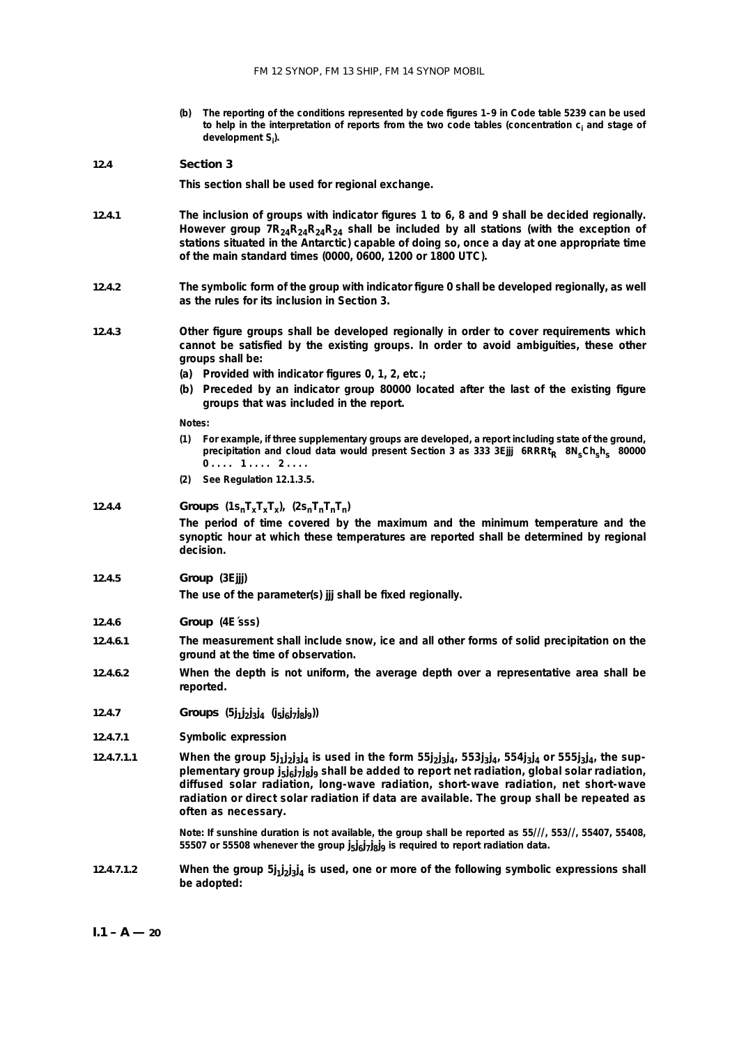(b) The reporting of the conditions represented by code figures 1–9 in Code table 5239 can be used to help in the interpretation of reports from the two code tables (concentration $c_i$ and stage of development $S_i$).

## 12.4 Section 3

This section shall be used for regional exchange.

**12.4.1** The inclusion of groups with indicator figures 1 to 6, 8 and 9 shall be decided regionally. However group $7R_{24}R_{24}R_{24}R_{24}$ shall be included by all stations (with the exception of stations situated in the Antarctic) capable of doing so, once a day at one appropriate time of the main standard times (0000, 0600, 1200 or 1800 UTC).

**12.4.2** The symbolic form of the group with indicator figure 0 shall be developed regionally, as well as the rules for its inclusion in Section 3.

**12.4.3** Other figure groups shall be developed regionally in order to cover requirements which cannot be satisfied by the existing groups. In order to avoid ambiguities, these other groups shall be:

(a) Provided with indicator figures 0, 1, 2, etc.;

(b) Preceded by an indicator group 80000 located after the last of the existing figure groups that was included in the report.

Notes:

(1) For example, if three supplementary groups are developed, a report including state of the ground, precipitation and cloud data would present Section 3 as 333 3Ejjj $6RRRt_R$ $8N_sCh_sh_s$ 80000 0 . . . . 1 . . . . 2 . . . .

(2) See Regulation 12.1.3.5.

### 12.4.4 Groups $(1s_nT_xT_xT_x)$, $(2s_nT_nT_nT_n)$

The period of time covered by the maximum and the minimum temperature and the synoptic hour at which these temperatures are reported shall be determined by regional decision.

### 12.4.5 Group (3Ejjj)

The use of the parameter(s) jjj shall be fixed regionally.

### 12.4.6 Group (4E´sss)

**12.4.6.1** The measurement shall include snow, ice and all other forms of solid precipitation on the ground at the time of observation.

**12.4.6.2** When the depth is not uniform, the average depth over a representative area shall be reported.

### 12.4.7 Groups $(5j_1j_2j_3j_4$ $(j_5j_6j_7j_8j_9))$

**12.4.7.1** Symbolic expression

**12.4.7.1.1** When the group $5j_1j_2j_3j_4$ is used in the form $55j_2j_3j_4$, $553j_3j_4$, $554j_3j_4$ or $555j_3j_4$, the supplementary group $j_5j_6j_7j_8j_9$ shall be added to report net radiation, global solar radiation, diffused solar radiation, long-wave radiation, short-wave radiation, net short-wave radiation or direct solar radiation if data are available. The group shall be repeated as often as necessary.

Note: If sunshine duration is not available, the group shall be reported as 55///, 553//, 55407, 55408, 55507 or 55508 whenever the group $j_5j_6j_7j_8j_9$ is required to report radiation data.

**12.4.7.1.2** When the group $5j_1j_2j_3j_4$ is used, one or more of the following symbolic expressions shall be adopted: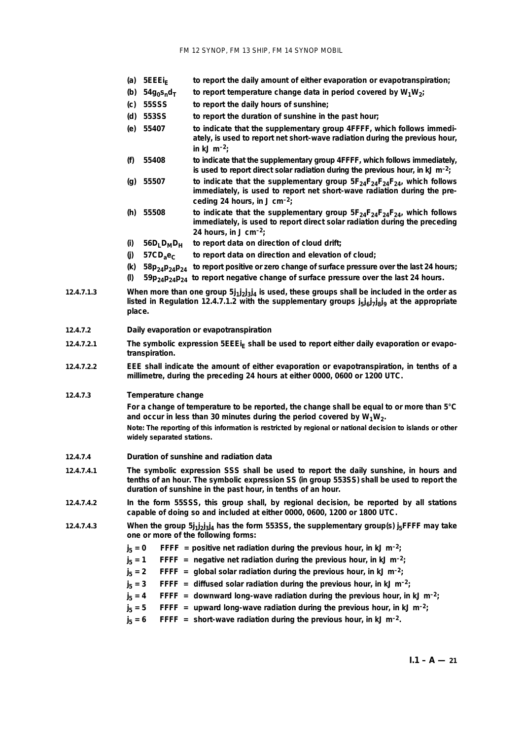(a) $5EEEi_E$ to report the daily amount of either evaporation or evapotranspiration;

(b) $54g_0s_nd_T$ to report temperature change data in period covered by $W_1W_2$;

(c) 55SSS to report the daily hours of sunshine;

(d) 553SS to report the duration of sunshine in the past hour;

(e) 55407 to indicate that the supplementary group 4FFFF, which follows immediately, is used to report net short-wave radiation during the previous hour, in kJ $m^{-2}$;

(f) 55408 to indicate that the supplementary group 4FFFF, which follows immediately, is used to report direct solar radiation during the previous hour, in kJ $m^{-2}$;

(g) 55507 to indicate that the supplementary group $5F_{24}F_{24}F_{24}F_{24}$, which follows immediately, is used to report net short-wave radiation during the preceding 24 hours, in J $cm^{-2}$;

(h) 55508 to indicate that the supplementary group $5F_{24}F_{24}F_{24}F_{24}$, which follows immediately, is used to report direct solar radiation during the preceding 24 hours, in J $cm^{-2}$;

(i) $56D_LD_MD_H$ to report data on direction of cloud drift;

(j) $57CD_ae_C$ to report data on direction and elevation of cloud;

(k) $58p_{24}p_{24}p_{24}$ to report positive or zero change of surface pressure over the last 24 hours;

(l) $59p_{24}p_{24}p_{24}$ to report negative change of surface pressure over the last 24 hours.

**12.4.7.1.3** When more than one group $5j_1j_2j_3j_4$ is used, these groups shall be included in the order as listed in Regulation 12.4.7.1.2 with the supplementary groups $j_5j_6j_7j_8j_9$ at the appropriate place.

**12.4.7.2** **Daily evaporation or evapotranspiration**

**12.4.7.2.1** The symbolic expression $5EEEi_E$ shall be used to report either daily evaporation or evapotranspiration.

**12.4.7.2.2** EEE shall indicate the amount of either evaporation or evapotranspiration, in tenths of a millimetre, during the preceding 24 hours at either 0000, 0600 or 1200 UTC.

**12.4.7.3** **Temperature change**

For a change of temperature to be reported, the change shall be equal to or more than 5°C and occur in less than 30 minutes during the period covered by $W_1W_2$.

Note: The reporting of this information is restricted by regional or national decision to islands or other widely separated stations.

**12.4.7.4** **Duration of sunshine and radiation data**

**12.4.7.4.1** The symbolic expression SSS shall be used to report the daily sunshine, in hours and tenths of an hour. The symbolic expression SS (in group 553SS) shall be used to report the duration of sunshine in the past hour, in tenths of an hour.

**12.4.7.4.2** In the form 55SSS, this group shall, by regional decision, be reported by all stations capable of doing so and included at either 0000, 0600, 1200 or 1800 UTC.

**12.4.7.4.3** When the group $5j_1j_2j_3j_4$ has the form 553SS, the supplementary group(s) $j_5$FFFF may take one or more of the following forms:

$j_5 = 0$ FFFF = positive net radiation during the previous hour, in kJ $m^{-2}$;

$j_5 = 1$ FFFF = negative net radiation during the previous hour, in kJ $m^{-2}$;

$j_5 = 2$ FFFF = global solar radiation during the previous hour, in kJ $m^{-2}$;

$j_5 = 3$ FFFF = diffused solar radiation during the previous hour, in kJ $m^{-2}$;

$j_5 = 4$ FFFF = downward long-wave radiation during the previous hour, in kJ $m^{-2}$;

$j_5 = 5$ FFFF = upward long-wave radiation during the previous hour, in kJ $m^{-2}$;

$j_5 = 6$ FFFF = short-wave radiation during the previous hour, in kJ $m^{-2}$.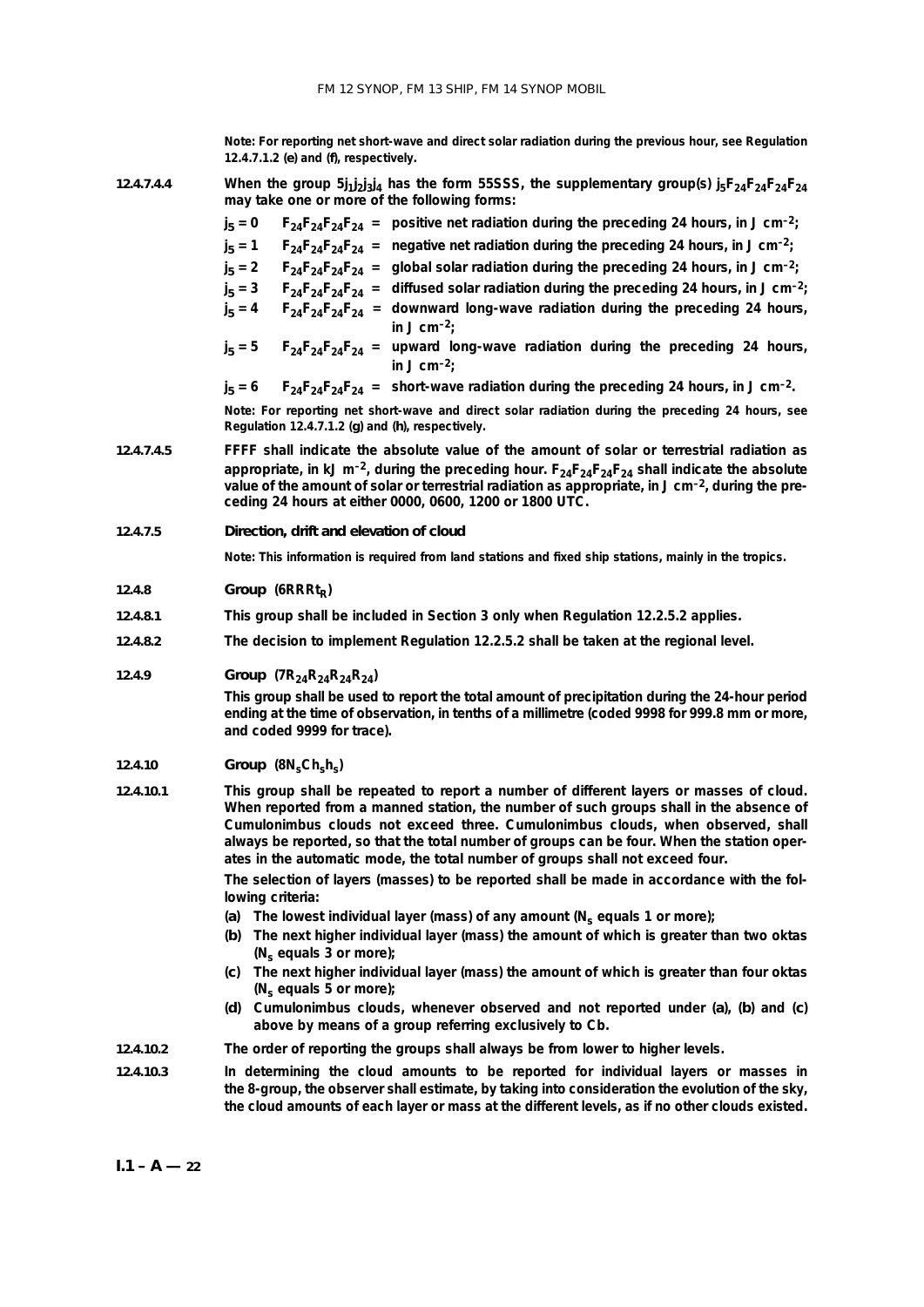**Note:** For reporting net short-wave and direct solar radiation during the previous hour, see Regulation 12.4.7.1.2 (e) and (f), respectively.

**12.4.7.4.4** When the group $5j_1j_2j_3j_4$ has the form 55SSS, the supplementary group(s) $j_5F_{24}F_{24}F_{24}F_{24}$ may take one or more of the following forms:

- $j_5 = 0$ $F_{24}F_{24}F_{24}F_{24}$ = positive net radiation during the preceding 24 hours, in J cm$^{-2}$;
- $j_5 = 1$ $F_{24}F_{24}F_{24}F_{24}$ = negative net radiation during the preceding 24 hours, in J cm$^{-2}$;
- $j_5 = 2$ $F_{24}F_{24}F_{24}F_{24}$ = global solar radiation during the preceding 24 hours, in J cm$^{-2}$;
- $j_5 = 3$ $F_{24}F_{24}F_{24}F_{24}$ = diffused solar radiation during the preceding 24 hours, in J cm$^{-2}$;
- $j_5 = 4$ $F_{24}F_{24}F_{24}F_{24}$ = downward long-wave radiation during the preceding 24 hours, in J cm$^{-2}$;
- $j_5 = 5$ $F_{24}F_{24}F_{24}F_{24}$ = upward long-wave radiation during the preceding 24 hours, in J cm$^{-2}$;
- $j_5 = 6$ $F_{24}F_{24}F_{24}F_{24}$ = short-wave radiation during the preceding 24 hours, in J cm$^{-2}$.

**Note:** For reporting net short-wave and direct solar radiation during the preceding 24 hours, see Regulation 12.4.7.1.2 (g) and (h), respectively.

**12.4.7.4.5** FFFF shall indicate the absolute value of the amount of solar or terrestrial radiation as appropriate, in kJ m$^{-2}$, during the preceding hour. $F_{24}F_{24}F_{24}F_{24}$ shall indicate the absolute value of the amount of solar or terrestrial radiation as appropriate, in J cm$^{-2}$, during the preceding 24 hours at either 0000, 0600, 1200 or 1800 UTC.

**12.4.7.5** **Direction, drift and elevation of cloud**

**Note:** This information is required from land stations and fixed ship stations, mainly in the tropics.

**12.4.8** **Group ($6RRRt_R$)**

**12.4.8.1** This group shall be included in Section 3 only when Regulation 12.2.5.2 applies.

**12.4.8.2** The decision to implement Regulation 12.2.5.2 shall be taken at the regional level.

**12.4.9** **Group ($7R_{24}R_{24}R_{24}R_{24}$)**

This group shall be used to report the total amount of precipitation during the 24-hour period ending at the time of observation, in tenths of a millimetre (coded 9998 for 999.8 mm or more, and coded 9999 for trace).

**12.4.10** **Group ($8N_sCh_sh_s$)**

**12.4.10.1** This group shall be repeated to report a number of different layers or masses of cloud. When reported from a manned station, the number of such groups shall in the absence of Cumulonimbus clouds not exceed three. Cumulonimbus clouds, when observed, shall always be reported, so that the total number of groups can be four. When the station operates in the automatic mode, the total number of groups shall not exceed four.

The selection of layers (masses) to be reported shall be made in accordance with the following criteria:

(a) The lowest individual layer (mass) of any amount ($N_s$ equals 1 or more);

(b) The next higher individual layer (mass) the amount of which is greater than two oktas ($N_s$ equals 3 or more);

(c) The next higher individual layer (mass) the amount of which is greater than four oktas ($N_s$ equals 5 or more);

(d) Cumulonimbus clouds, whenever observed and not reported under (a), (b) and (c) above by means of a group referring exclusively to Cb.

**12.4.10.2** The order of reporting the groups shall always be from lower to higher levels.

**12.4.10.3** In determining the cloud amounts to be reported for individual layers or masses in the 8-group, the observer shall estimate, by taking into consideration the evolution of the sky, the cloud amounts of each layer or mass at the different levels, as if no other clouds existed.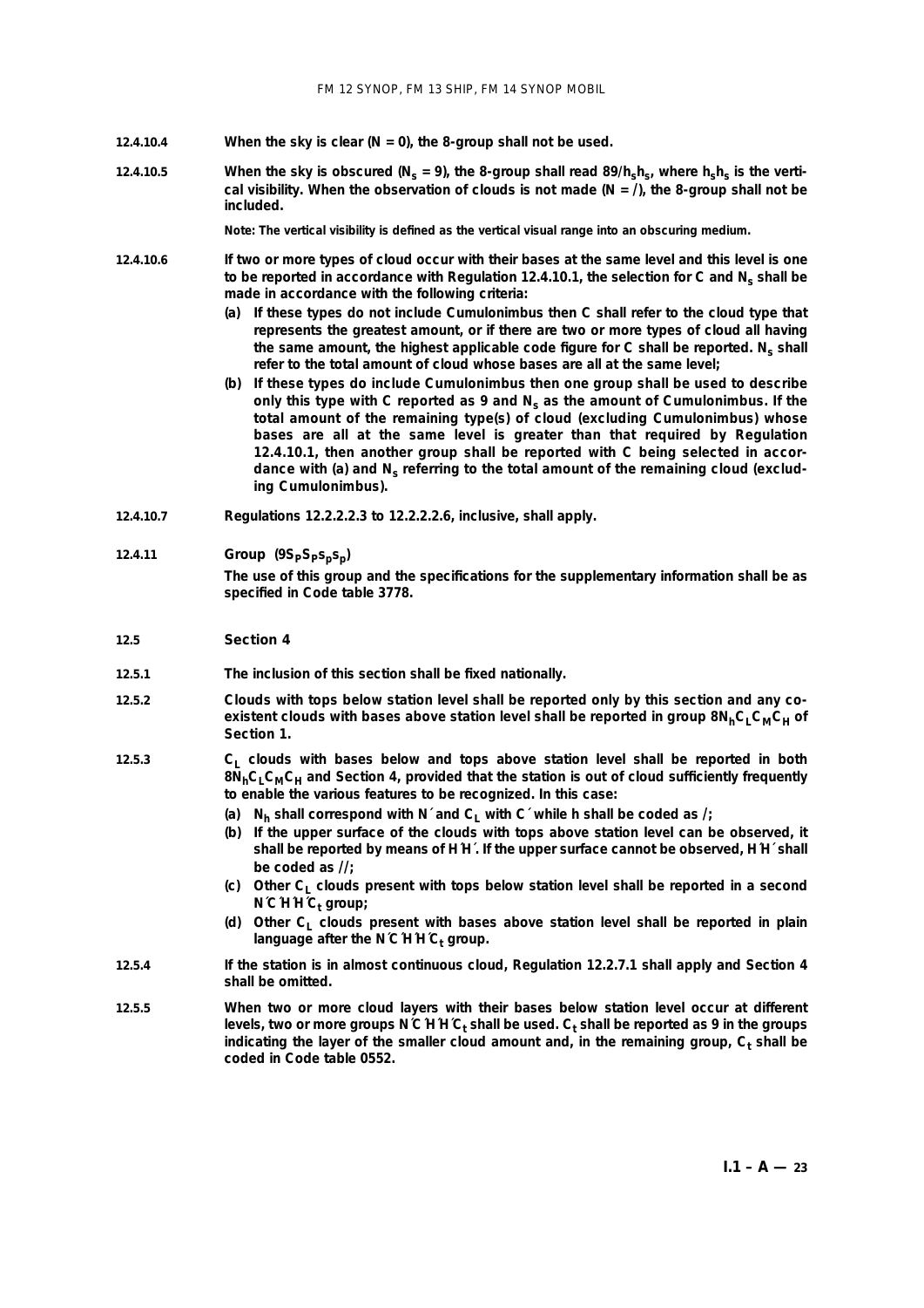**12.4.10.4** **When the sky is clear (N = 0), the 8-group shall not be used.**

**12.4.10.5** **When the sky is obscured ($N_s$ = 9), the 8-group shall read $89/h_sh_s$, where $h_sh_s$ is the vertical visibility. When the observation of clouds is not made (N = /), the 8-group shall not be included.**

**Note: The vertical visibility is defined as the vertical visual range into an obscuring medium.**

**12.4.10.6** **If two or more types of cloud occur with their bases at the same level and this level is one to be reported in accordance with Regulation 12.4.10.1, the selection for C and $N_s$ shall be made in accordance with the following criteria:**

**(a) If these types do not include Cumulonimbus then C shall refer to the cloud type that represents the greatest amount, or if there are two or more types of cloud all having the same amount, the highest applicable code figure for C shall be reported. $N_s$ shall refer to the total amount of cloud whose bases are all at the same level;**

**(b) If these types do include Cumulonimbus then one group shall be used to describe only this type with C reported as 9 and $N_s$ as the amount of Cumulonimbus. If the total amount of the remaining type(s) of cloud (excluding Cumulonimbus) whose bases are all at the same level is greater than that required by Regulation 12.4.10.1, then another group shall be reported with C being selected in accordance with (a) and $N_s$ referring to the total amount of the remaining cloud (excluding Cumulonimbus).**

**12.4.10.7** **Regulations 12.2.2.2.3 to 12.2.2.2.6, inclusive, shall apply.**

**12.4.11** **Group ($9S_PS_Ps_ps_p$)**

**The use of this group and the specifications for the supplementary information shall be as specified in Code table 3778.**

## 12.5 Section 4

**12.5.1** **The inclusion of this section shall be fixed nationally.**

**12.5.2** **Clouds with tops below station level shall be reported only by this section and any co-existent clouds with bases above station level shall be reported in group $8N_hC_LC_MC_H$ of Section 1.**

**12.5.3** **$C_L$ clouds with bases below and tops above station level shall be reported in both $8N_hC_LC_MC_H$ and Section 4, provided that the station is out of cloud sufficiently frequently to enable the various features to be recognized. In this case:**

**(a) $N_h$ shall correspond with N´ and $C_L$ with C´ while h shall be coded as /;**

**(b) If the upper surface of the clouds with tops above station level can be observed, it shall be reported by means of H´H´. If the upper surface cannot be observed, H´H´ shall be coded as //;**

**(c) Other $C_L$ clouds present with tops below station level shall be reported in a second N´C´H´H´$C_t$ group;**

**(d) Other $C_L$ clouds present with bases above station level shall be reported in plain language after the N´C´H´H´$C_t$ group.**

**12.5.4** **If the station is in almost continuous cloud, Regulation 12.2.7.1 shall apply and Section 4 shall be omitted.**

**12.5.5** **When two or more cloud layers with their bases below station level occur at different levels, two or more groups N´C´H´H´$C_t$ shall be used. $C_t$ shall be reported as 9 in the groups indicating the layer of the smaller cloud amount and, in the remaining group, $C_t$ shall be coded in Code table 0552.**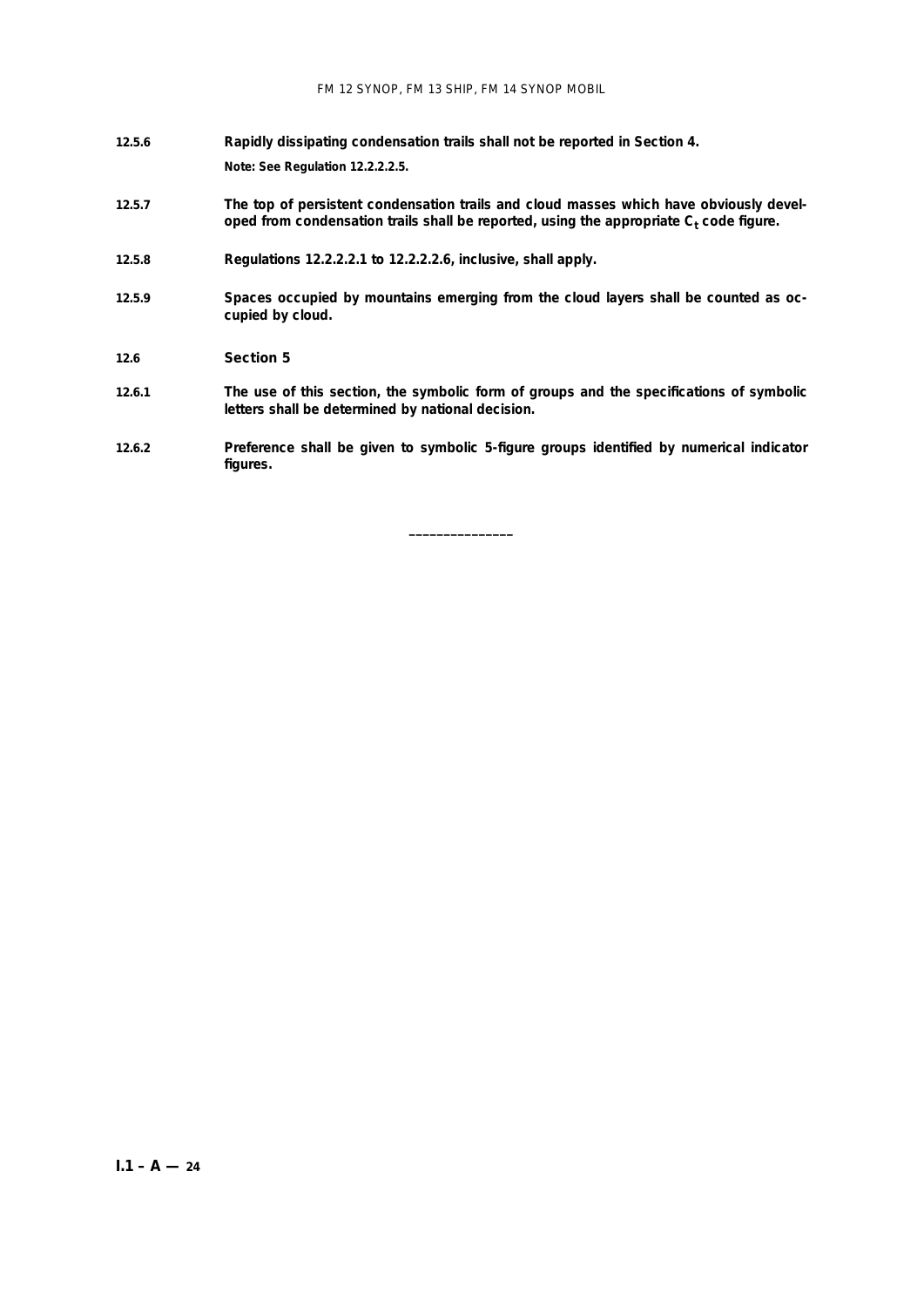**12.5.6** **Rapidly dissipating condensation trails shall not be reported in Section 4.**

**Note: See Regulation 12.2.2.2.5.**

**12.5.7** **The top of persistent condensation trails and cloud masses which have obviously developed from condensation trails shall be reported, using the appropriate $C_t$ code figure.**

**12.5.8** **Regulations 12.2.2.2.1 to 12.2.2.2.6, inclusive, shall apply.**

**12.5.9** **Spaces occupied by mountains emerging from the cloud layers shall be counted as occupied by cloud.**

## 12.6 Section 5

**12.6.1** **The use of this section, the symbolic form of groups and the specifications of symbolic letters shall be determined by national decision.**

**12.6.2** **Preference shall be given to symbolic 5-figure groups identified by numerical indicator figures.**

---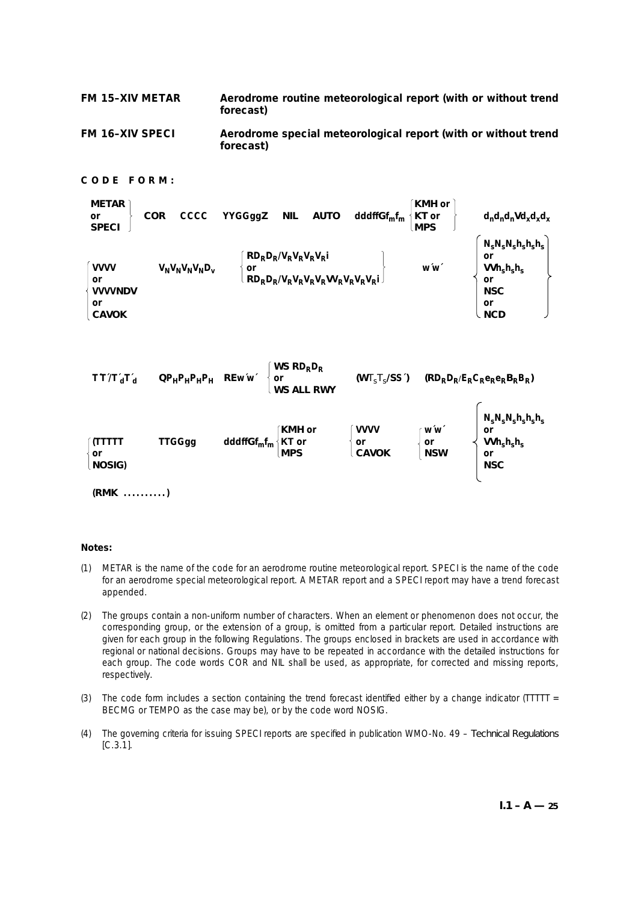**FM 15–XIV METAR** — **Aerodrome routine meteorological report (with or without trend forecast)**

**FM 16–XIV SPECI** — **Aerodrome special meteorological report (with or without trend forecast)**

**CODE FORM:**

$$
\left\{\begin{matrix}\textbf{METAR}\\ \textbf{or}\\ \textbf{SPECI}\end{matrix}\right\}\quad \textbf{COR}\quad \textbf{CCCC}\quad \textbf{YYGGggZ}\quad \textbf{NIL}\quad \textbf{AUTO}\quad \textbf{dddffGf}_m\textbf{f}_m \left\{\begin{matrix}\textbf{KMH or}\\ \textbf{KT or}\\ \textbf{MPS}\end{matrix}\right\}\quad \textbf{d}_n\textbf{d}_n\textbf{d}_n\textbf{Vd}_x\textbf{d}_x\textbf{d}_x
$$

$$
\left\{\begin{matrix}\textbf{VVVV}\\ \textbf{or}\\ \textbf{VVVVNDV}\\ \textbf{or}\\ \textbf{CAVOK}\end{matrix}\right.\quad \textbf{V}_N\textbf{V}_N\textbf{V}_N\textbf{V}_N\textbf{D}_v\quad \left\{\begin{matrix}\textbf{RD}_R\textbf{D}_R\textbf{/V}_R\textbf{V}_R\textbf{V}_R\textbf{V}_R\textbf{i}\\ \textbf{or}\\ \textbf{RD}_R\textbf{D}_R\textbf{/V}_R\textbf{V}_R\textbf{V}_R\textbf{V}_R\textbf{VV}_R\textbf{V}_R\textbf{V}_R\textbf{V}_R\textbf{i}\end{matrix}\right\}\quad \textbf{w'w'}\quad \left\{\begin{matrix}\textbf{N}_s\textbf{N}_s\textbf{N}_s\textbf{h}_s\textbf{h}_s\textbf{h}_s\\ \textbf{or}\\ \textbf{VVh}_s\textbf{h}_s\textbf{h}_s\\ \textbf{or}\\ \textbf{NSC}\\ \textbf{or}\\ \textbf{NCD}\end{matrix}\right\}
$$

$$
\textbf{T'T'/T'}_d\textbf{T'}_d\quad \textbf{QP}_H\textbf{P}_H\textbf{P}_H\textbf{P}_H\quad \textbf{REw'w'}\quad \left\{\begin{matrix}\textbf{WS RD}_R\textbf{D}_R\\ \textbf{or}\\ \textbf{WS ALL RWY}\end{matrix}\right.\quad \textbf{(WT}_S\textbf{T}_S\textbf{/SS')}\quad \textbf{(RD}_R\textbf{D}_R\textbf{/E}_R\textbf{C}_R\textbf{e}_R\textbf{e}_R\textbf{B}_R\textbf{B}_R\textbf{)}
$$

$$
\left\{\begin{matrix}\textbf{(TTTTT}\\ \textbf{or}\\ \textbf{NOSIG)}\end{matrix}\right.\quad \textbf{TTGGgg}\quad \textbf{dddffGf}_m\textbf{f}_m \left\{\begin{matrix}\textbf{KMH or}\\ \textbf{KT or}\\ \textbf{MPS}\end{matrix}\right.\quad \left\{\begin{matrix}\textbf{VVVV}\\ \textbf{or}\\ \textbf{CAVOK}\end{matrix}\right.\quad \left\{\begin{matrix}\textbf{w'w'}\\ \textbf{or}\\ \textbf{NSW}\end{matrix}\right.\quad \left\{\begin{matrix}\textbf{N}_s\textbf{N}_s\textbf{N}_s\textbf{h}_s\textbf{h}_s\textbf{h}_s\\ \textbf{or}\\ \textbf{VVh}_s\textbf{h}_s\textbf{h}_s\\ \textbf{or}\\ \textbf{NSC}\end{matrix}\right.
$$

**(RMK ..........)**

**Notes:**

(1) METAR is the name of the code for an aerodrome routine meteorological report. SPECI is the name of the code for an aerodrome special meteorological report. A METAR report and a SPECI report may have a trend forecast appended.

(2) The groups contain a non-uniform number of characters. When an element or phenomenon does not occur, the corresponding group, or the extension of a group, is omitted from a particular report. Detailed instructions are given for each group in the following Regulations. The groups enclosed in brackets are used in accordance with regional or national decisions. Groups may have to be repeated in accordance with the detailed instructions for each group. The code words COR and NIL shall be used, as appropriate, for corrected and missing reports, respectively.

(3) The code form includes a section containing the trend forecast identified either by a change indicator (TTTTT = BECMG or TEMPO as the case may be), or by the code word NOSIG.

(4) The governing criteria for issuing SPECI reports are specified in publication WMO-No. 49 – *Technical Regulations* [C.3.1].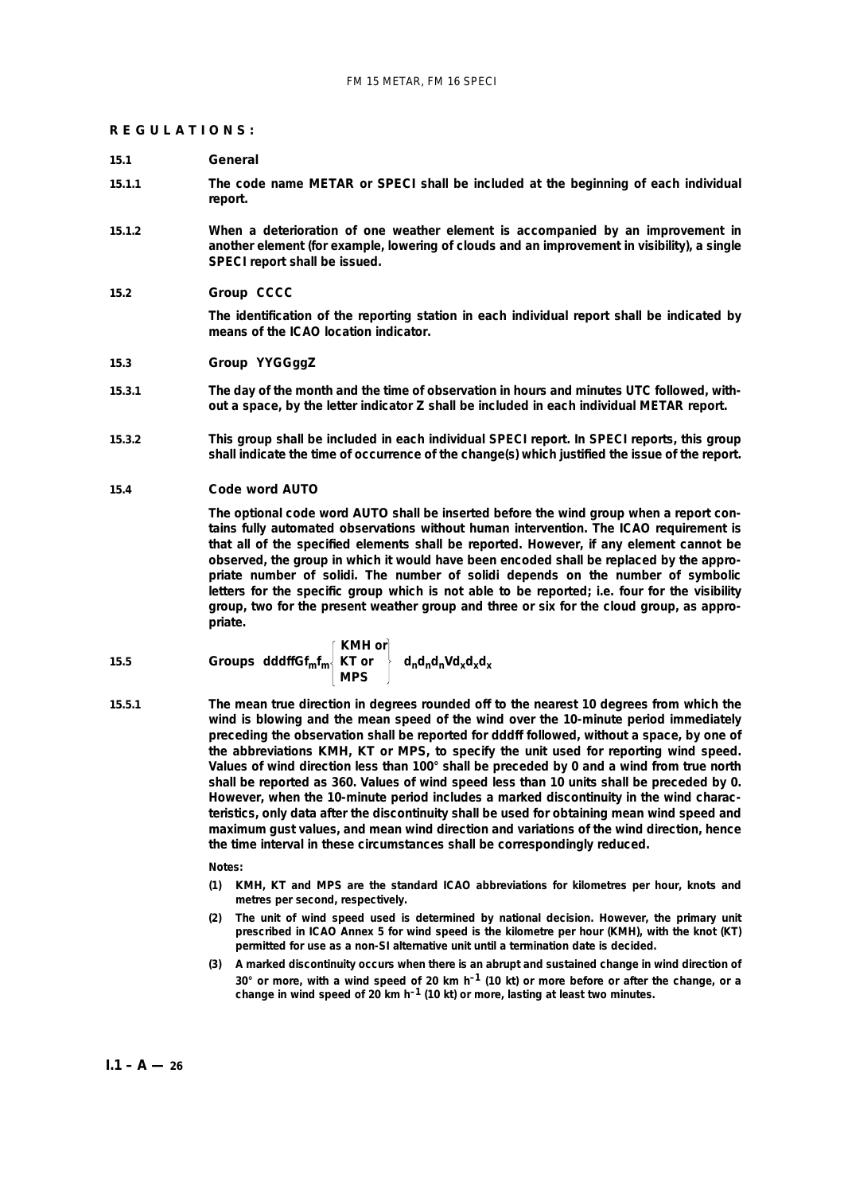**REGULATIONS:**

**15.1 General**

**15.1.1** **The code name METAR or SPECI shall be included at the beginning of each individual report.**

**15.1.2** **When a deterioration of one weather element is accompanied by an improvement in another element (for example, lowering of clouds and an improvement in visibility), a single SPECI report shall be issued.**

**15.2 Group CCCC**

**The identification of the reporting station in each individual report shall be indicated by means of the ICAO location indicator.**

**15.3 Group YYGGggZ**

**15.3.1** **The day of the month and the time of observation in hours and minutes UTC followed, without a space, by the letter indicator Z shall be included in each individual METAR report.**

**15.3.2** **This group shall be included in each individual SPECI report. In SPECI reports, this group shall indicate the time of occurrence of the change(s) which justified the issue of the report.**

**15.4 Code word AUTO**

**The optional code word AUTO shall be inserted before the wind group when a report contains fully automated observations without human intervention. The ICAO requirement is that all of the specified elements shall be reported. However, if any element cannot be observed, the group in which it would have been encoded shall be replaced by the appropriate number of solidi. The number of solidi depends on the number of symbolic letters for the specific group which is not able to be reported; i.e. four for the visibility group, two for the present weather group and three or six for the cloud group, as appropriate.**

**15.5 Groups** $\mathbf{dddffGf_mf_m} \left\{ \begin{array}{l} \mathbf{KMH\ or} \\ \mathbf{KT\ or} \\ \mathbf{MPS} \end{array} \right\} \mathbf{d_nd_nd_nVd_xd_xd_x}$

**15.5.1** **The mean true direction in degrees rounded off to the nearest 10 degrees from which the wind is blowing and the mean speed of the wind over the 10-minute period immediately preceding the observation shall be reported for dddff followed, without a space, by one of the abbreviations KMH, KT or MPS, to specify the unit used for reporting wind speed. Values of wind direction less than 100° shall be preceded by 0 and a wind from true north shall be reported as 360. Values of wind speed less than 10 units shall be preceded by 0. However, when the 10-minute period includes a marked discontinuity in the wind characteristics, only data after the discontinuity shall be used for obtaining mean wind speed and maximum gust values, and mean wind direction and variations of the wind direction, hence the time interval in these circumstances shall be correspondingly reduced.**

Notes:

(1) KMH, KT and MPS are the standard ICAO abbreviations for kilometres per hour, knots and metres per second, respectively.

(2) The unit of wind speed used is determined by national decision. However, the primary unit prescribed in ICAO Annex 5 for wind speed is the kilometre per hour (KMH), with the knot (KT) permitted for use as a non-SI alternative unit until a termination date is decided.

(3) A marked discontinuity occurs when there is an abrupt and sustained change in wind direction of 30° or more, with a wind speed of 20 km $h^{-1}$ (10 kt) or more before or after the change, or a change in wind speed of 20 km $h^{-1}$ (10 kt) or more, lasting at least two minutes.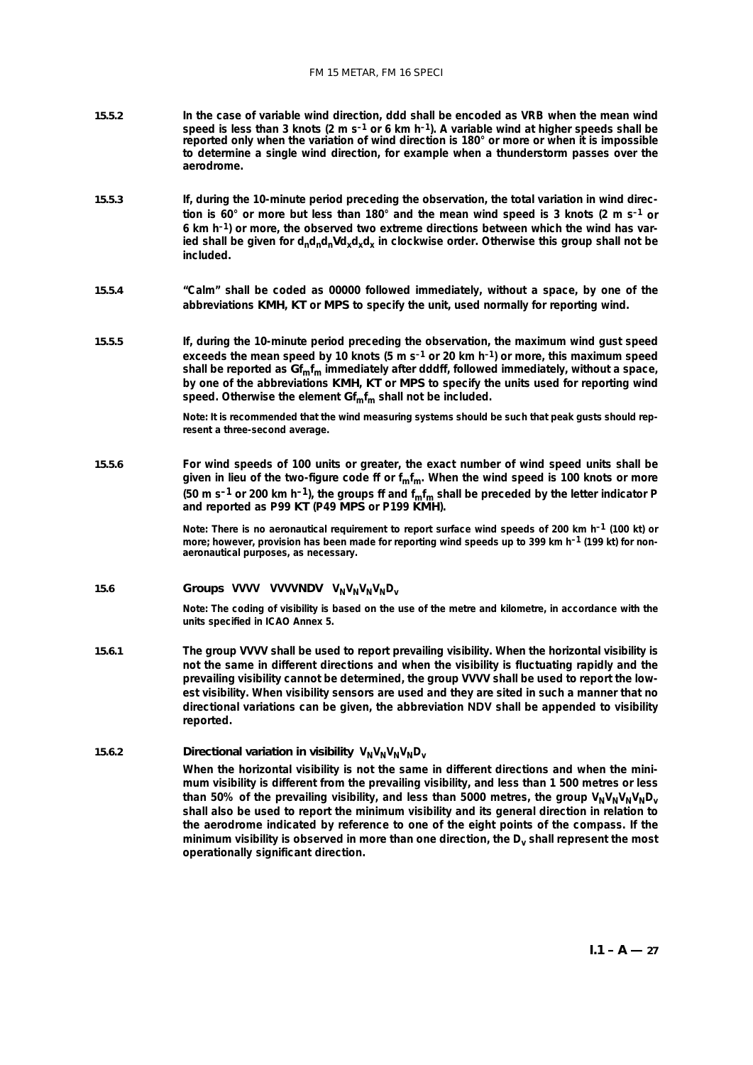**15.5.2** **In the case of variable wind direction, ddd shall be encoded as VRB when the mean wind speed is less than 3 knots (2 m s$^{-1}$ or 6 km h$^{-1}$). A variable wind at higher speeds shall be reported only when the variation of wind direction is 180° or more or when it is impossible to determine a single wind direction, for example when a thunderstorm passes over the aerodrome.**

**15.5.3** **If, during the 10-minute period preceding the observation, the total variation in wind direction is 60° or more but less than 180° and the mean wind speed is 3 knots (2 m s$^{-1}$ or 6 km h$^{-1}$) or more, the observed two extreme directions between which the wind has varied shall be given for $d_nd_nd_nVd_xd_xd_x$ in clockwise order. Otherwise this group shall not be included.**

**15.5.4** **"Calm" shall be coded as 00000 followed immediately, without a space, by one of the abbreviations KMH, KT or MPS to specify the unit, used normally for reporting wind.**

**15.5.5** **If, during the 10-minute period preceding the observation, the maximum wind gust speed exceeds the mean speed by 10 knots (5 m s$^{-1}$ or 20 km h$^{-1}$) or more, this maximum speed shall be reported as $Gf_mf_m$ immediately after dddff, followed immediately, without a space, by one of the abbreviations KMH, KT or MPS to specify the units used for reporting wind speed. Otherwise the element $Gf_mf_m$ shall not be included.**

**Note: It is recommended that the wind measuring systems should be such that peak gusts should represent a three-second average.**

**15.5.6** **For wind speeds of 100 units or greater, the exact number of wind speed units shall be given in lieu of the two-figure code ff or $f_mf_m$. When the wind speed is 100 knots or more (50 m s$^{-1}$ or 200 km h$^{-1}$), the groups ff and $f_mf_m$ shall be preceded by the letter indicator P and reported as P99 KT (P49 MPS or P199 KMH).**

**Note: There is no aeronautical requirement to report surface wind speeds of 200 km h$^{-1}$ (100 kt) or more; however, provision has been made for reporting wind speeds up to 399 km h$^{-1}$ (199 kt) for non-aeronautical purposes, as necessary.**

## 15.6 Groups VVVV VVVVNDV $V_NV_NV_NV_ND_v$

**Note: The coding of visibility is based on the use of the metre and kilometre, in accordance with the units specified in ICAO Annex 5.**

**15.6.1** **The group VVVV shall be used to report prevailing visibility. When the horizontal visibility is not the same in different directions and when the visibility is fluctuating rapidly and the prevailing visibility cannot be determined, the group VVVV shall be used to report the lowest visibility. When visibility sensors are used and they are sited in such a manner that no directional variations can be given, the abbreviation NDV shall be appended to visibility reported.**

**15.6.2** **Directional variation in visibility $V_NV_NV_NV_ND_v$**

**When the horizontal visibility is not the same in different directions and when the minimum visibility is different from the prevailing visibility, and less than 1 500 metres or less than 50% of the prevailing visibility, and less than 5000 metres, the group $V_NV_NV_NV_ND_v$ shall also be used to report the minimum visibility and its general direction in relation to the aerodrome indicated by reference to one of the eight points of the compass. If the minimum visibility is observed in more than one direction, the $D_v$ shall represent the most operationally significant direction.**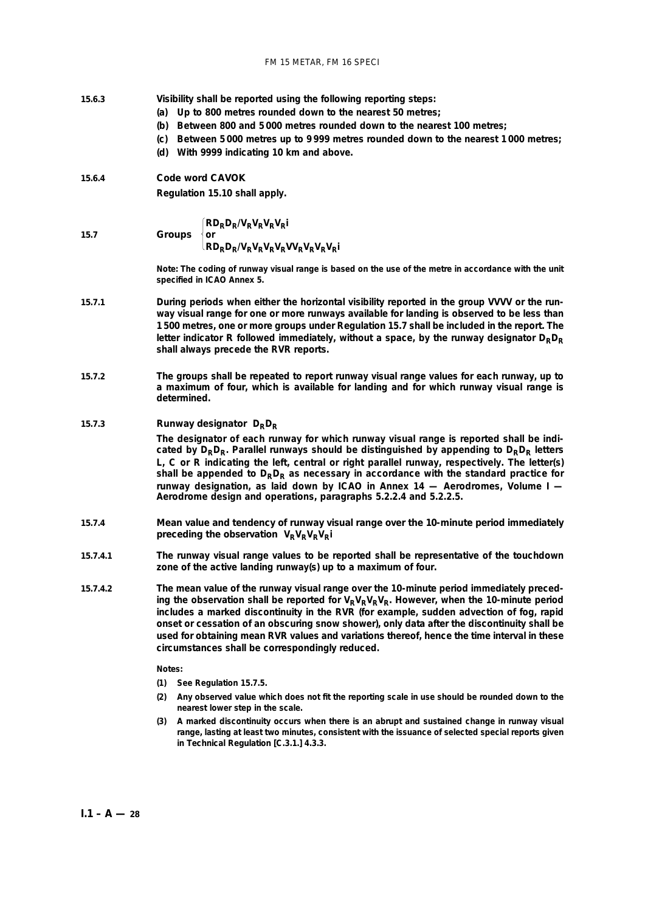15.6.3 **Visibility shall be reported using the following reporting steps:**

**(a) Up to 800 metres rounded down to the nearest 50 metres;**

**(b) Between 800 and 5 000 metres rounded down to the nearest 100 metres;**

**(c) Between 5 000 metres up to 9 999 metres rounded down to the nearest 1 000 metres;**

**(d) With 9999 indicating 10 km and above.**

15.6.4 **Code word CAVOK**

**Regulation 15.10 shall apply.**

15.7 **Groups** $\left\{\begin{array}{l}\mathbf{RD_RD_R/V_RV_RV_RV_Ri} \\ \mathbf{or} \\ \mathbf{RD_RD_R/V_RV_RV_RV_RVV_RV_RV_RV_Ri}\end{array}\right.$

**Note: The coding of runway visual range is based on the use of the metre in accordance with the unit specified in ICAO Annex 5.**

15.7.1 **During periods when either the horizontal visibility reported in the group VVVV or the runway visual range for one or more runways available for landing is observed to be less than 1 500 metres, one or more groups under Regulation 15.7 shall be included in the report. The letter indicator R followed immediately, without a space, by the runway designator $D_RD_R$ shall always precede the RVR reports.**

15.7.2 **The groups shall be repeated to report runway visual range values for each runway, up to a maximum of four, which is available for landing and for which runway visual range is determined.**

15.7.3 **Runway designator $D_RD_R$**

**The designator of each runway for which runway visual range is reported shall be indicated by $D_RD_R$. Parallel runways should be distinguished by appending to $D_RD_R$ letters L, C or R indicating the left, central or right parallel runway, respectively. The letter(s) shall be appended to $D_RD_R$ as necessary in accordance with the standard practice for runway designation, as laid down by ICAO in Annex 14 — Aerodromes, Volume I — Aerodrome design and operations, paragraphs 5.2.2.4 and 5.2.2.5.**

15.7.4 **Mean value and tendency of runway visual range over the 10-minute period immediately preceding the observation $V_RV_RV_RV_Ri$**

15.7.4.1 **The runway visual range values to be reported shall be representative of the touchdown zone of the active landing runway(s) up to a maximum of four.**

15.7.4.2 **The mean value of the runway visual range over the 10-minute period immediately preceding the observation shall be reported for $V_RV_RV_RV_R$. However, when the 10-minute period includes a marked discontinuity in the RVR (for example, sudden advection of fog, rapid onset or cessation of an obscuring snow shower), only data after the discontinuity shall be used for obtaining mean RVR values and variations thereof, hence the time interval in these circumstances shall be correspondingly reduced.**

**Notes:**

**(1) See Regulation 15.7.5.**

**(2) Any observed value which does not fit the reporting scale in use should be rounded down to the nearest lower step in the scale.**

**(3) A marked discontinuity occurs when there is an abrupt and sustained change in runway visual range, lasting at least two minutes, consistent with the issuance of selected special reports given in Technical Regulation [C.3.1.] 4.3.3.**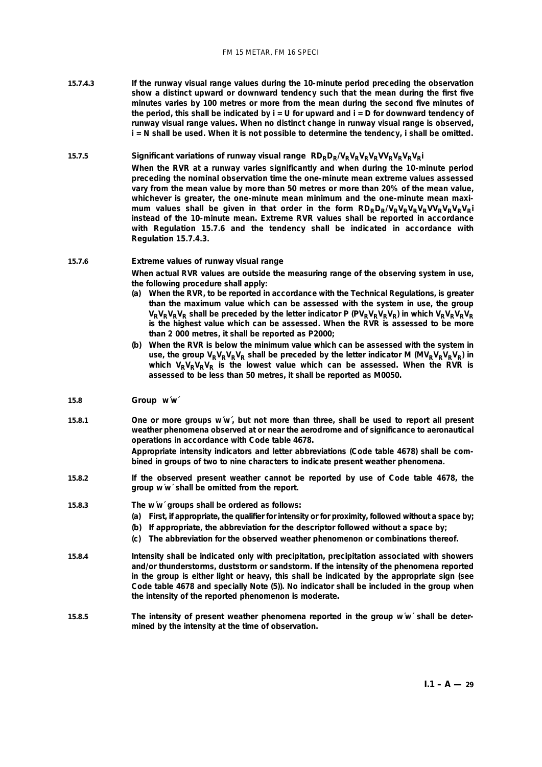**15.7.4.3** **If the runway visual range values during the 10-minute period preceding the observation show a distinct upward or downward tendency such that the mean during the first five minutes varies by 100 metres or more from the mean during the second five minutes of the period, this shall be indicated by i = U for upward and i = D for downward tendency of runway visual range values. When no distinct change in runway visual range is observed, i = N shall be used. When it is not possible to determine the tendency, i shall be omitted.**

**15.7.5** **Significant variations of runway visual range $RD_RD_R/V_RV_RV_RV_RVV_RV_RV_RV_Ri$**

**When the RVR at a runway varies significantly and when during the 10-minute period preceding the nominal observation time the one-minute mean extreme values assessed vary from the mean value by more than 50 metres or more than 20% of the mean value, whichever is greater, the one-minute mean minimum and the one-minute mean maximum values shall be given in that order in the form $RD_RD_R/V_RV_RV_RV_RVV_RV_RV_RV_Ri$ instead of the 10-minute mean. Extreme RVR values shall be reported in accordance with Regulation 15.7.6 and the tendency shall be indicated in accordance with Regulation 15.7.4.3.**

**15.7.6** **Extreme values of runway visual range**

**When actual RVR values are outside the measuring range of the observing system in use, the following procedure shall apply:**

**(a) When the RVR, to be reported in accordance with the Technical Regulations, is greater than the maximum value which can be assessed with the system in use, the group $V_RV_RV_RV_R$ shall be preceded by the letter indicator P ($PV_RV_RV_RV_R$) in which $V_RV_RV_RV_R$ is the highest value which can be assessed. When the RVR is assessed to be more than 2 000 metres, it shall be reported as P2000;**

**(b) When the RVR is below the minimum value which can be assessed with the system in use, the group $V_RV_RV_RV_R$ shall be preceded by the letter indicator M ($MV_RV_RV_RV_R$) in which $V_RV_RV_RV_R$ is the lowest value which can be assessed. When the RVR is assessed to be less than 50 metres, it shall be reported as M0050.**

**15.8** **Group w´w´**

**15.8.1** **One or more groups w´w´, but not more than three, shall be used to report all present weather phenomena observed at or near the aerodrome and of significance to aeronautical operations in accordance with Code table 4678.**

**Appropriate intensity indicators and letter abbreviations (Code table 4678) shall be combined in groups of two to nine characters to indicate present weather phenomena.**

**15.8.2** **If the observed present weather cannot be reported by use of Code table 4678, the group w´w´ shall be omitted from the report.**

**15.8.3** **The w´w´ groups shall be ordered as follows:**

**(a) First, if appropriate, the qualifier for intensity or for proximity, followed without a space by;**

**(b) If appropriate, the abbreviation for the descriptor followed without a space by;**

**(c) The abbreviation for the observed weather phenomenon or combinations thereof.**

**15.8.4** **Intensity shall be indicated only with precipitation, precipitation associated with showers and/or thunderstorms, duststorm or sandstorm. If the intensity of the phenomena reported in the group is either light or heavy, this shall be indicated by the appropriate sign (see Code table 4678 and specially Note (5)). No indicator shall be included in the group when the intensity of the reported phenomenon is moderate.**

**15.8.5** **The intensity of present weather phenomena reported in the group w´w´ shall be determined by the intensity at the time of observation.**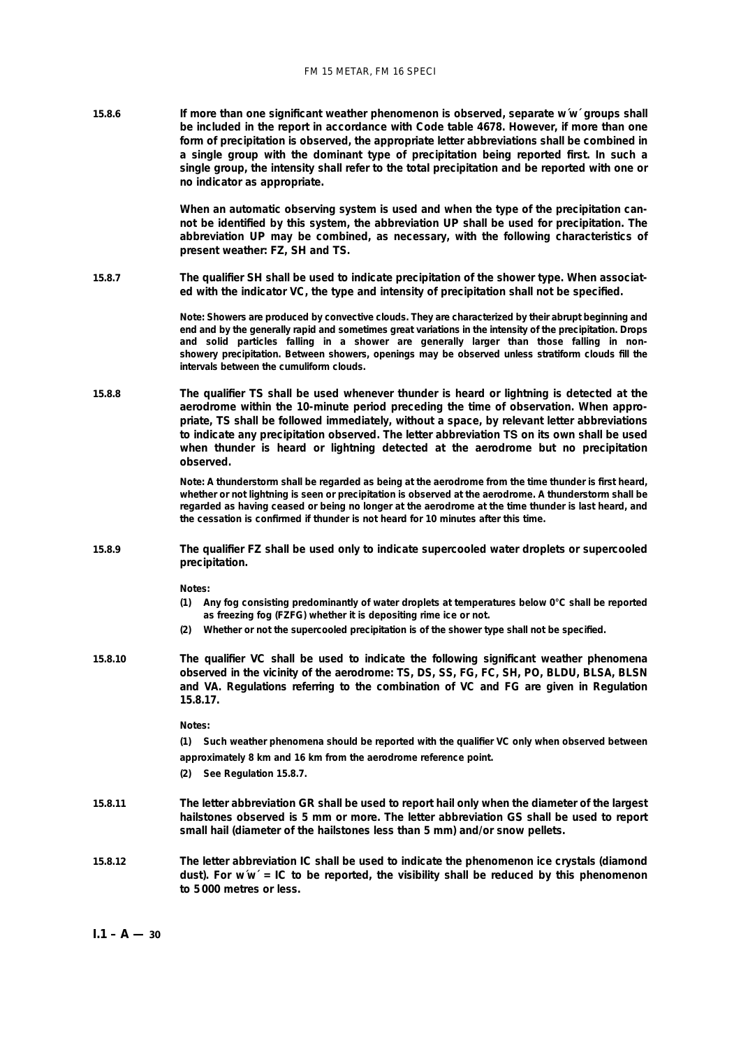**15.8.6** **If more than one significant weather phenomenon is observed, separate w´w´ groups shall be included in the report in accordance with Code table 4678. However, if more than one form of precipitation is observed, the appropriate letter abbreviations shall be combined in a single group with the dominant type of precipitation being reported first. In such a single group, the intensity shall refer to the total precipitation and be reported with one or no indicator as appropriate.**

**When an automatic observing system is used and when the type of the precipitation cannot be identified by this system, the abbreviation UP shall be used for precipitation. The abbreviation UP may be combined, as necessary, with the following characteristics of present weather: FZ, SH and TS.**

**15.8.7** **The qualifier SH shall be used to indicate precipitation of the shower type. When associated with the indicator VC, the type and intensity of precipitation shall not be specified.**

Note: Showers are produced by convective clouds. They are characterized by their abrupt beginning and end and by the generally rapid and sometimes great variations in the intensity of the precipitation. Drops and solid particles falling in a shower are generally larger than those falling in non-showery precipitation. Between showers, openings may be observed unless stratiform clouds fill the intervals between the cumuliform clouds.

**15.8.8** **The qualifier TS shall be used whenever thunder is heard or lightning is detected at the aerodrome within the 10-minute period preceding the time of observation. When appropriate, TS shall be followed immediately, without a space, by relevant letter abbreviations to indicate any precipitation observed. The letter abbreviation TS on its own shall be used when thunder is heard or lightning detected at the aerodrome but no precipitation observed.**

Note: A thunderstorm shall be regarded as being at the aerodrome from the time thunder is first heard, whether or not lightning is seen or precipitation is observed at the aerodrome. A thunderstorm shall be regarded as having ceased or being no longer at the aerodrome at the time thunder is last heard, and the cessation is confirmed if thunder is not heard for 10 minutes after this time.

**15.8.9** **The qualifier FZ shall be used only to indicate supercooled water droplets or supercooled precipitation.**

Notes:

(1) Any fog consisting predominantly of water droplets at temperatures below 0°C shall be reported as freezing fog (FZFG) whether it is depositing rime ice or not.

(2) Whether or not the supercooled precipitation is of the shower type shall not be specified.

**15.8.10** **The qualifier VC shall be used to indicate the following significant weather phenomena observed in the vicinity of the aerodrome: TS, DS, SS, FG, FC, SH, PO, BLDU, BLSA, BLSN and VA. Regulations referring to the combination of VC and FG are given in Regulation 15.8.17.**

Notes:

(1) Such weather phenomena should be reported with the qualifier VC only when observed between approximately 8 km and 16 km from the aerodrome reference point.

(2) See Regulation 15.8.7.

**15.8.11** **The letter abbreviation GR shall be used to report hail only when the diameter of the largest hailstones observed is 5 mm or more. The letter abbreviation GS shall be used to report small hail (diameter of the hailstones less than 5 mm) and/or snow pellets.**

**15.8.12** **The letter abbreviation IC shall be used to indicate the phenomenon ice crystals (diamond dust). For w´w´ = IC to be reported, the visibility shall be reduced by this phenomenon to 5 000 metres or less.**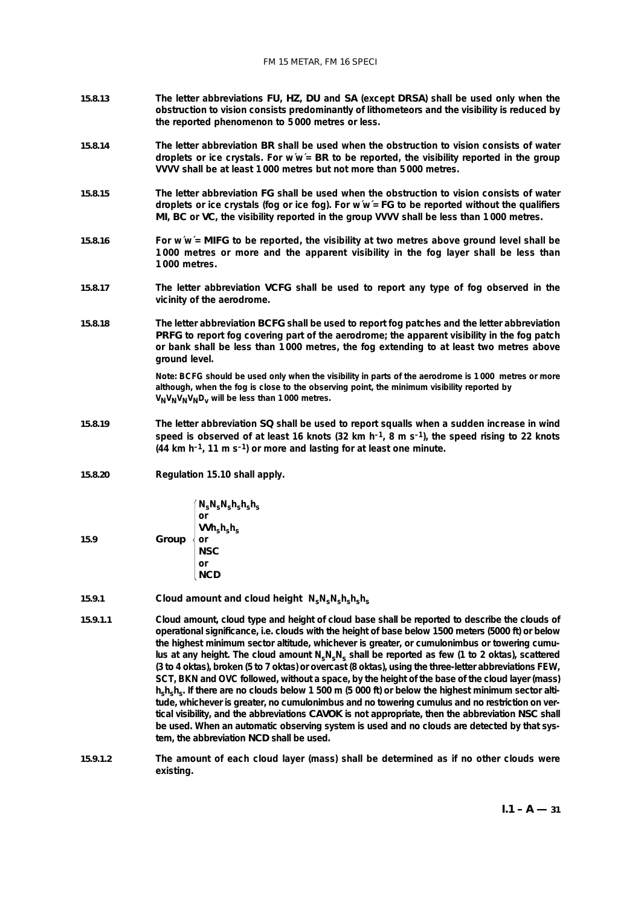**15.8.13** **The letter abbreviations FU, HZ, DU and SA (except DRSA) shall be used only when the obstruction to vision consists predominantly of lithometeors and the visibility is reduced by the reported phenomenon to 5 000 metres or less.**

**15.8.14** **The letter abbreviation BR shall be used when the obstruction to vision consists of water droplets or ice crystals. For w´w´= BR to be reported, the visibility reported in the group VVVV shall be at least 1 000 metres but not more than 5 000 metres.**

**15.8.15** **The letter abbreviation FG shall be used when the obstruction to vision consists of water droplets or ice crystals (fog or ice fog). For w´w´= FG to be reported without the qualifiers MI, BC or VC, the visibility reported in the group VVVV shall be less than 1 000 metres.**

**15.8.16** **For w´w´= MIFG to be reported, the visibility at two metres above ground level shall be 1 000 metres or more and the apparent visibility in the fog layer shall be less than 1 000 metres.**

**15.8.17** **The letter abbreviation VCFG shall be used to report any type of fog observed in the vicinity of the aerodrome.**

**15.8.18** **The letter abbreviation BCFG shall be used to report fog patches and the letter abbreviation PRFG to report fog covering part of the aerodrome; the apparent visibility in the fog patch or bank shall be less than 1 000 metres, the fog extending to at least two metres above ground level.**

Note: BCFG should be used only when the visibility in parts of the aerodrome is 1 000 metres or more although, when the fog is close to the observing point, the minimum visibility reported by $V_NV_NV_NV_ND_v$ will be less than 1 000 metres.

**15.8.19** **The letter abbreviation SQ shall be used to report squalls when a sudden increase in wind speed is observed of at least 16 knots (32 km h$^{-1}$, 8 m s$^{-1}$), the speed rising to 22 knots (44 km h$^{-1}$, 11 m s$^{-1}$) or more and lasting for at least one minute.**

**15.8.20** **Regulation 15.10 shall apply.**

**15.9** **Group** $\begin{cases} N_sN_sN_sh_sh_sh_s \\ \text{or} \\ VVh_sh_sh_s \\ \text{or} \\ \text{NSC} \\ \text{or} \\ \text{NCD} \end{cases}$

**15.9.1** **Cloud amount and cloud height $N_sN_sN_sh_sh_sh_s$**

**15.9.1.1** **Cloud amount, cloud type and height of cloud base shall be reported to describe the clouds of operational significance, i.e. clouds with the height of base below 1500 meters (5000 ft) or below the highest minimum sector altitude, whichever is greater, or cumulonimbus or towering cumulus at any height. The cloud amount $N_sN_sN_s$ shall be reported as few (1 to 2 oktas), scattered (3 to 4 oktas), broken (5 to 7 oktas) or overcast (8 oktas), using the three-letter abbreviations FEW, SCT, BKN and OVC followed, without a space, by the height of the base of the cloud layer (mass) $h_sh_sh_s$. If there are no clouds below 1 500 m (5 000 ft) or below the highest minimum sector altitude, whichever is greater, no cumulonimbus and no towering cumulus and no restriction on vertical visibility, and the abbreviations CAVOK is not appropriate, then the abbreviation NSC shall be used. When an automatic observing system is used and no clouds are detected by that system, the abbreviation NCD shall be used.**

**15.9.1.2** **The amount of each cloud layer (mass) shall be determined as if no other clouds were existing.**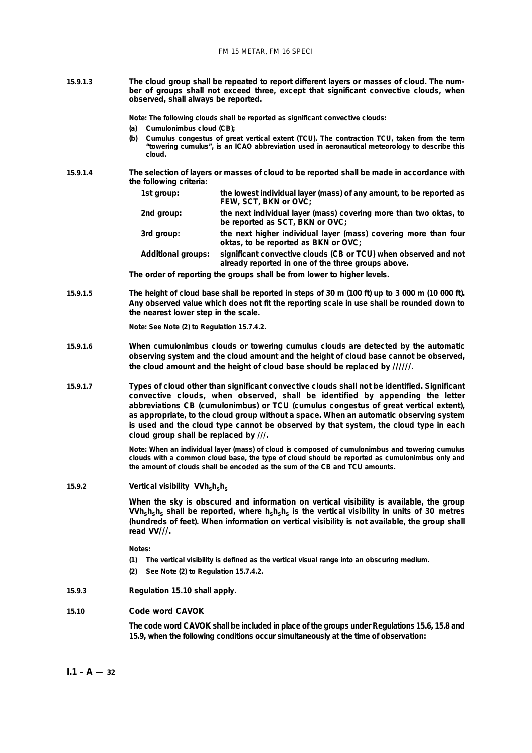**15.9.1.3** **The cloud group shall be repeated to report different layers or masses of cloud. The number of groups shall not exceed three, except that significant convective clouds, when observed, shall always be reported.**

**Note: The following clouds shall be reported as significant convective clouds:**

**(a) Cumulonimbus cloud (CB);**

**(b) Cumulus congestus of great vertical extent (TCU). The contraction TCU, taken from the term "towering cumulus", is an ICAO abbreviation used in aeronautical meteorology to describe this cloud.**

**15.9.1.4** **The selection of layers or masses of cloud to be reported shall be made in accordance with the following criteria:**

| | |
|---|---|
| **1st group:** | **the lowest individual layer (mass) of any amount, to be reported as FEW, SCT, BKN or OVC;** |
| **2nd group:** | **the next individual layer (mass) covering more than two oktas, to be reported as SCT, BKN or OVC;** |
| **3rd group:** | **the next higher individual layer (mass) covering more than four oktas, to be reported as BKN or OVC;** |
| **Additional groups:** | **significant convective clouds (CB or TCU) when observed and not already reported in one of the three groups above.** |

**The order of reporting the groups shall be from lower to higher levels.**

**15.9.1.5** **The height of cloud base shall be reported in steps of 30 m (100 ft) up to 3 000 m (10 000 ft). Any observed value which does not fit the reporting scale in use shall be rounded down to the nearest lower step in the scale.**

**Note: See Note (2) to Regulation 15.7.4.2.**

**15.9.1.6** **When cumulonimbus clouds or towering cumulus clouds are detected by the automatic observing system and the cloud amount and the height of cloud base cannot be observed, the cloud amount and the height of cloud base should be replaced by //////.**

**15.9.1.7** **Types of cloud other than significant convective clouds shall not be identified. Significant convective clouds, when observed, shall be identified by appending the letter abbreviations CB (cumulonimbus) or TCU (cumulus congestus of great vertical extent), as appropriate, to the cloud group without a space. When an automatic observing system is used and the cloud type cannot be observed by that system, the cloud type in each cloud group shall be replaced by ///.**

**Note: When an individual layer (mass) of cloud is composed of cumulonimbus and towering cumulus clouds with a common cloud base, the type of cloud should be reported as cumulonimbus only and the amount of clouds shall be encoded as the sum of the CB and TCU amounts.**

**15.9.2** **Vertical visibility $VVh_sh_sh_s$**

**When the sky is obscured and information on vertical visibility is available, the group $VVh_sh_sh_s$ shall be reported, where $h_sh_sh_s$ is the vertical visibility in units of 30 metres (hundreds of feet). When information on vertical visibility is not available, the group shall read VV///.**

**Notes:**

**(1) The vertical visibility is defined as the vertical visual range into an obscuring medium.**

**(2) See Note (2) to Regulation 15.7.4.2.**

**15.9.3** **Regulation 15.10 shall apply.**

## 15.10 Code word CAVOK

**The code word CAVOK shall be included in place of the groups under Regulations 15.6, 15.8 and 15.9, when the following conditions occur simultaneously at the time of observation:**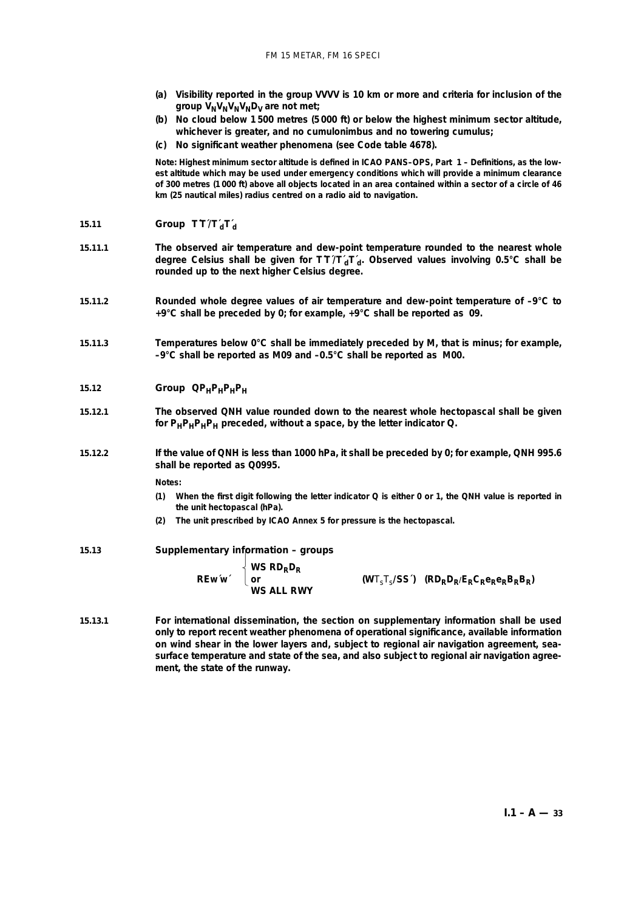**(a) Visibility reported in the group VVVV is 10 km or more and criteria for inclusion of the group $V_NV_NV_NV_ND_V$ are not met;**

**(b) No cloud below 1 500 metres (5 000 ft) or below the highest minimum sector altitude, whichever is greater, and no cumulonimbus and no towering cumulus;**

**(c) No significant weather phenomena (see Code table 4678).**

Note: Highest minimum sector altitude is defined in ICAO PANS–OPS, Part 1 – Definitions, as the lowest altitude which may be used under emergency conditions which will provide a minimum clearance of 300 metres (1 000 ft) above all objects located in an area contained within a sector of a circle of 46 km (25 nautical miles) radius centred on a radio aid to navigation.

**15.11 Group $T'T'/T'_dT'_d$**

**15.11.1** **The observed air temperature and dew-point temperature rounded to the nearest whole degree Celsius shall be given for $T'T'/T'_dT'_d$. Observed values involving 0.5°C shall be rounded up to the next higher Celsius degree.**

**15.11.2** **Rounded whole degree values of air temperature and dew-point temperature of –9°C to +9°C shall be preceded by 0; for example, +9°C shall be reported as 09.**

**15.11.3** **Temperatures below 0°C shall be immediately preceded by M, that is minus; for example, –9°C shall be reported as M09 and –0.5°C shall be reported as M00.**

**15.12 Group $QP_HP_HP_HP_H$**

**15.12.1** **The observed QNH value rounded down to the nearest whole hectopascal shall be given for $P_HP_HP_HP_H$ preceded, without a space, by the letter indicator Q.**

**15.12.2** **If the value of QNH is less than 1000 hPa, it shall be preceded by 0; for example, QNH 995.6 shall be reported as Q0995.**

Notes:

(1) When the first digit following the letter indicator Q is either 0 or 1, the QNH value is reported in the unit hectopascal (hPa).

(2) The unit prescribed by ICAO Annex 5 for pressure is the hectopascal.

**15.13 Supplementary information – groups**

**REw'w'** { **WS $RD_RD_R$** or **WS ALL RWY** } **($WT_sT_s/SS'$)** **($RD_RD_R/E_RC_Re_Re_RB_RB_R$)**

**15.13.1** **For international dissemination, the section on supplementary information shall be used only to report recent weather phenomena of operational significance, available information on wind shear in the lower layers and, subject to regional air navigation agreement, sea-surface temperature and state of the sea, and also subject to regional air navigation agreement, the state of the runway.**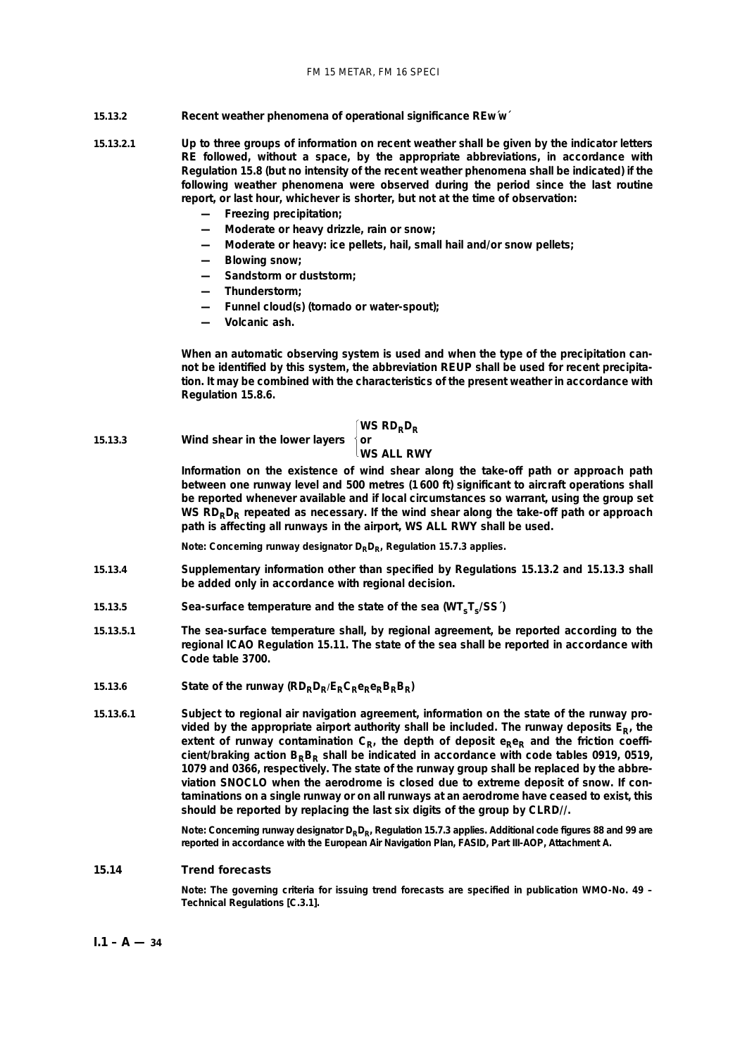**15.13.2 Recent weather phenomena of operational significance REw´w´**

**15.13.2.1** **Up to three groups of information on recent weather shall be given by the indicator letters RE followed, without a space, by the appropriate abbreviations, in accordance with Regulation 15.8 (but no intensity of the recent weather phenomena shall be indicated) if the following weather phenomena were observed during the period since the last routine report, or last hour, whichever is shorter, but not at the time of observation:**

- **Freezing precipitation;**
- **Moderate or heavy drizzle, rain or snow;**
- **Moderate or heavy: ice pellets, hail, small hail and/or snow pellets;**
- **Blowing snow;**
- **Sandstorm or duststorm;**
- **Thunderstorm;**
- **Funnel cloud(s) (tornado or water-spout);**
- **Volcanic ash.**

**When an automatic observing system is used and when the type of the precipitation cannot be identified by this system, the abbreviation REUP shall be used for recent precipitation. It may be combined with the characteristics of the present weather in accordance with Regulation 15.8.6.**

**15.13.3 Wind shear in the lower layers** $\left\{ \begin{array}{l} \textbf{WS } \textbf{R}D_RD_R \\ \textbf{or} \\ \textbf{WS ALL RWY} \end{array} \right.$

**Information on the existence of wind shear along the take-off path or approach path between one runway level and 500 metres (1 600 ft) significant to aircraft operations shall be reported whenever available and if local circumstances so warrant, using the group set WS R$D_RD_R$ repeated as necessary. If the wind shear along the take-off path or approach path is affecting all runways in the airport, WS ALL RWY shall be used.**

**Note: Concerning runway designator $D_RD_R$, Regulation 15.7.3 applies.**

**15.13.4** **Supplementary information other than specified by Regulations 15.13.2 and 15.13.3 shall be added only in accordance with regional decision.**

**15.13.5 Sea-surface temperature and the state of the sea (W$T_sT_s$/SS´)**

**15.13.5.1** **The sea-surface temperature shall, by regional agreement, be reported according to the regional ICAO Regulation 15.11. The state of the sea shall be reported in accordance with Code table 3700.**

**15.13.6 State of the runway (R$D_RD_R$/$E_RC_Re_Re_RB_RB_R$)**

**15.13.6.1** **Subject to regional air navigation agreement, information on the state of the runway provided by the appropriate airport authority shall be included. The runway deposits $E_R$, the extent of runway contamination $C_R$, the depth of deposit $e_Re_R$ and the friction coefficient/braking action $B_RB_R$ shall be indicated in accordance with code tables 0919, 0519, 1079 and 0366, respectively. The state of the runway group shall be replaced by the abbreviation SNOCLO when the aerodrome is closed due to extreme deposit of snow. If contaminations on a single runway or on all runways at an aerodrome have ceased to exist, this should be reported by replacing the last six digits of the group by CLRD//.**

**Note: Concerning runway designator $D_RD_R$, Regulation 15.7.3 applies. Additional code figures 88 and 99 are reported in accordance with the European Air Navigation Plan, FASID, Part III-AOP, Attachment A.**

## 15.14 Trend forecasts

**Note: The governing criteria for issuing trend forecasts are specified in publication WMO-No. 49 – Technical Regulations [C.3.1].**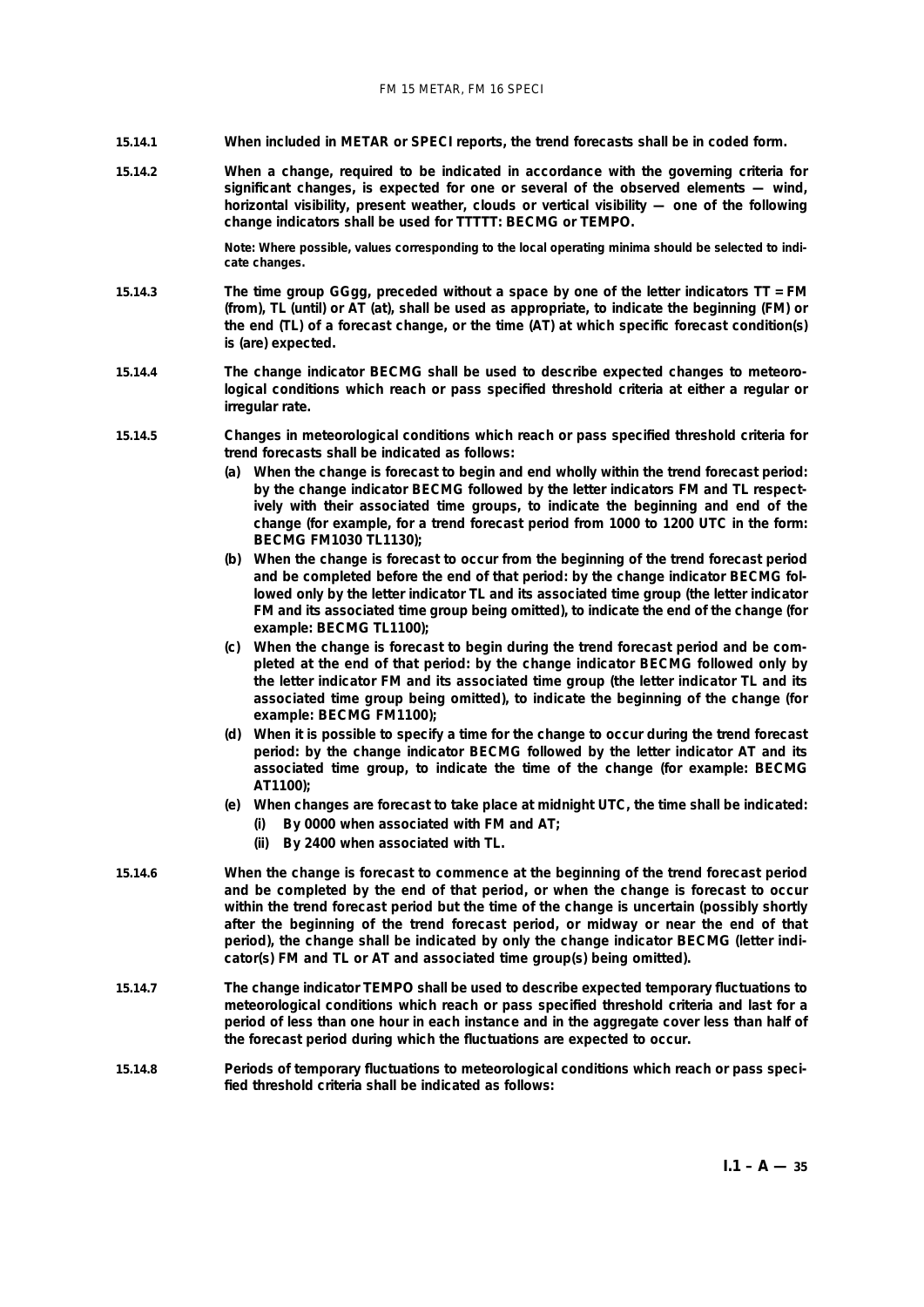**15.14.1** **When included in METAR or SPECI reports, the trend forecasts shall be in coded form.**

**15.14.2** **When a change, required to be indicated in accordance with the governing criteria for significant changes, is expected for one or several of the observed elements — wind, horizontal visibility, present weather, clouds or vertical visibility — one of the following change indicators shall be used for TTTTT: BECMG or TEMPO.**

Note: Where possible, values corresponding to the local operating minima should be selected to indicate changes.

**15.14.3** **The time group GGgg, preceded without a space by one of the letter indicators TT = FM (from), TL (until) or AT (at), shall be used as appropriate, to indicate the beginning (FM) or the end (TL) of a forecast change, or the time (AT) at which specific forecast condition(s) is (are) expected.**

**15.14.4** **The change indicator BECMG shall be used to describe expected changes to meteorological conditions which reach or pass specified threshold criteria at either a regular or irregular rate.**

**15.14.5** **Changes in meteorological conditions which reach or pass specified threshold criteria for trend forecasts shall be indicated as follows:**

**(a) When the change is forecast to begin and end wholly within the trend forecast period: by the change indicator BECMG followed by the letter indicators FM and TL respectively with their associated time groups, to indicate the beginning and end of the change (for example, for a trend forecast period from 1000 to 1200 UTC in the form: BECMG FM1030 TL1130);**

**(b) When the change is forecast to occur from the beginning of the trend forecast period and be completed before the end of that period: by the change indicator BECMG followed only by the letter indicator TL and its associated time group (the letter indicator FM and its associated time group being omitted), to indicate the end of the change (for example: BECMG TL1100);**

**(c) When the change is forecast to begin during the trend forecast period and be completed at the end of that period: by the change indicator BECMG followed only by the letter indicator FM and its associated time group (the letter indicator TL and its associated time group being omitted), to indicate the beginning of the change (for example: BECMG FM1100);**

**(d) When it is possible to specify a time for the change to occur during the trend forecast period: by the change indicator BECMG followed by the letter indicator AT and its associated time group, to indicate the time of the change (for example: BECMG AT1100);**

**(e) When changes are forecast to take place at midnight UTC, the time shall be indicated:**

**(i) By 0000 when associated with FM and AT;**

**(ii) By 2400 when associated with TL.**

**15.14.6** **When the change is forecast to commence at the beginning of the trend forecast period and be completed by the end of that period, or when the change is forecast to occur within the trend forecast period but the time of the change is uncertain (possibly shortly after the beginning of the trend forecast period, or midway or near the end of that period), the change shall be indicated by only the change indicator BECMG (letter indicator(s) FM and TL or AT and associated time group(s) being omitted).**

**15.14.7** **The change indicator TEMPO shall be used to describe expected temporary fluctuations to meteorological conditions which reach or pass specified threshold criteria and last for a period of less than one hour in each instance and in the aggregate cover less than half of the forecast period during which the fluctuations are expected to occur.**

**15.14.8** **Periods of temporary fluctuations to meteorological conditions which reach or pass specified threshold criteria shall be indicated as follows:**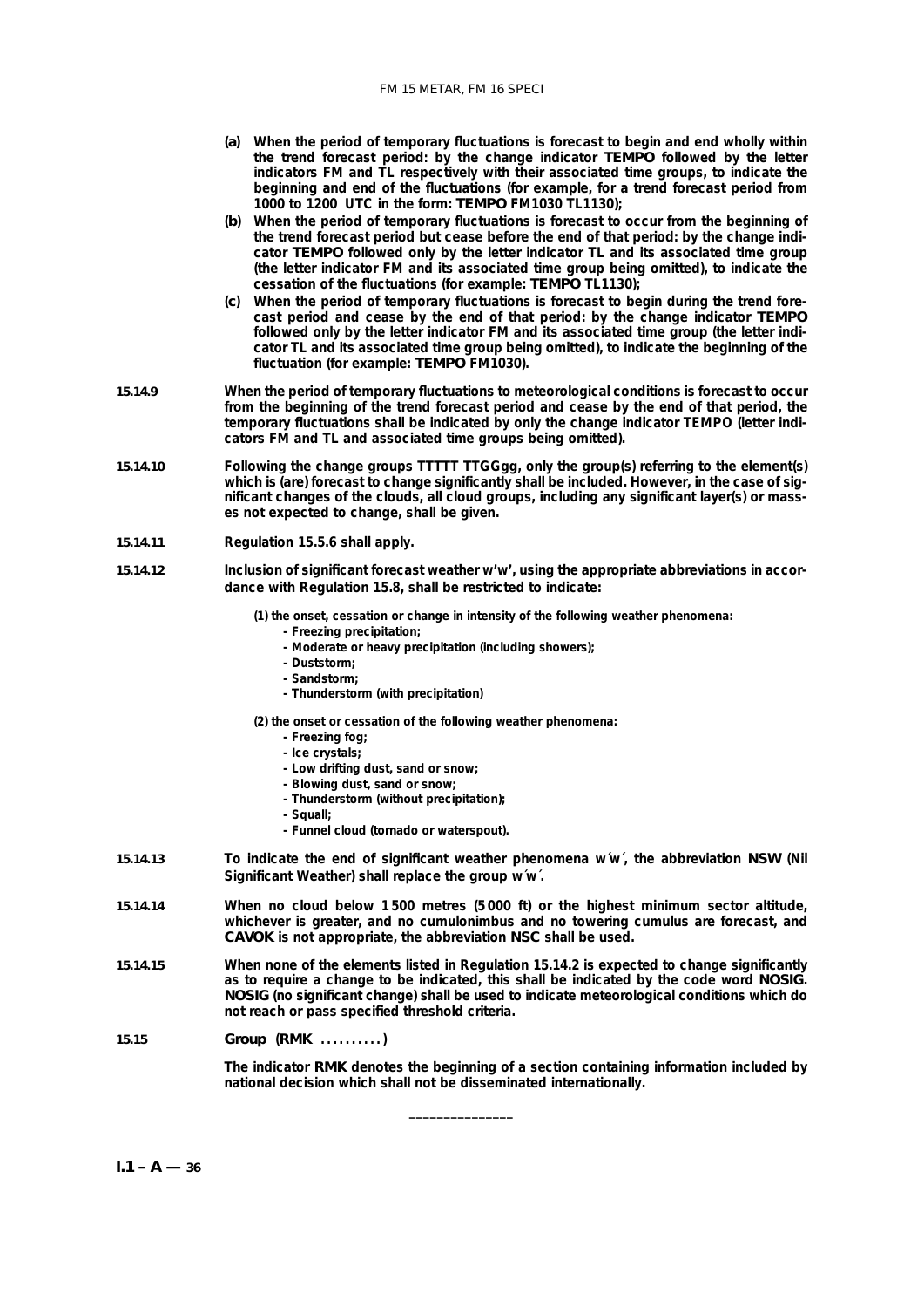**(a) When the period of temporary fluctuations is forecast to begin and end wholly within the trend forecast period: by the change indicator TEMPO followed by the letter indicators FM and TL respectively with their associated time groups, to indicate the beginning and end of the fluctuations (for example, for a trend forecast period from 1000 to 1200 UTC in the form: TEMPO FM1030 TL1130);**

**(b) When the period of temporary fluctuations is forecast to occur from the beginning of the trend forecast period but cease before the end of that period: by the change indicator TEMPO followed only by the letter indicator TL and its associated time group (the letter indicator FM and its associated time group being omitted), to indicate the cessation of the fluctuations (for example: TEMPO TL1130);**

**(c) When the period of temporary fluctuations is forecast to begin during the trend forecast period and cease by the end of that period: by the change indicator TEMPO followed only by the letter indicator FM and its associated time group (the letter indicator TL and its associated time group being omitted), to indicate the beginning of the fluctuation (for example: TEMPO FM1030).**

**15.14.9** **When the period of temporary fluctuations to meteorological conditions is forecast to occur from the beginning of the trend forecast period and cease by the end of that period, the temporary fluctuations shall be indicated by only the change indicator TEMPO (letter indicators FM and TL and associated time groups being omitted).**

**15.14.10** **Following the change groups TTTTT TTGGgg, only the group(s) referring to the element(s) which is (are) forecast to change significantly shall be included. However, in the case of significant changes of the clouds, all cloud groups, including any significant layer(s) or masses not expected to change, shall be given.**

**15.14.11** **Regulation 15.5.6 shall apply.**

**15.14.12** **Inclusion of significant forecast weather w'w', using the appropriate abbreviations in accordance with Regulation 15.8, shall be restricted to indicate:**

**(1) the onset, cessation or change in intensity of the following weather phenomena:**

- **Freezing precipitation;**
- **Moderate or heavy precipitation (including showers);**
- **Duststorm;**
- **Sandstorm;**
- **Thunderstorm (with precipitation)**

**(2) the onset or cessation of the following weather phenomena:**

- **Freezing fog;**
- **Ice crystals;**
- **Low drifting dust, sand or snow;**
- **Blowing dust, sand or snow;**
- **Thunderstorm (without precipitation);**
- **Squall;**
- **Funnel cloud (tornado or waterspout).**

**15.14.13** **To indicate the end of significant weather phenomena w´w´, the abbreviation NSW (Nil Significant Weather) shall replace the group w´w´.**

**15.14.14** **When no cloud below 1 500 metres (5 000 ft) or the highest minimum sector altitude, whichever is greater, and no cumulonimbus and no towering cumulus are forecast, and CAVOK is not appropriate, the abbreviation NSC shall be used.**

**15.14.15** **When none of the elements listed in Regulation 15.14.2 is expected to change significantly as to require a change to be indicated, this shall be indicated by the code word NOSIG. NOSIG (no significant change) shall be used to indicate meteorological conditions which do not reach or pass specified threshold criteria.**

## 15.15 Group (RMK ..........)

**The indicator RMK denotes the beginning of a section containing information included by national decision which shall not be disseminated internationally.**

_______________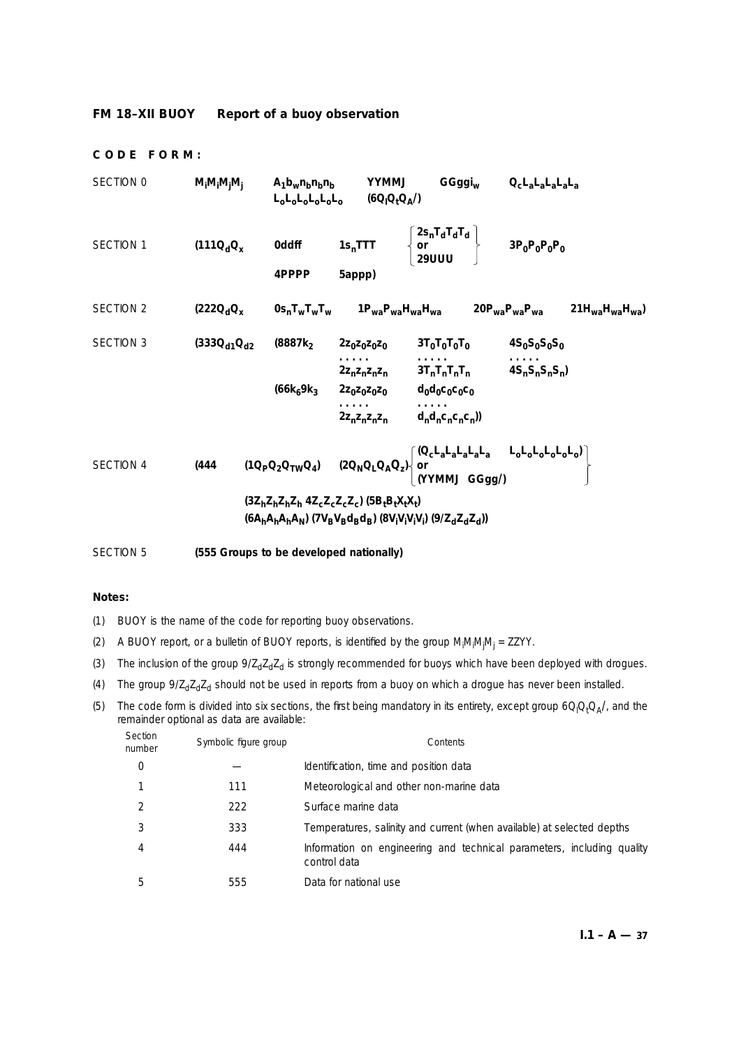## FM 18–XII BUOY Report of a buoy observation

**CODE FORM:**

| | | | | | | |
|---|---|---|---|---|---|---|
| SECTION 0 | $M_iM_iM_jM_j$ | $A_1b_wn_bn_bn_b$ $L_oL_oL_oL_oL_o$ | YYMMJ $(6Q_lQ_tQ_A/)$ | $GGggi_w$ | $Q_cL_aL_aL_aL_aL_a$ | |
| SECTION 1 | $(111Q_dQ_x$ | 0ddff | $1s_nTTT$ | $\begin{Bmatrix} 2s_nT_dT_dT_d \\ \text{or} \\ 29UUU \end{Bmatrix}$ | $3P_0P_0P_0P_0$ | |
| | | 4PPPP | 5appp) | | | |
| SECTION 2 | $(222Q_dQ_x$ | $0s_nT_wT_wT_w$ | $1P_{wa}P_{wa}H_{wa}H_{wa}$ | | $20P_{wa}P_{wa}P_{wa}$ | $21H_{wa}H_{wa}H_{wa})$ |
| SECTION 3 | $(333Q_{d1}Q_{d2}$ | $(8887k_2$ | $2z_0z_0z_0z_0$ ..... $2z_nz_nz_nz_n$ | $3T_0T_0T_0T_0$ ..... $3T_nT_nT_nT_n$ | $4S_0S_0S_0S_0$ ..... $4S_nS_nS_nS_n)$ | |
| | | $(66k_69k_3$ | $2z_0z_0z_0z_0$ ..... $2z_nz_nz_nz_n$ | $d_0d_0c_0c_0c_0$ ..... $d_nd_nc_nc_nc_n))$ | | |
| SECTION 4 | (444 | $(1Q_PQ_2Q_{TW}Q_4)$ | $(2Q_NQ_LQ_AQ_z)$ | $\begin{Bmatrix} (Q_cL_aL_aL_aL_aL_a \quad L_oL_oL_oL_oL_oL_o) \\ \text{or} \\ (YYMMJ \quad GGgg/) \end{Bmatrix}$ | | |
| | | $(3Z_hZ_hZ_hZ_h\ 4Z_cZ_cZ_cZ_c)\ (5B_tB_tX_tX_t)$ $(6A_hA_hA_hA_N)\ (7V_BV_Bd_Bd_B)\ (8V_iV_iV_iV_i)\ (9/Z_dZ_dZ_d))$ | | | | |
| SECTION 5 | (555 Groups to be developed nationally) | | | | | |

**Notes:**

(1) BUOY is the name of the code for reporting buoy observations.

(2) A BUOY report, or a bulletin of BUOY reports, is identified by the group $M_iM_iM_jM_j$ = ZZYY.

(3) The inclusion of the group $9/Z_dZ_dZ_d$ is strongly recommended for buoys which have been deployed with drogues.

(4) The group $9/Z_dZ_dZ_d$ should not be used in reports from a buoy on which a drogue has never been installed.

(5) The code form is divided into six sections, the first being mandatory in its entirety, except group $6Q_lQ_tQ_A/$, and the remainder optional as data are available:

| Section number | Symbolic figure group | Contents |
|---|---|---|
| 0 | — | Identification, time and position data |
| 1 | 111 | Meteorological and other non-marine data |
| 2 | 222 | Surface marine data |
| 3 | 333 | Temperatures, salinity and current (when available) at selected depths |
| 4 | 444 | Information on engineering and technical parameters, including quality control data |
| 5 | 555 | Data for national use |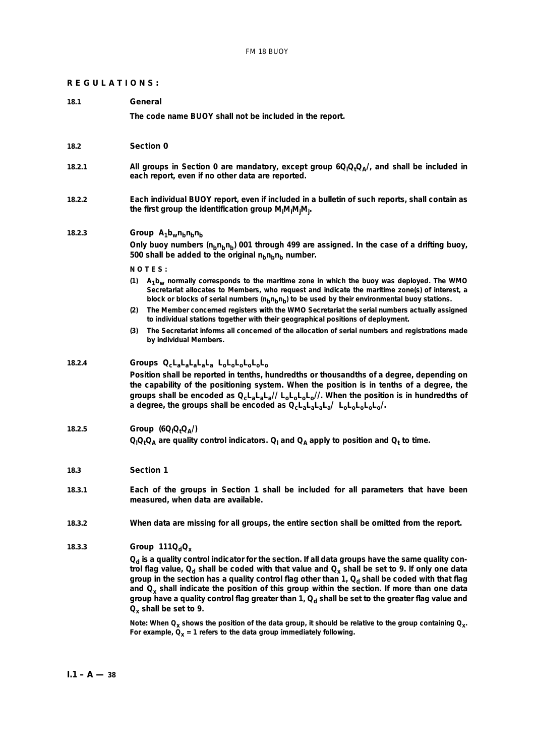**REGULATIONS:**

**18.1 General**

**The code name BUOY shall not be included in the report.**

**18.2 Section 0**

**18.2.1** **All groups in Section 0 are mandatory, except group $6Q_lQ_tQ_A/$, and shall be included in each report, even if no other data are reported.**

**18.2.2** **Each individual BUOY report, even if included in a bulletin of such reports, shall contain as the first group the identification group $M_iM_iM_jM_j$.**

**18.2.3** **Group $A_1b_wn_bn_bn_b$**

**Only buoy numbers ($n_bn_bn_b$) 001 through 499 are assigned. In the case of a drifting buoy, 500 shall be added to the original $n_bn_bn_b$ number.**

**NOTES:**

**(1)** **$A_1b_w$ normally corresponds to the maritime zone in which the buoy was deployed. The WMO Secretariat allocates to Members, who request and indicate the maritime zone(s) of interest, a block or blocks of serial numbers ($n_bn_bn_b$) to be used by their environmental buoy stations.**

**(2)** **The Member concerned registers with the WMO Secretariat the serial numbers actually assigned to individual stations together with their geographical positions of deployment.**

**(3)** **The Secretariat informs all concerned of the allocation of serial numbers and registrations made by individual Members.**

**18.2.4** **Groups $Q_cL_aL_aL_aL_aL_a$ $L_oL_oL_oL_oL_oL_o$**

**Position shall be reported in tenths, hundredths or thousandths of a degree, depending on the capability of the positioning system. When the position is in tenths of a degree, the groups shall be encoded as $Q_cL_aL_aL_a//$ $L_oL_oL_oL_o//$. When the position is in hundredths of a degree, the groups shall be encoded as $Q_cL_aL_aL_aL_a/$ $L_oL_oL_oL_oL_o/$.**

**18.2.5** **Group $(6Q_lQ_tQ_A/)$**

**$Q_lQ_tQ_A$ are quality control indicators. $Q_l$ and $Q_A$ apply to position and $Q_t$ to time.**

**18.3 Section 1**

**18.3.1** **Each of the groups in Section 1 shall be included for all parameters that have been measured, when data are available.**

**18.3.2** **When data are missing for all groups, the entire section shall be omitted from the report.**

**18.3.3** **Group $111Q_dQ_x$**

**$Q_d$ is a quality control indicator for the section. If all data groups have the same quality control flag value, $Q_d$ shall be coded with that value and $Q_x$ shall be set to 9. If only one data group in the section has a quality control flag other than 1, $Q_d$ shall be coded with that flag and $Q_x$ shall indicate the position of this group within the section. If more than one data group have a quality control flag greater than 1, $Q_d$ shall be set to the greater flag value and $Q_x$ shall be set to 9.**

**Note: When $Q_x$ shows the position of the data group, it should be relative to the group containing $Q_x$. For example, $Q_x$ = 1 refers to the data group immediately following.**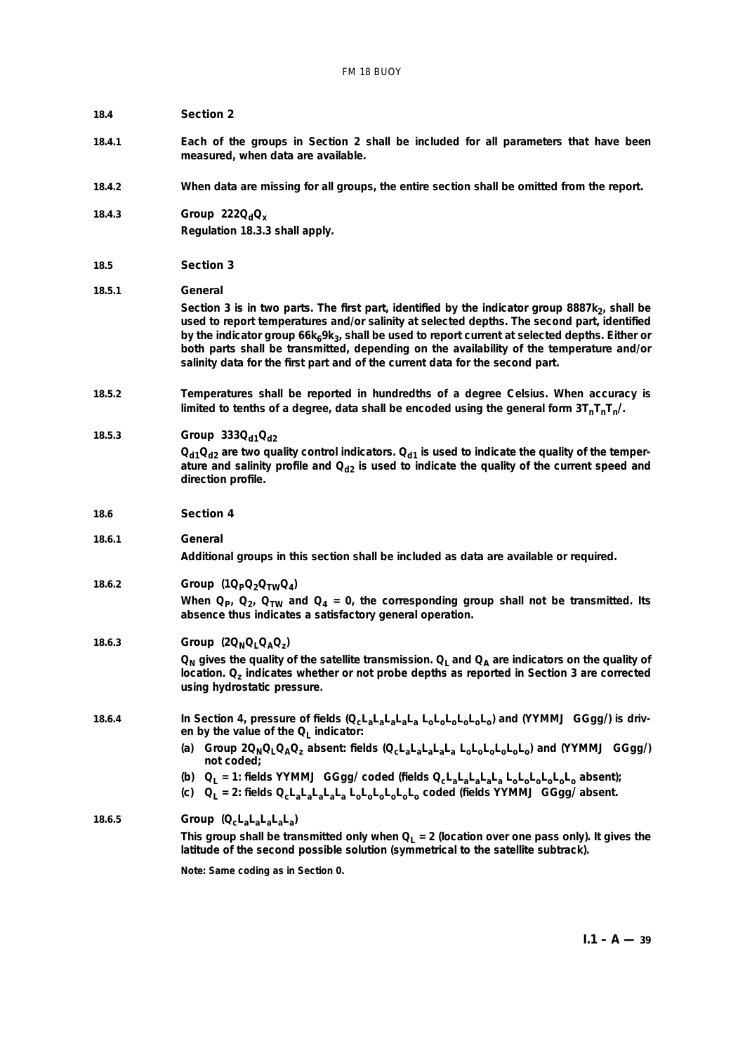**18.4** **Section 2**

**18.4.1** **Each of the groups in Section 2 shall be included for all parameters that have been measured, when data are available.**

**18.4.2** **When data are missing for all groups, the entire section shall be omitted from the report.**

**18.4.3** **Group $222Q_dQ_x$**

**Regulation 18.3.3 shall apply.**

**18.5** **Section 3**

**18.5.1** **General**

**Section 3 is in two parts. The first part, identified by the indicator group $8887k_2$, shall be used to report temperatures and/or salinity at selected depths. The second part, identified by the indicator group $66k_69k_3$, shall be used to report current at selected depths. Either or both parts shall be transmitted, depending on the availability of the temperature and/or salinity data for the first part and of the current data for the second part.**

**18.5.2** **Temperatures shall be reported in hundredths of a degree Celsius. When accuracy is limited to tenths of a degree, data shall be encoded using the general form $3T_nT_nT_n/$.**

**18.5.3** **Group $333Q_{d1}Q_{d2}$**

**$Q_{d1}Q_{d2}$ are two quality control indicators. $Q_{d1}$ is used to indicate the quality of the temperature and salinity profile and $Q_{d2}$ is used to indicate the quality of the current speed and direction profile.**

**18.6** **Section 4**

**18.6.1** **General**

**Additional groups in this section shall be included as data are available or required.**

**18.6.2** **Group $(1Q_PQ_2Q_{TW}Q_4)$**

**When $Q_P$, $Q_2$, $Q_{TW}$ and $Q_4$ = 0, the corresponding group shall not be transmitted. Its absence thus indicates a satisfactory general operation.**

**18.6.3** **Group $(2Q_NQ_LQ_AQ_z)$**

**$Q_N$ gives the quality of the satellite transmission. $Q_L$ and $Q_A$ are indicators on the quality of location. $Q_z$ indicates whether or not probe depths as reported in Section 3 are corrected using hydrostatic pressure.**

**18.6.4** **In Section 4, pressure of fields ($Q_cL_aL_aL_aL_aL_a$ $L_oL_oL_oL_oL_oL_o$) and (YYMMJ GGgg/) is driven by the value of the $Q_L$ indicator:**

**(a) Group $2Q_NQ_LQ_AQ_z$ absent: fields ($Q_cL_aL_aL_aL_aL_a$ $L_oL_oL_oL_oL_oL_o$) and (YYMMJ GGgg/) not coded;**

**(b) $Q_L$ = 1: fields YYMMJ GGgg/ coded (fields $Q_cL_aL_aL_aL_aL_a$ $L_oL_oL_oL_oL_oL_o$ absent);**

**(c) $Q_L$ = 2: fields $Q_cL_aL_aL_aL_aL_a$ $L_oL_oL_oL_oL_oL_o$ coded (fields YYMMJ GGgg/ absent.**

**18.6.5** **Group $(Q_cL_aL_aL_aL_aL_a)$**

**This group shall be transmitted only when $Q_L$ = 2 (location over one pass only). It gives the latitude of the second possible solution (symmetrical to the satellite subtrack).**

**Note: Same coding as in Section 0.**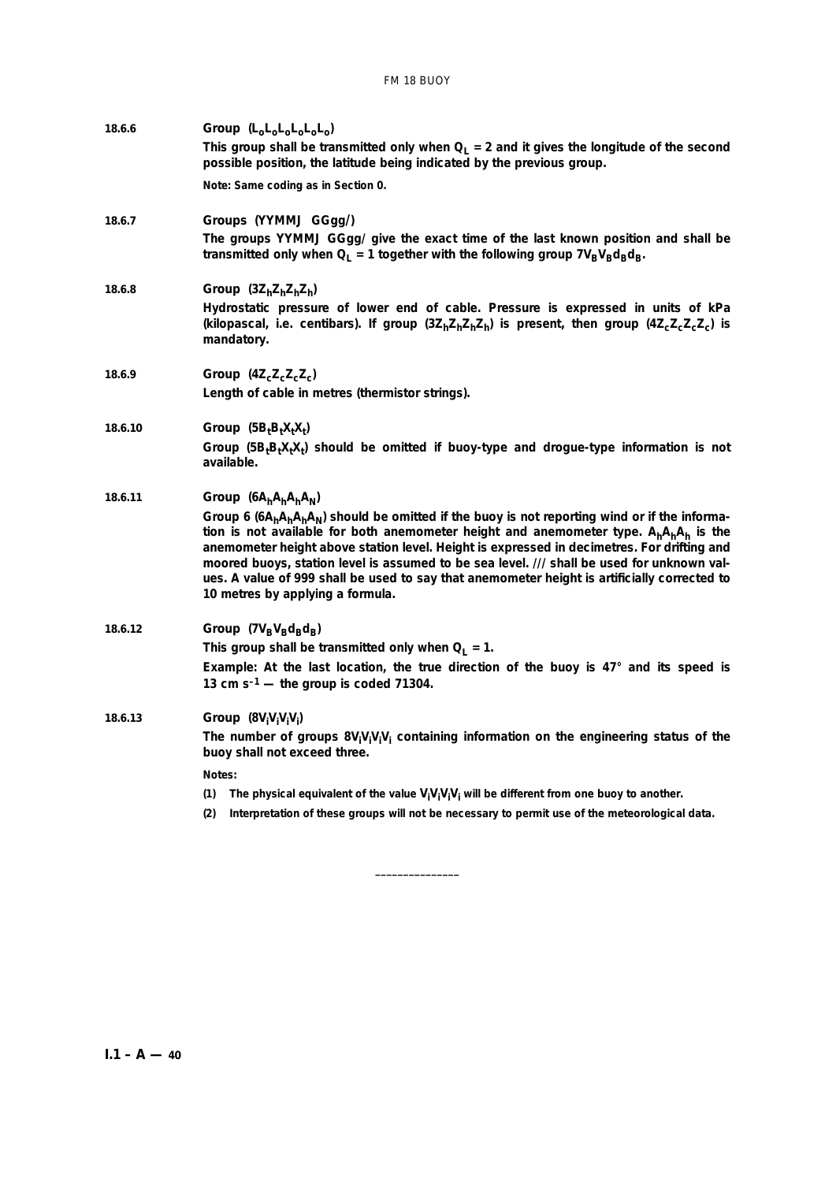**18.6.6** **Group ($L_oL_oL_oL_oL_oL_o$)**

**This group shall be transmitted only when $Q_L = 2$ and it gives the longitude of the second possible position, the latitude being indicated by the previous group.**

**Note: Same coding as in Section 0.**

**18.6.7** **Groups (YYMMJ GGgg/)**

**The groups YYMMJ GGgg/ give the exact time of the last known position and shall be transmitted only when $Q_L = 1$ together with the following group $7V_BV_Bd_Bd_B$.**

**18.6.8** **Group ($3Z_hZ_hZ_hZ_h$)**

**Hydrostatic pressure of lower end of cable. Pressure is expressed in units of kPa (kilopascal, i.e. centibars). If group ($3Z_hZ_hZ_hZ_h$) is present, then group ($4Z_cZ_cZ_cZ_c$) is mandatory.**

**18.6.9** **Group ($4Z_cZ_cZ_cZ_c$)**

**Length of cable in metres (thermistor strings).**

**18.6.10** **Group ($5B_tB_tX_tX_t$)**

**Group ($5B_tB_tX_tX_t$) should be omitted if buoy-type and drogue-type information is not available.**

**18.6.11** **Group ($6A_hA_hA_hA_N$)**

**Group 6 ($6A_hA_hA_hA_N$) should be omitted if the buoy is not reporting wind or if the information is not available for both anemometer height and anemometer type. $A_hA_hA_h$ is the anemometer height above station level. Height is expressed in decimetres. For drifting and moored buoys, station level is assumed to be sea level. /// shall be used for unknown values. A value of 999 shall be used to say that anemometer height is artificially corrected to 10 metres by applying a formula.**

**18.6.12** **Group ($7V_BV_Bd_Bd_B$)**

**This group shall be transmitted only when $Q_L = 1$.**

**Example: At the last location, the true direction of the buoy is 47° and its speed is 13 cm $s^{-1}$ — the group is coded 71304.**

**18.6.13** **Group ($8V_iV_iV_iV_i$)**

**The number of groups $8V_iV_iV_iV_i$ containing information on the engineering status of the buoy shall not exceed three.**

**Notes:**

**(1) The physical equivalent of the value $V_iV_iV_iV_i$ will be different from one buoy to another.**

**(2) Interpretation of these groups will not be necessary to permit use of the meteorological data.**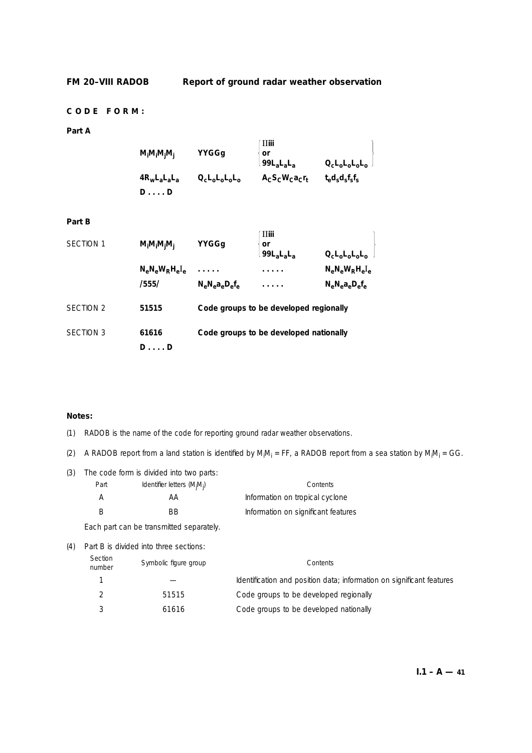## FM 20–VIII RADOB Report of ground radar weather observation

**CODE FORM:**

**Part A**

| | | | |
|---|---|---|---|
| $M_iM_iM_jM_j$ | YYGGg | IIiii or $99L_aL_aL_a$ | $Q_cL_oL_oL_oL_o$ |
| $4R_wL_aL_aL_a$ | $Q_cL_oL_oL_oL_o$ | $A_CS_CW_Ca_Cr_t$ | $t_ed_sd_sf_sf_s$ |
| D . . . . D | | | |

**Part B**

| | | | | |
|---|---|---|---|---|
| SECTION 1 | $M_iM_iM_jM_j$ | YYGGg | IIiii or $99L_aL_aL_a$ | $Q_cL_oL_oL_oL_o$ |
| | $N_eN_eW_RH_eI_e$ | . . . . . | . . . . . | $N_eN_eW_RH_eI_e$ |
| | /555/ | $N_eN_ea_eD_ef_e$ | . . . . . | $N_eN_ea_eD_ef_e$ |
| SECTION 2 | 51515 | Code groups to be developed regionally | | |
| SECTION 3 | 61616 | Code groups to be developed nationally | | |
| | D . . . . D | | | |

**Notes:**

(1) RADOB is the name of the code for reporting ground radar weather observations.

(2) A RADOB report from a land station is identified by $M_iM_i$ = FF, a RADOB report from a sea station by $M_iM_i$ = GG.

(3) The code form is divided into two parts:

| Part | Identifier letters ($M_jM_j$) | Contents |
|---|---|---|
| A | AA | Information on tropical cyclone |
| B | BB | Information on significant features |

Each part can be transmitted separately.

(4) Part B is divided into three sections:

| Section number | Symbolic figure group | Contents |
|---|---|---|
| 1 | — | Identification and position data; information on significant features |
| 2 | 51515 | Code groups to be developed regionally |
| 3 | 61616 | Code groups to be developed nationally |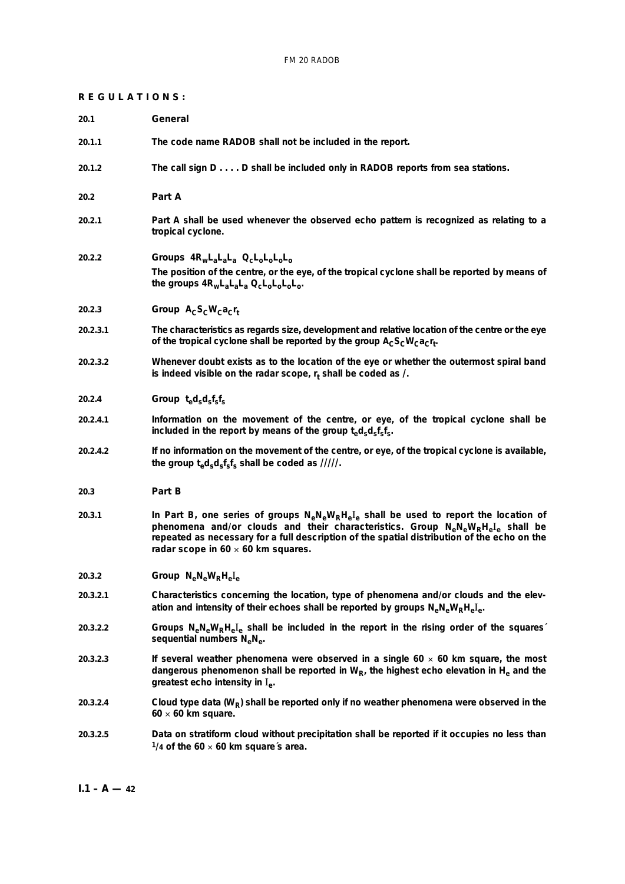**R E G U L A T I O N S :**

**20.1 General**

**20.1.1** **The code name RADOB shall not be included in the report.**

**20.1.2** **The call sign D . . . . D shall be included only in RADOB reports from sea stations.**

**20.2 Part A**

**20.2.1** **Part A shall be used whenever the observed echo pattern is recognized as relating to a tropical cyclone.**

**20.2.2** **Groups $4R_wL_aL_aL_a$ $Q_cL_oL_oL_oL_o$**

**The position of the centre, or the eye, of the tropical cyclone shall be reported by means of the groups $4R_wL_aL_aL_a$ $Q_cL_oL_oL_oL_o$.**

**20.2.3** **Group $A_CS_CW_Ca_Cr_t$**

**20.2.3.1** **The characteristics as regards size, development and relative location of the centre or the eye of the tropical cyclone shall be reported by the group $A_CS_CW_Ca_Cr_t$.**

**20.2.3.2** **Whenever doubt exists as to the location of the eye or whether the outermost spiral band is indeed visible on the radar scope, $r_t$ shall be coded as /.**

**20.2.4** **Group $t_ed_sd_sf_sf_s$**

**20.2.4.1** **Information on the movement of the centre, or eye, of the tropical cyclone shall be included in the report by means of the group $t_ed_sd_sf_sf_s$.**

**20.2.4.2** **If no information on the movement of the centre, or eye, of the tropical cyclone is available, the group $t_ed_sd_sf_sf_s$ shall be coded as /////.**

**20.3 Part B**

**20.3.1** **In Part B, one series of groups $N_eN_eW_RH_eI_e$ shall be used to report the location of phenomena and/or clouds and their characteristics. Group $N_eN_eW_RH_eI_e$ shall be repeated as necessary for a full description of the spatial distribution of the echo on the radar scope in 60 × 60 km squares.**

**20.3.2** **Group $N_eN_eW_RH_eI_e$**

**20.3.2.1** **Characteristics concerning the location, type of phenomena and/or clouds and the elevation and intensity of their echoes shall be reported by groups $N_eN_eW_RH_eI_e$.**

**20.3.2.2** **Groups $N_eN_eW_RH_eI_e$ shall be included in the report in the rising order of the squares´ sequential numbers $N_eN_e$.**

**20.3.2.3** **If several weather phenomena were observed in a single 60 × 60 km square, the most dangerous phenomenon shall be reported in $W_R$, the highest echo elevation in $H_e$ and the greatest echo intensity in $I_e$.**

**20.3.2.4** **Cloud type data ($W_R$) shall be reported only if no weather phenomena were observed in the 60 × 60 km square.**

**20.3.2.5** **Data on stratiform cloud without precipitation shall be reported if it occupies no less than 1/4 of the 60 × 60 km square´s area.**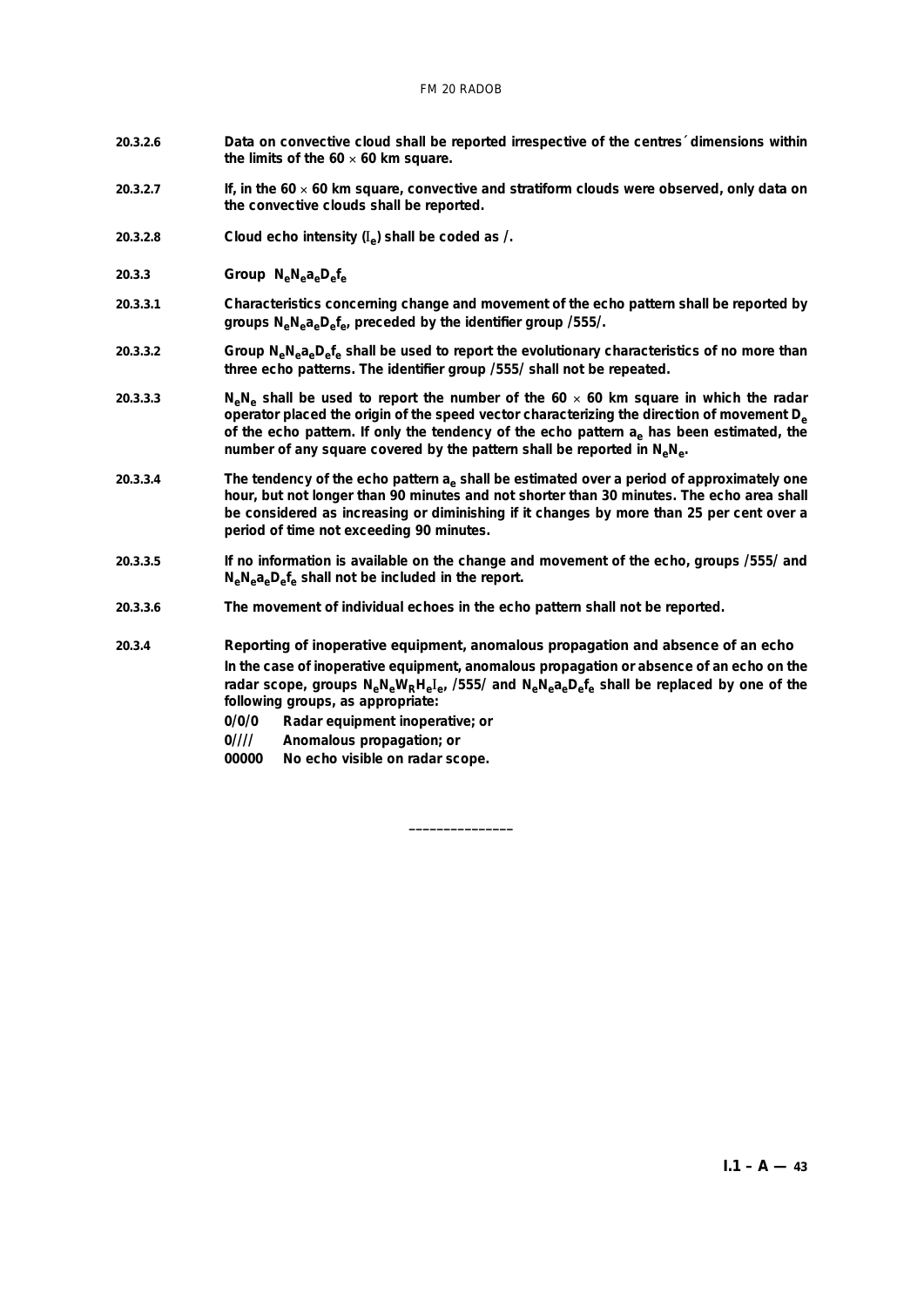**20.3.2.6** **Data on convective cloud shall be reported irrespective of the centres´ dimensions within the limits of the 60 × 60 km square.**

**20.3.2.7** **If, in the 60 × 60 km square, convective and stratiform clouds were observed, only data on the convective clouds shall be reported.**

**20.3.2.8** **Cloud echo intensity ($I_e$) shall be coded as /.**

**20.3.3** **Group $N_eN_ea_eD_ef_e$**

**20.3.3.1** **Characteristics concerning change and movement of the echo pattern shall be reported by groups $N_eN_ea_eD_ef_e$, preceded by the identifier group /555/.**

**20.3.3.2** **Group $N_eN_ea_eD_ef_e$ shall be used to report the evolutionary characteristics of no more than three echo patterns. The identifier group /555/ shall not be repeated.**

**20.3.3.3** **$N_eN_e$ shall be used to report the number of the 60 × 60 km square in which the radar operator placed the origin of the speed vector characterizing the direction of movement $D_e$ of the echo pattern. If only the tendency of the echo pattern $a_e$ has been estimated, the number of any square covered by the pattern shall be reported in $N_eN_e$.**

**20.3.3.4** **The tendency of the echo pattern $a_e$ shall be estimated over a period of approximately one hour, but not longer than 90 minutes and not shorter than 30 minutes. The echo area shall be considered as increasing or diminishing if it changes by more than 25 per cent over a period of time not exceeding 90 minutes.**

**20.3.3.5** **If no information is available on the change and movement of the echo, groups /555/ and $N_eN_ea_eD_ef_e$ shall not be included in the report.**

**20.3.3.6** **The movement of individual echoes in the echo pattern shall not be reported.**

**20.3.4** **Reporting of inoperative equipment, anomalous propagation and absence of an echo**

**In the case of inoperative equipment, anomalous propagation or absence of an echo on the radar scope, groups $N_eN_eW_RH_eI_e$, /555/ and $N_eN_ea_eD_ef_e$ shall be replaced by one of the following groups, as appropriate:**

**0/0/0** **Radar equipment inoperative; or**

**0////** **Anomalous propagation; or**

**00000** **No echo visible on radar scope.**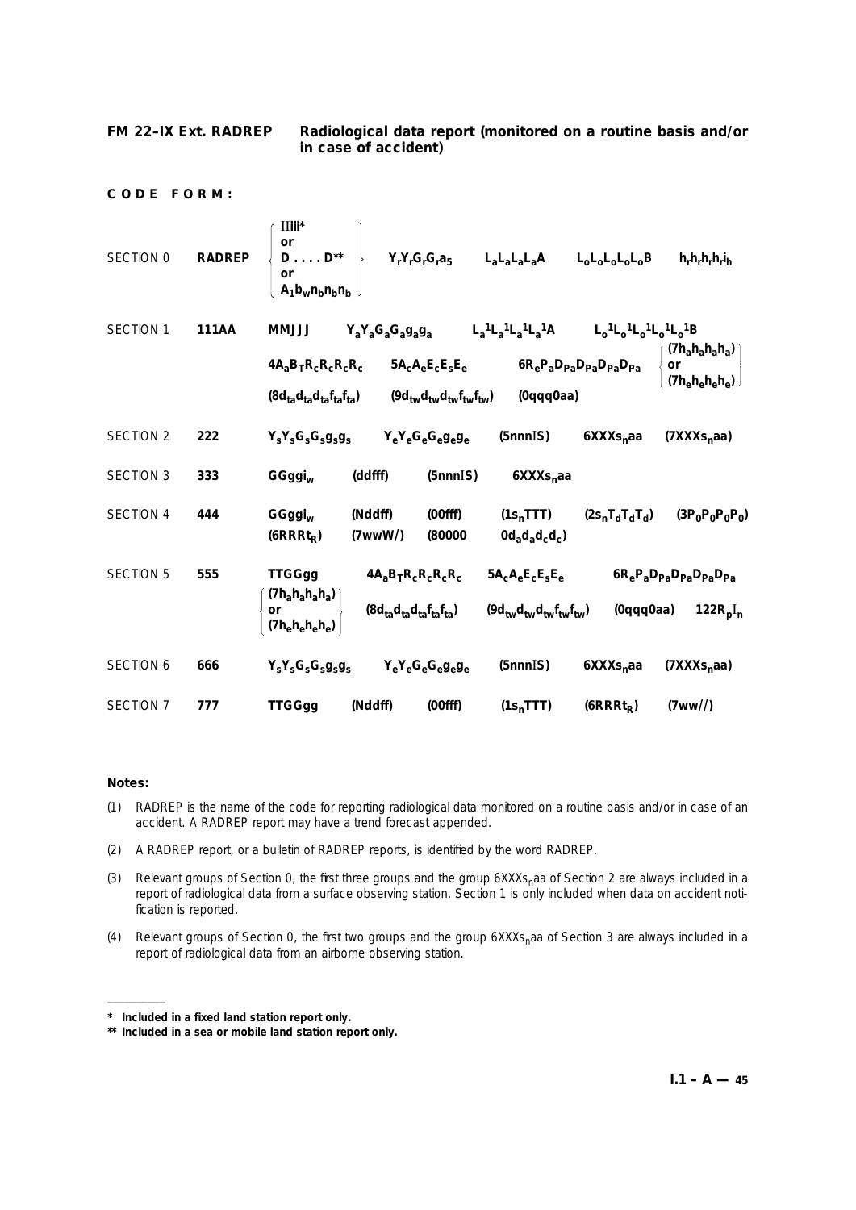**FM 22–IX Ext. RADREP Radiological data report (monitored on a routine basis and/or in case of accident)**

**CODE FORM:**

| | | |
|---|---|---|
| SECTION 0 | **RADREP** | { $IIiii$* or $D \ldots . D$** or $A_1b_wn_bn_bn_b$ } $Y_rY_rG_rG_ra_5$ $L_aL_aL_aL_aA$ $L_oL_oL_oL_oL_oB$ $h_rh_rh_rh_ri_h$ |
| SECTION 1 | **111AA** | $MMJJJ$ $Y_aY_aG_aG_ag_ag_a$ $L_a^1L_a^1L_a^1L_a^1A$ $L_o^1L_o^1L_o^1L_o^1L_o^1B$ <br> $4A_aB_TR_cR_cR_cR_c$ $5A_cA_eE_cE_sE_e$ $6R_eP_aD_{Pa}D_{Pa}D_{Pa}D_{Pa}$ { $(7h_ah_ah_ah_a)$ or $(7h_eh_eh_eh_e)$ } <br> $(8d_{ta}d_{ta}d_{ta}f_{ta}f_{ta})$ $(9d_{tw}d_{tw}d_{tw}f_{tw}f_{tw})$ $(0qqq0aa)$ |
| SECTION 2 | **222** | $Y_sY_sG_sG_sg_sg_s$ $Y_eY_eG_eG_eg_eg_e$ $(5nnnIS)$ $6XXXs_naa$ $(7XXXs_naa)$ |
| SECTION 3 | **333** | $GGggi_w$ $(ddfff)$ $(5nnnIS)$ $6XXXs_naa$ |
| SECTION 4 | **444** | $GGggi_w$ $(Nddff)$ $(00fff)$ $(1s_nTTT)$ $(2s_nT_dT_dT_d)$ $(3P_0P_0P_0P_0)$ <br> $(6RRRt_R)$ $(7wwW/)$ $(80000$ $0d_ad_ad_cd_c)$ |
| SECTION 5 | **555** | $TTGGgg$ $4A_aB_TR_cR_cR_cR_c$ $5A_cA_eE_cE_sE_e$ $6R_eP_aD_{Pa}D_{Pa}D_{Pa}D_{Pa}$ <br> { $(7h_ah_ah_ah_a)$ or $(7h_eh_eh_eh_e)$ } $(8d_{ta}d_{ta}d_{ta}f_{ta}f_{ta})$ $(9d_{tw}d_{tw}d_{tw}f_{tw}f_{tw})$ $(0qqq0aa)$ $122R_pI_n$ |
| SECTION 6 | **666** | $Y_sY_sG_sG_sg_sg_s$ $Y_eY_eG_eG_eg_eg_e$ $(5nnnIS)$ $6XXXs_naa$ $(7XXXs_naa)$ |
| SECTION 7 | **777** | $TTGGgg$ $(Nddff)$ $(00fff)$ $(1s_nTTT)$ $(6RRRt_R)$ $(7ww//)$ |

**Notes:**

(1) RADREP is the name of the code for reporting radiological data monitored on a routine basis and/or in case of an accident. A RADREP report may have a trend forecast appended.

(2) A RADREP report, or a bulletin of RADREP reports, is identified by the word RADREP.

(3) Relevant groups of Section 0, the first three groups and the group $6XXXs_naa$ of Section 2 are always included in a report of radiological data from a surface observing station. Section 1 is only included when data on accident notification is reported.

(4) Relevant groups of Section 0, the first two groups and the group $6XXXs_naa$ of Section 3 are always included in a report of radiological data from an airborne observing station.

---

\* **Included in a fixed land station report only.**

\*\* **Included in a sea or mobile land station report only.**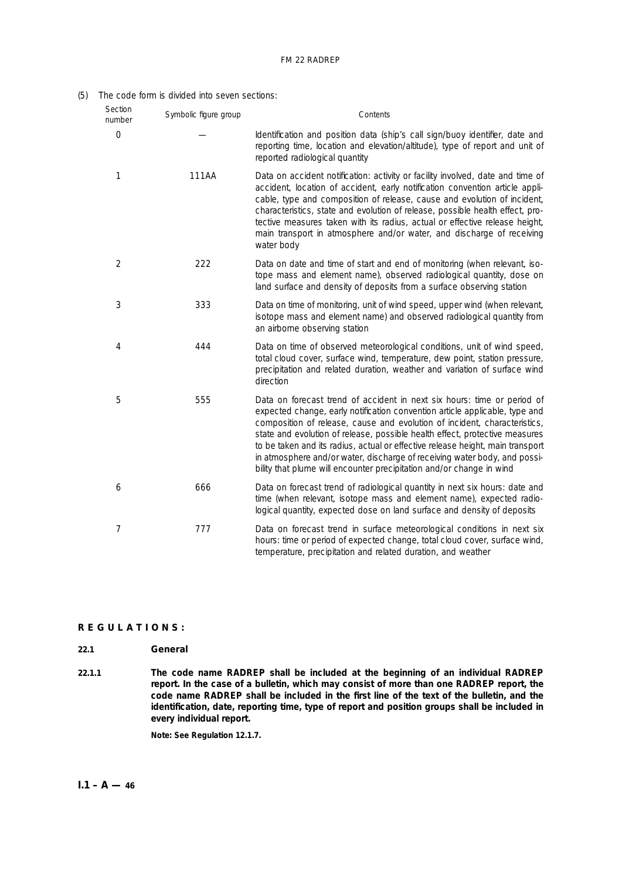(5) The code form is divided into seven sections:

| Section number | Symbolic figure group | Contents |
|---|---|---|
| 0 | — | Identification and position data (ship's call sign/buoy identifier, date and reporting time, location and elevation/altitude), type of report and unit of reported radiological quantity |
| 1 | 111AA | Data on accident notification: activity or facility involved, date and time of accident, location of accident, early notification convention article applicable, type and composition of release, cause and evolution of incident, characteristics, state and evolution of release, possible health effect, protective measures taken with its radius, actual or effective release height, main transport in atmosphere and/or water, and discharge of receiving water body |
| 2 | 222 | Data on date and time of start and end of monitoring (when relevant, isotope mass and element name), observed radiological quantity, dose on land surface and density of deposits from a surface observing station |
| 3 | 333 | Data on time of monitoring, unit of wind speed, upper wind (when relevant, isotope mass and element name) and observed radiological quantity from an airborne observing station |
| 4 | 444 | Data on time of observed meteorological conditions, unit of wind speed, total cloud cover, surface wind, temperature, dew point, station pressure, precipitation and related duration, weather and variation of surface wind direction |
| 5 | 555 | Data on forecast trend of accident in next six hours: time or period of expected change, early notification convention article applicable, type and composition of release, cause and evolution of incident, characteristics, state and evolution of release, possible health effect, protective measures to be taken and its radius, actual or effective release height, main transport in atmosphere and/or water, discharge of receiving water body, and possibility that plume will encounter precipitation and/or change in wind |
| 6 | 666 | Data on forecast trend of radiological quantity in next six hours: date and time (when relevant, isotope mass and element name), expected radiological quantity, expected dose on land surface and density of deposits |
| 7 | 777 | Data on forecast trend in surface meteorological conditions in next six hours: time or period of expected change, total cloud cover, surface wind, temperature, precipitation and related duration, and weather |

**REGULATIONS:**

**22.1 General**

**22.1.1** **The code name RADREP shall be included at the beginning of an individual RADREP report. In the case of a bulletin, which may consist of more than one RADREP report, the code name RADREP shall be included in the first line of the text of the bulletin, and the identification, date, reporting time, type of report and position groups shall be included in every individual report.**

**Note: See Regulation 12.1.7.**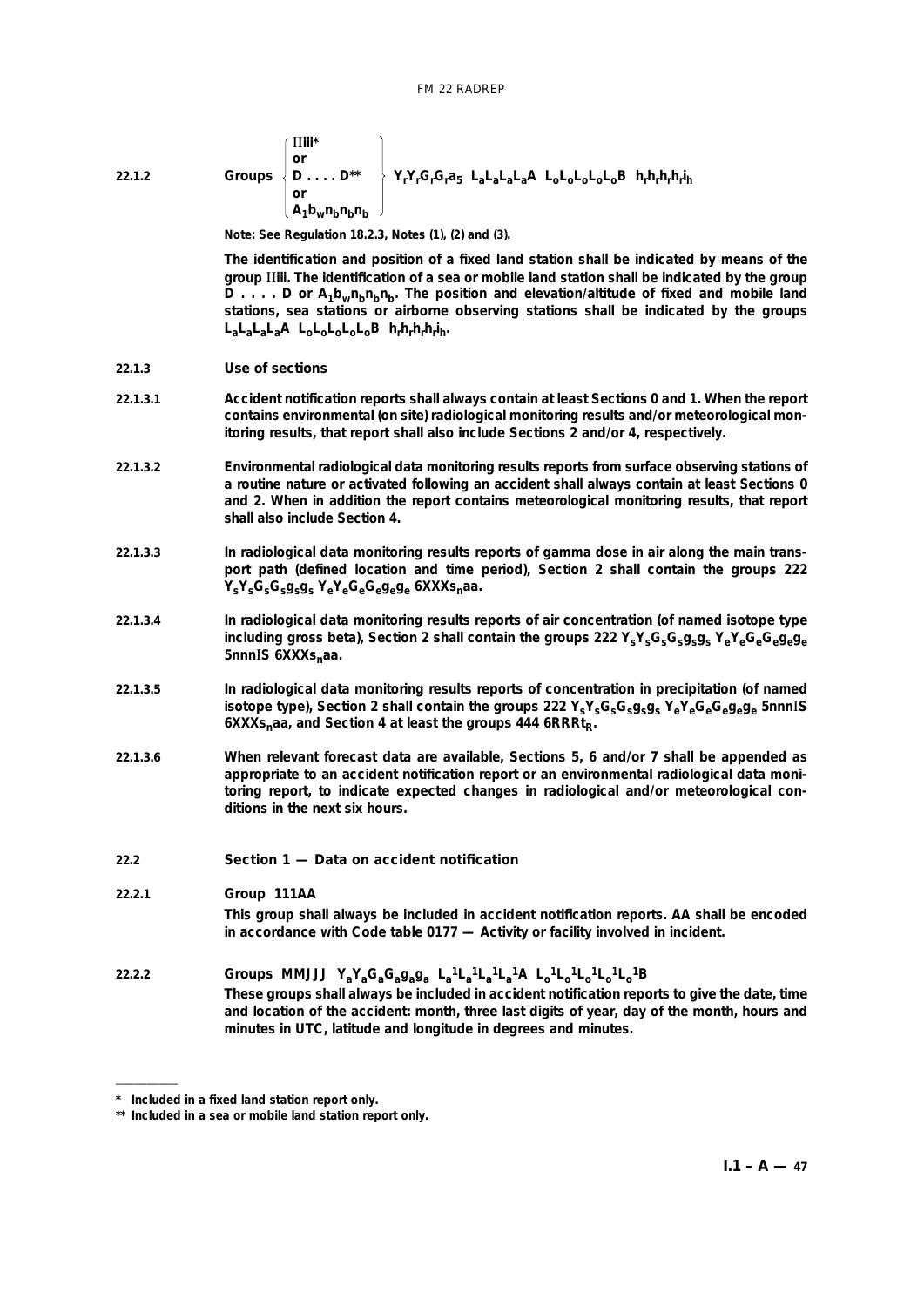**22.1.2** Groups $\left\{ \begin{array}{l} IIiii^{*} \\ \text{or} \\ D \ldots . D^{**} \\ \text{or} \\ A_1b_wn_bn_bn_b \end{array} \right\}$ $Y_rY_rG_rG_ra_5$ $L_aL_aL_aL_aA$ $L_oL_oL_oL_oL_oB$ $h_rh_rh_rh_ri_h$

**Note: See Regulation 18.2.3, Notes (1), (2) and (3).**

**The identification and position of a fixed land station shall be indicated by means of the group IIiii. The identification of a sea or mobile land station shall be indicated by the group D . . . . D or $A_1b_wn_bn_bn_b$. The position and elevation/altitude of fixed and mobile land stations, sea stations or airborne observing stations shall be indicated by the groups $L_aL_aL_aL_aA$ $L_oL_oL_oL_oL_oB$ $h_rh_rh_rh_ri_h$.**

**22.1.3** **Use of sections**

**22.1.3.1** **Accident notification reports shall always contain at least Sections 0 and 1. When the report contains environmental (on site) radiological monitoring results and/or meteorological monitoring results, that report shall also include Sections 2 and/or 4, respectively.**

**22.1.3.2** **Environmental radiological data monitoring results reports from surface observing stations of a routine nature or activated following an accident shall always contain at least Sections 0 and 2. When in addition the report contains meteorological monitoring results, that report shall also include Section 4.**

**22.1.3.3** **In radiological data monitoring results reports of gamma dose in air along the main transport path (defined location and time period), Section 2 shall contain the groups 222 $Y_sY_sG_sG_sg_sg_s$ $Y_eY_eG_eG_eg_eg_e$ $6XXXs_naa$.**

**22.1.3.4** **In radiological data monitoring results reports of air concentration (of named isotope type including gross beta), Section 2 shall contain the groups 222 $Y_sY_sG_sG_sg_sg_s$ $Y_eY_eG_eG_eg_eg_e$ 5nnnIS $6XXXs_naa$.**

**22.1.3.5** **In radiological data monitoring results reports of concentration in precipitation (of named isotope type), Section 2 shall contain the groups 222 $Y_sY_sG_sG_sg_sg_s$ $Y_eY_eG_eG_eg_eg_e$ 5nnnIS $6XXXs_naa$, and Section 4 at least the groups 444 $6RRRt_R$.**

**22.1.3.6** **When relevant forecast data are available, Sections 5, 6 and/or 7 shall be appended as appropriate to an accident notification report or an environmental radiological data monitoring report, to indicate expected changes in radiological and/or meteorological conditions in the next six hours.**

## 22.2 Section 1 — Data on accident notification

**22.2.1** **Group 111AA**

**This group shall always be included in accident notification reports. AA shall be encoded in accordance with Code table 0177 — Activity or facility involved in incident.**

**22.2.2** **Groups MMJJJ $Y_aY_aG_aG_ag_ag_a$ $L_a{}^1L_a{}^1L_a{}^1L_a{}^1A$ $L_o{}^1L_o{}^1L_o{}^1L_o{}^1L_o{}^1B$**

**These groups shall always be included in accident notification reports to give the date, time and location of the accident: month, three last digits of year, day of the month, hours and minutes in UTC, latitude and longitude in degrees and minutes.**

---

\* Included in a fixed land station report only.

\*\* Included in a sea or mobile land station report only.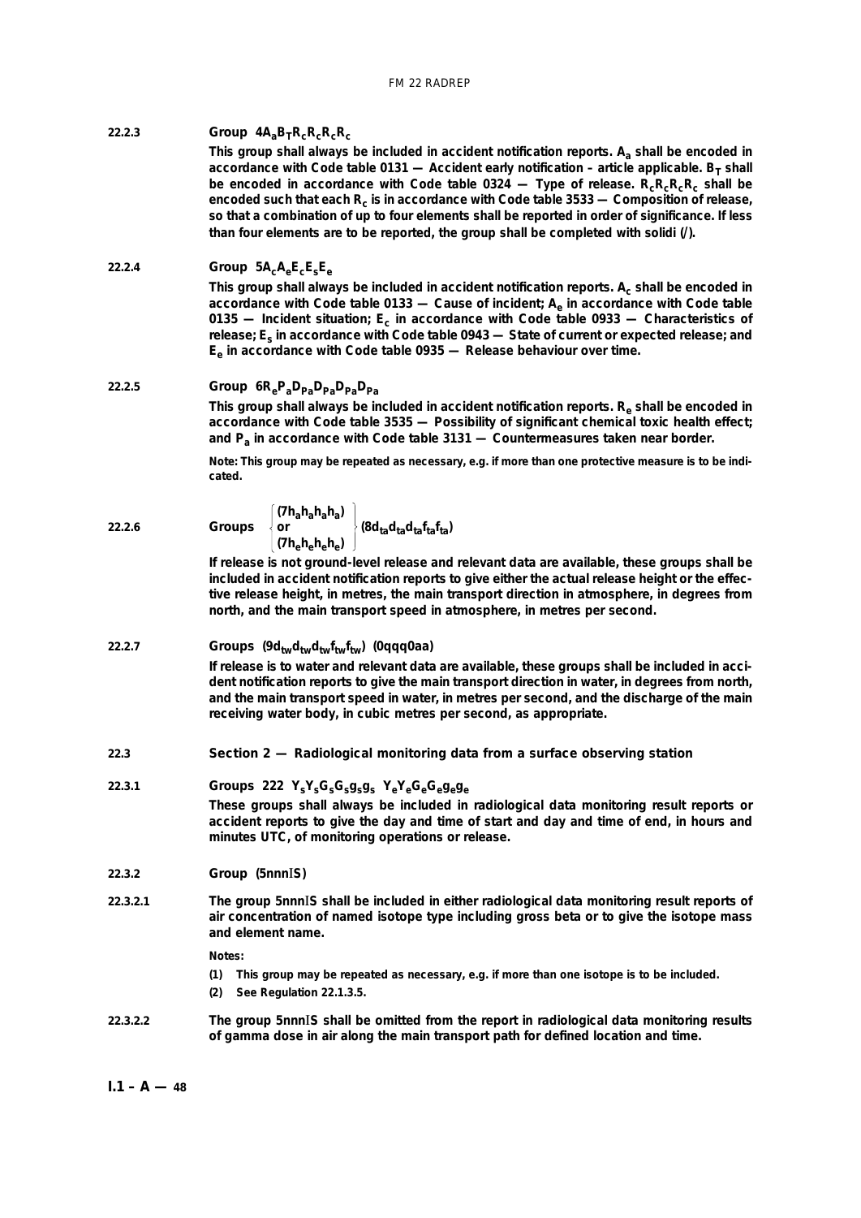**22.2.3** **Group $4A_aB_TR_cR_cR_cR_c$**

**This group shall always be included in accident notification reports. $A_a$ shall be encoded in accordance with Code table 0131 — Accident early notification – article applicable. $B_T$ shall be encoded in accordance with Code table 0324 — Type of release. $R_cR_cR_cR_c$ shall be encoded such that each $R_c$ is in accordance with Code table 3533 — Composition of release, so that a combination of up to four elements shall be reported in order of significance. If less than four elements are to be reported, the group shall be completed with solidi (/).**

**22.2.4** **Group $5A_cA_eE_cE_sE_e$**

**This group shall always be included in accident notification reports. $A_c$ shall be encoded in accordance with Code table 0133 — Cause of incident; $A_e$ in accordance with Code table 0135 — Incident situation; $E_c$ in accordance with Code table 0933 — Characteristics of release; $E_s$ in accordance with Code table 0943 — State of current or expected release; and $E_e$ in accordance with Code table 0935 — Release behaviour over time.**

**22.2.5** **Group $6R_eP_aD_{Pa}D_{Pa}D_{Pa}D_{Pa}$**

**This group shall always be included in accident notification reports. $R_e$ shall be encoded in accordance with Code table 3535 — Possibility of significant chemical toxic health effect; and $P_a$ in accordance with Code table 3131 — Countermeasures taken near border.**

**Note: This group may be repeated as necessary, e.g. if more than one protective measure is to be indicated.**

**22.2.6** **Groups**

$$\left\{\begin{matrix} (7h_ah_ah_ah_a) \\ \text{or} \\ (7h_eh_eh_eh_e) \end{matrix}\right\} (8d_{ta}d_{ta}d_{ta}f_{ta}f_{ta})$$

**If release is not ground-level release and relevant data are available, these groups shall be included in accident notification reports to give either the actual release height or the effective release height, in metres, the main transport direction in atmosphere, in degrees from north, and the main transport speed in atmosphere, in metres per second.**

**22.2.7** **Groups $(9d_{tw}d_{tw}d_{tw}f_{tw}f_{tw})$ (0qqq0aa)**

**If release is to water and relevant data are available, these groups shall be included in accident notification reports to give the main transport direction in water, in degrees from north, and the main transport speed in water, in metres per second, and the discharge of the main receiving water body, in cubic metres per second, as appropriate.**

## 22.3 Section 2 — Radiological monitoring data from a surface observing station

**22.3.1** **Groups 222 $Y_sY_sG_sG_sg_sg_s$ $Y_eY_eG_eG_eg_eg_e$**

**These groups shall always be included in radiological data monitoring result reports or accident reports to give the day and time of start and day and time of end, in hours and minutes UTC, of monitoring operations or release.**

**22.3.2** **Group (5nnnIS)**

**22.3.2.1** **The group 5nnnIS shall be included in either radiological data monitoring result reports of air concentration of named isotope type including gross beta or to give the isotope mass and element name.**

**Notes:**

**(1) This group may be repeated as necessary, e.g. if more than one isotope is to be included.**

**(2) See Regulation 22.1.3.5.**

**22.3.2.2** **The group 5nnnIS shall be omitted from the report in radiological data monitoring results of gamma dose in air along the main transport path for defined location and time.**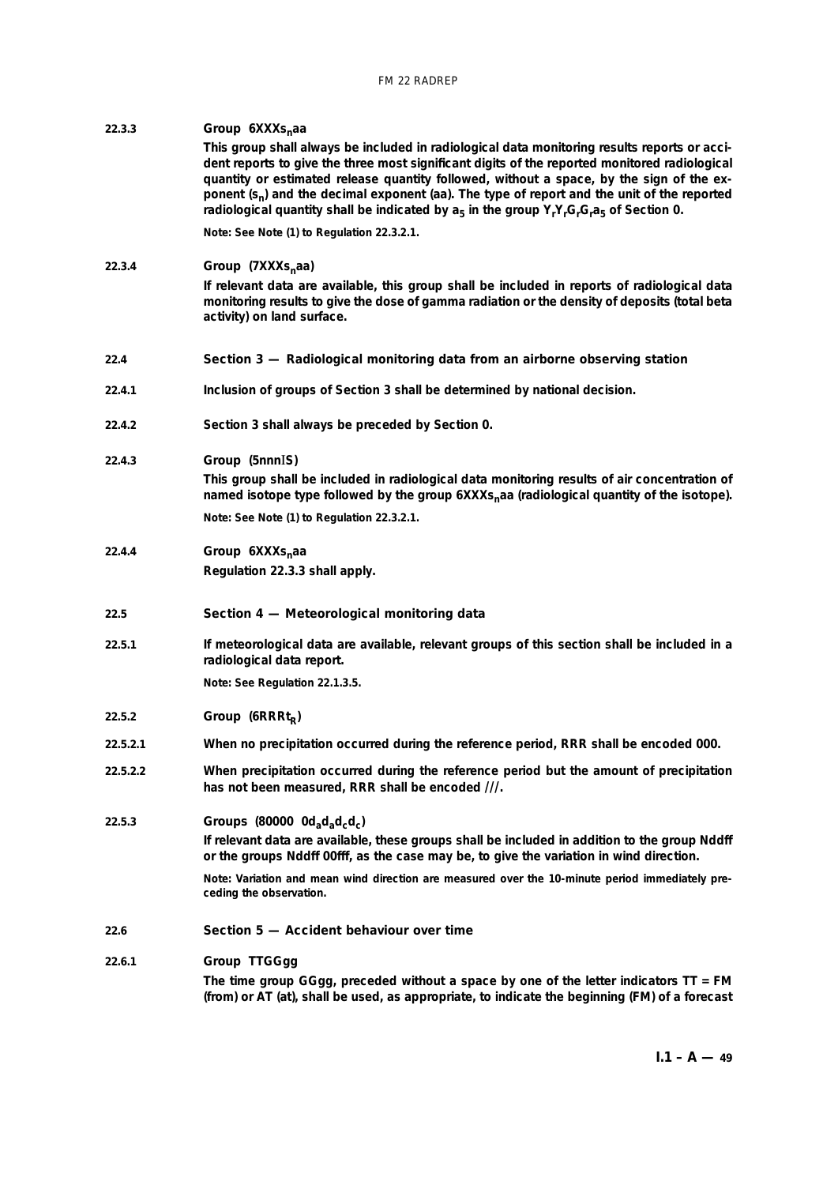**22.3.3** **Group 6XXX$s_n$aa**

**This group shall always be included in radiological data monitoring results reports or accident reports to give the three most significant digits of the reported monitored radiological quantity or estimated release quantity followed, without a space, by the sign of the exponent ($s_n$) and the decimal exponent (aa). The type of report and the unit of the reported radiological quantity shall be indicated by $a_5$ in the group $Y_rY_rG_rG_ra_5$ of Section 0.**

**Note: See Note (1) to Regulation 22.3.2.1.**

**22.3.4** **Group (7XXX$s_n$aa)**

**If relevant data are available, this group shall be included in reports of radiological data monitoring results to give the dose of gamma radiation or the density of deposits (total beta activity) on land surface.**

## 22.4 Section 3 — Radiological monitoring data from an airborne observing station

**22.4.1** **Inclusion of groups of Section 3 shall be determined by national decision.**

**22.4.2** **Section 3 shall always be preceded by Section 0.**

**22.4.3** **Group (5nnnIS)**

**This group shall be included in radiological data monitoring results of air concentration of named isotope type followed by the group 6XXX$s_n$aa (radiological quantity of the isotope).**

**Note: See Note (1) to Regulation 22.3.2.1.**

**22.4.4** **Group 6XXX$s_n$aa**

**Regulation 22.3.3 shall apply.**

## 22.5 Section 4 — Meteorological monitoring data

**22.5.1** **If meteorological data are available, relevant groups of this section shall be included in a radiological data report.**

**Note: See Regulation 22.1.3.5.**

**22.5.2** **Group (6RRR$t_R$)**

**22.5.2.1** **When no precipitation occurred during the reference period, RRR shall be encoded 000.**

**22.5.2.2** **When precipitation occurred during the reference period but the amount of precipitation has not been measured, RRR shall be encoded ///.**

**22.5.3** **Groups (80000 0$d_ad_ad_cd_c$)**

**If relevant data are available, these groups shall be included in addition to the group Nddff or the groups Nddff 00fff, as the case may be, to give the variation in wind direction.**

**Note: Variation and mean wind direction are measured over the 10-minute period immediately preceding the observation.**

## 22.6 Section 5 — Accident behaviour over time

**22.6.1** **Group TTGGgg**

**The time group GGgg, preceded without a space by one of the letter indicators TT = FM (from) or AT (at), shall be used, as appropriate, to indicate the beginning (FM) of a forecast**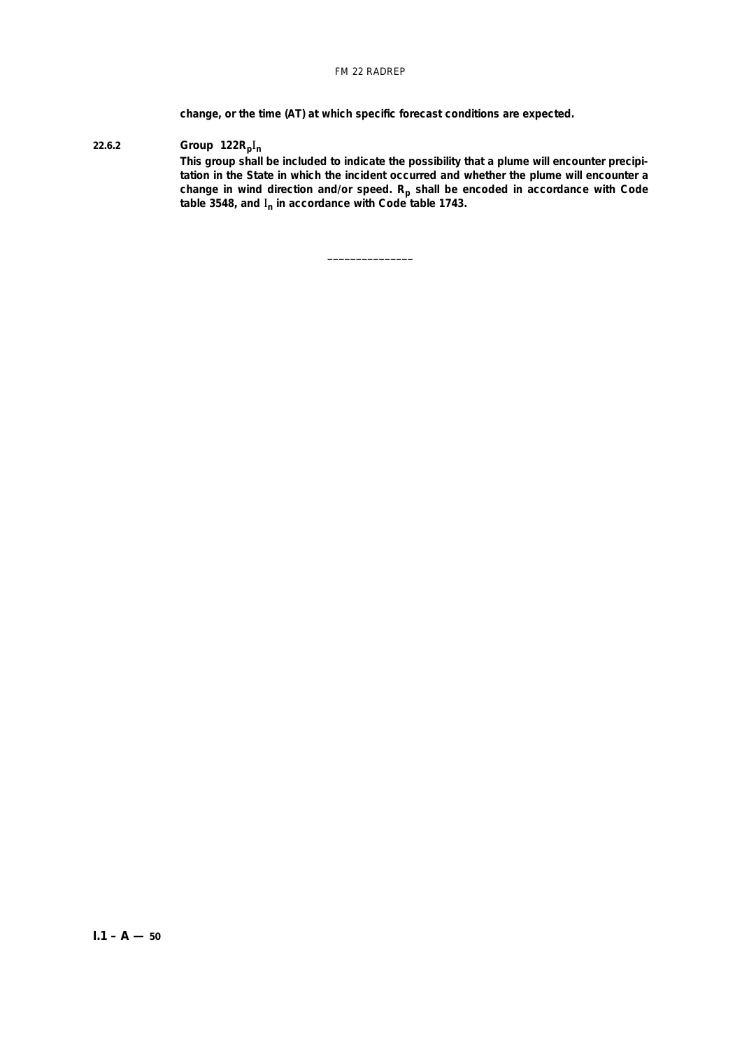**change, or the time (AT) at which specific forecast conditions are expected.**

**22.6.2 Group $122R_pI_n$**

**This group shall be included to indicate the possibility that a plume will encounter precipitation in the State in which the incident occurred and whether the plume will encounter a change in wind direction and/or speed. $R_p$ shall be encoded in accordance with Code table 3548, and $I_n$ in accordance with Code table 1743.**

---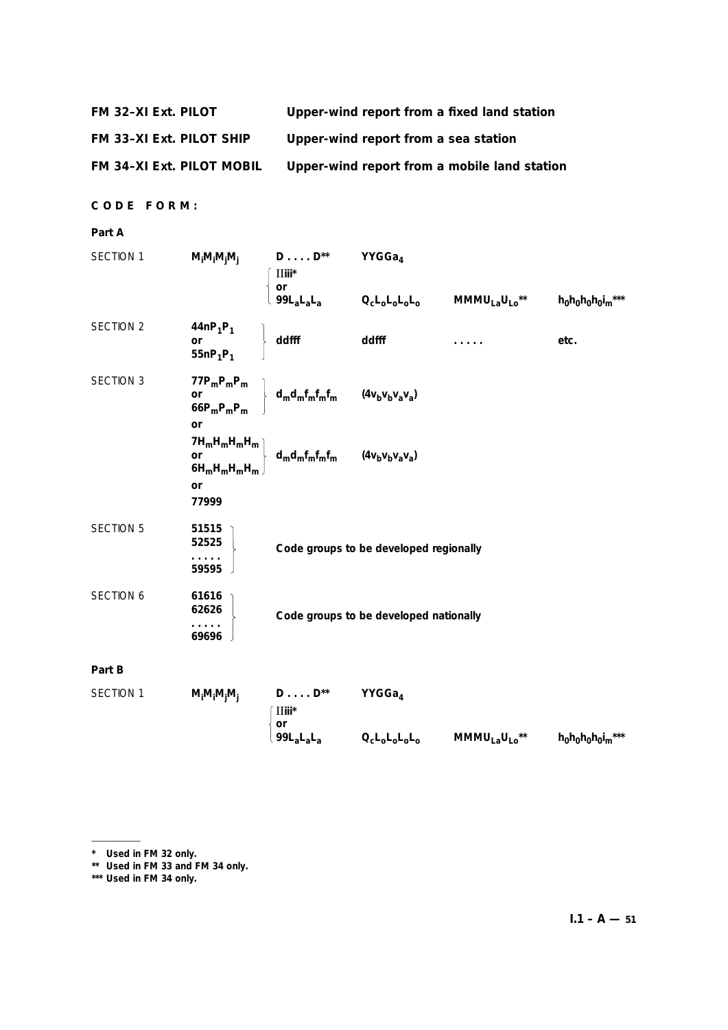| | |
|---|---|
| **FM 32–XI Ext. PILOT** | **Upper-wind report from a fixed land station** |
| **FM 33–XI Ext. PILOT SHIP** | **Upper-wind report from a sea station** |
| **FM 34–XI Ext. PILOT MOBIL** | **Upper-wind report from a mobile land station** |

**C O D E   F O R M :**

**Part A**

| | | | | | |
|---|---|---|---|---|---|
| SECTION 1 | $M_iM_iM_jM_j$ | $D \ldots . D$** | $YYGGa_4$ | | |
| | | IIiii* or $99L_aL_aL_a$ | $Q_cL_oL_oL_oL_o$ | $MMMU_{La}U_{Lo}$** | $h_0h_0h_0h_0i_m$*** |
| SECTION 2 | $44nP_1P_1$ or $55nP_1P_1$ | ddfff | ddfff | . . . . . | etc. |
| SECTION 3 | $77P_mP_mP_m$ or $66P_mP_mP_m$ | $d_md_mf_mf_mf_m$ | $(4v_bv_bv_av_a)$ | | |
| | or | | | | |
| | $7H_mH_mH_mH_m$ or $6H_mH_mH_mH_m$ | $d_md_mf_mf_mf_m$ | $(4v_bv_bv_av_a)$ | | |
| | or 77999 | | | | |
| SECTION 5 | 51515 52525 . . . . . 59595 | Code groups to be developed regionally | | | |
| SECTION 6 | 61616 62626 . . . . . 69696 | Code groups to be developed nationally | | | |

**Part B**

| | | | | | |
|---|---|---|---|---|---|
| SECTION 1 | $M_iM_iM_jM_j$ | $D \ldots . D$** | $YYGGa_4$ | | |
| | | IIiii* or $99L_aL_aL_a$ | $Q_cL_oL_oL_oL_o$ | $MMMU_{La}U_{Lo}$** | $h_0h_0h_0h_0i_m$*** |

---

\* Used in FM 32 only.

\*\* Used in FM 33 and FM 34 only.

\*\*\* Used in FM 34 only.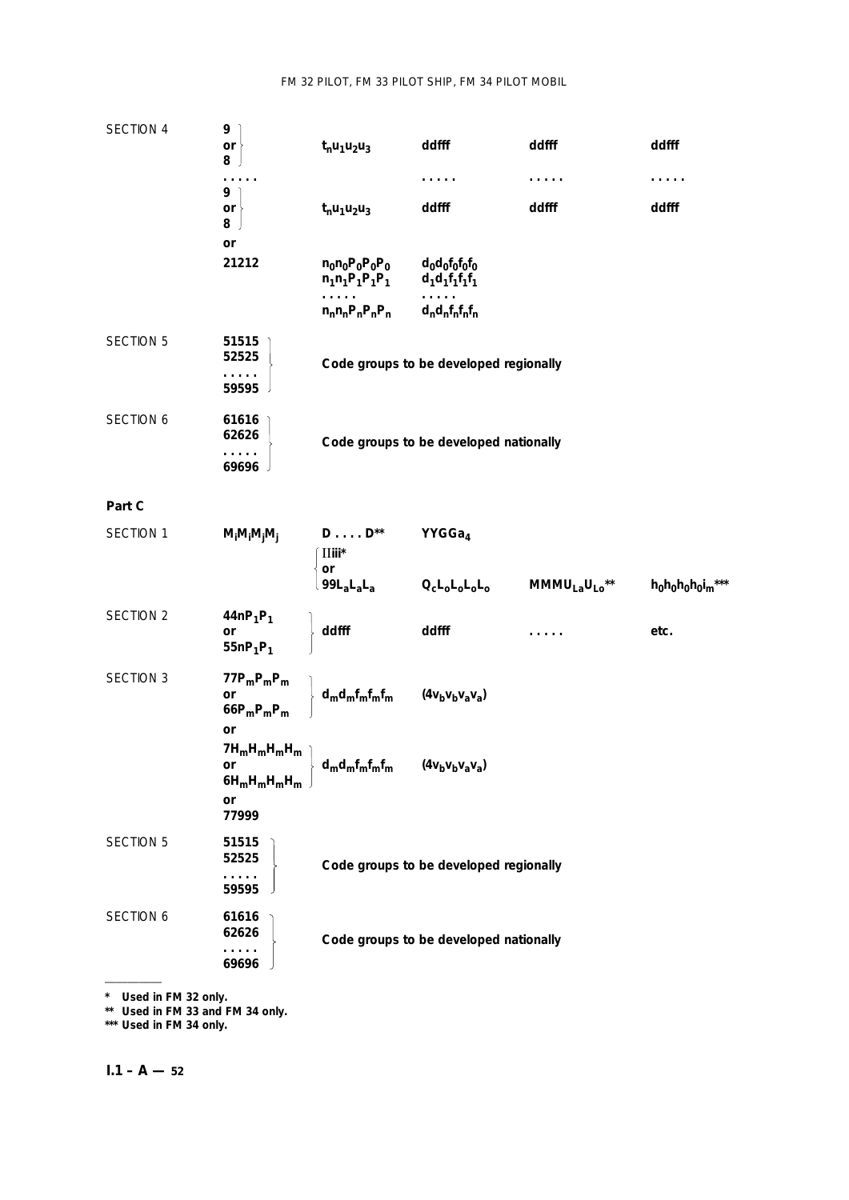SECTION 4

| | | | | | |
|---|---|---|---|---|---|
| SECTION 4 | 9 or 8 | $t_nu_1u_2u_3$ | ddfff | ddfff | ddfff |
| | . . . . . | | . . . . . | . . . . . | . . . . . |
| | 9 or 8 | $t_nu_1u_2u_3$ | ddfff | ddfff | ddfff |
| | or | | | | |
| | 21212 | $n_0n_0P_0P_0P_0$ | $d_0d_0f_0f_0f_0$ | | |
| | | $n_1n_1P_1P_1P_1$ | $d_1d_1f_1f_1f_1$ | | |
| | | . . . . . | . . . . . | | |
| | | $n_nn_nP_nP_nP_n$ | $d_nd_nf_nf_nf_n$ | | |
| SECTION 5 | 51515 52525 . . . . . 59595 | Code groups to be developed regionally | | | |
| SECTION 6 | 61616 62626 . . . . . 69696 | Code groups to be developed nationally | | | |

**Part C**

| | | | | | |
|---|---|---|---|---|---|
| SECTION 1 | $M_iM_iM_jM_j$ | D . . . . D** | $YYGGa_4$ | | |
| | | IIiii* or $99L_aL_aL_a$ | $Q_cL_oL_oL_oL_o$ | $MMMU_{La}U_{Lo}$** | $h_0h_0h_0h_0i_m$*** |
| SECTION 2 | $44nP_1P_1$ or $55nP_1P_1$ | ddfff | ddfff | . . . . . | etc. |
| SECTION 3 | $77P_mP_mP_m$ or $66P_mP_mP_m$ | $d_md_mf_mf_mf_m$ | $(4v_bv_bv_av_a)$ | | |
| | or | | | | |
| | $7H_mH_mH_mH_m$ or $6H_mH_mH_mH_m$ | $d_md_mf_mf_mf_m$ | $(4v_bv_bv_av_a)$ | | |
| | or 77999 | | | | |
| SECTION 5 | 51515 52525 . . . . . 59595 | Code groups to be developed regionally | | | |
| SECTION 6 | 61616 62626 . . . . . 69696 | Code groups to be developed nationally | | | |

---

\* Used in FM 32 only.

\** Used in FM 33 and FM 34 only.

\*** Used in FM 34 only.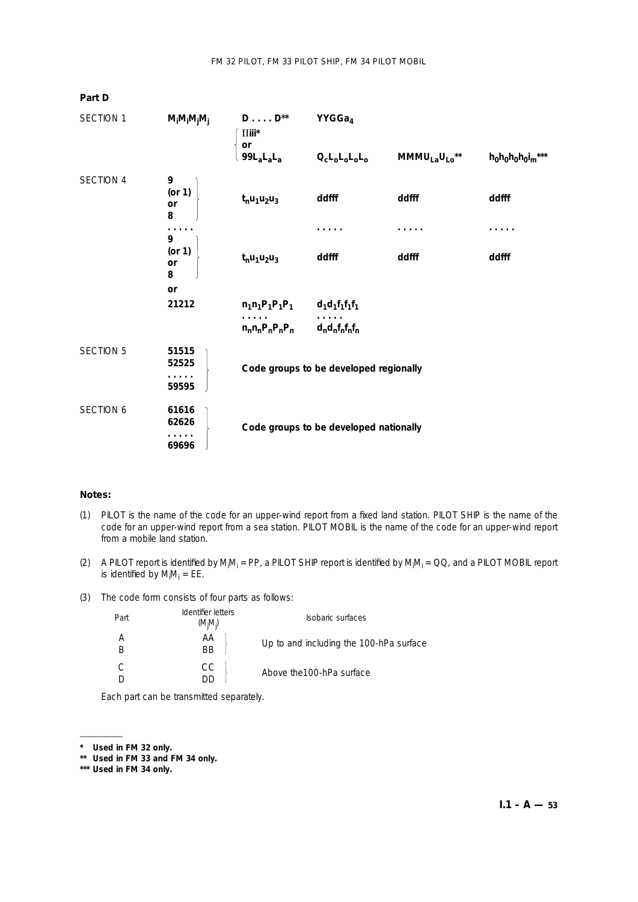## Part D

| | | | | | |
|---|---|---|---|---|---|
| SECTION 1 | $M_iM_iM_jM_j$ | D . . . . D** | $YYGGa_4$ | | |
| | | IIiii* or $99L_aL_aL_a$ | $Q_cL_oL_oL_oL_o$ | $MMMU_{La}U_{Lo}$** | $h_0h_0h_0h_0i_m$*** |
| SECTION 4 | 9 (or 1) or 8 | $t_nu_1u_2u_3$ | ddfff | ddfff | ddfff |
| | . . . . . | | . . . . . | . . . . . | . . . . . |
| | 9 (or 1) or 8 | $t_nu_1u_2u_3$ | ddfff | ddfff | ddfff |
| | or | | | | |
| | 21212 | $n_1n_1P_1P_1P_1$ | $d_1d_1f_1f_1f_1$ | | |
| | | . . . . . | . . . . . | | |
| | | $n_nn_nP_nP_nP_n$ | $d_nd_nf_nf_nf_n$ | | |
| SECTION 5 | 51515 52525 . . . . . 59595 | Code groups to be developed regionally | | | |
| SECTION 6 | 61616 62626 . . . . . 69696 | Code groups to be developed nationally | | | |

**Notes:**

(1) PILOT is the name of the code for an upper-wind report from a fixed land station. PILOT SHIP is the name of the code for an upper-wind report from a sea station. PILOT MOBIL is the name of the code for an upper-wind report from a mobile land station.

(2) A PILOT report is identified by $M_iM_i$ = PP, a PILOT SHIP report is identified by $M_iM_i$ = QQ, and a PILOT MOBIL report is identified by $M_iM_i$ = EE.

(3) The code form consists of four parts as follows:

| Part | Identifier letters ($M_jM_j$) | Isobaric surfaces |
|---|---|---|
| A | AA | Up to and including the 100-hPa surface |
| B | BB | |
| C | CC | Above the100-hPa surface |
| D | DD | |

Each part can be transmitted separately.

---

**\* Used in FM 32 only.**

**\*\* Used in FM 33 and FM 34 only.**

**\*\*\* Used in FM 34 only.**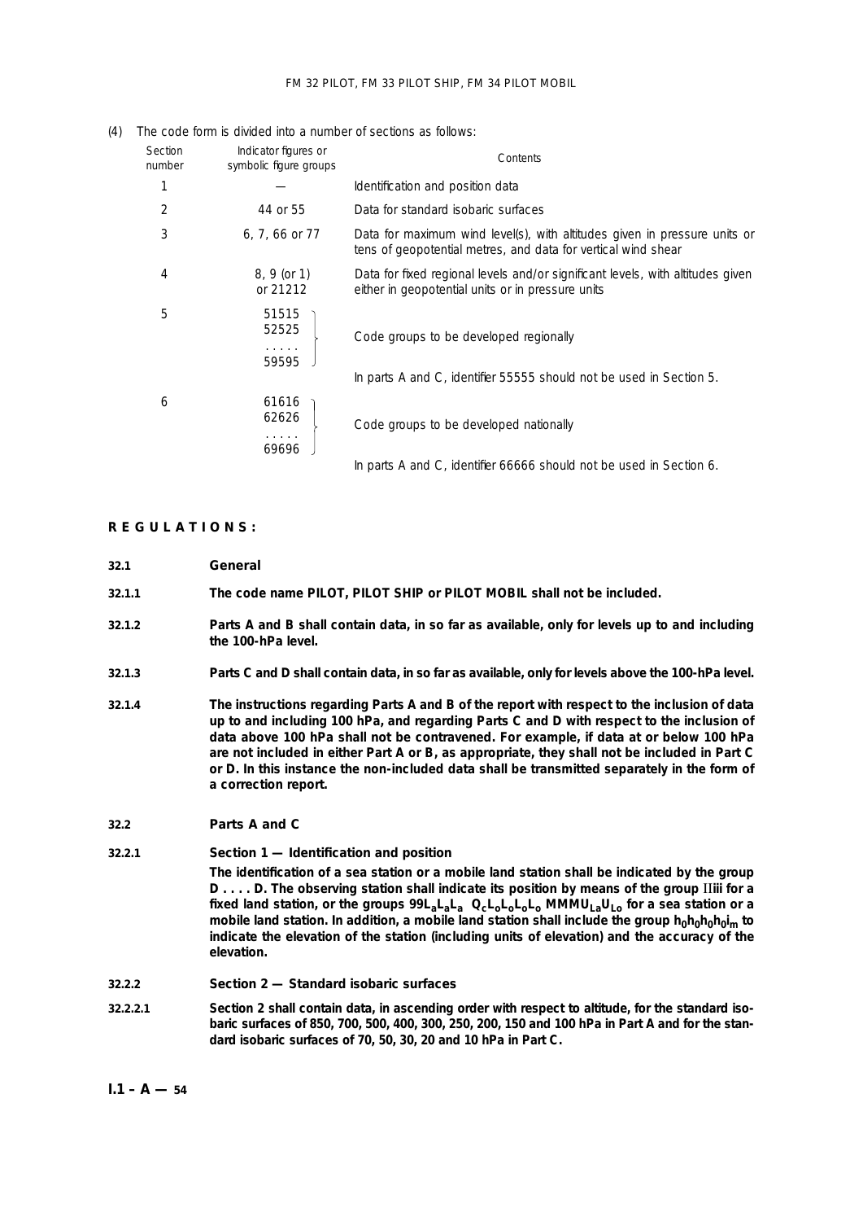(4) The code form is divided into a number of sections as follows:

| Section number | Indicator figures or symbolic figure groups | Contents |
|---|---|---|
| 1 | — | Identification and position data |
| 2 | 44 or 55 | Data for standard isobaric surfaces |
| 3 | 6, 7, 66 or 77 | Data for maximum wind level(s), with altitudes given in pressure units or tens of geopotential metres, and data for vertical wind shear |
| 4 | 8, 9 (or 1) or 21212 | Data for fixed regional levels and/or significant levels, with altitudes given either in geopotential units or in pressure units |
| 5 | 51515 52525 . . . . . 59595 | Code groups to be developed regionally<br>In parts A and C, identifier 55555 should not be used in Section 5. |
| 6 | 61616 62626 . . . . . 69696 | Code groups to be developed nationally<br>In parts A and C, identifier 66666 should not be used in Section 6. |

**R E G U L A T I O N S :**

**32.1 General**

**32.1.1** **The code name PILOT, PILOT SHIP or PILOT MOBIL shall not be included.**

**32.1.2** **Parts A and B shall contain data, in so far as available, only for levels up to and including the 100-hPa level.**

**32.1.3** **Parts C and D shall contain data, in so far as available, only for levels above the 100-hPa level.**

**32.1.4** **The instructions regarding Parts A and B of the report with respect to the inclusion of data up to and including 100 hPa, and regarding Parts C and D with respect to the inclusion of data above 100 hPa shall not be contravened. For example, if data at or below 100 hPa are not included in either Part A or B, as appropriate, they shall not be included in Part C or D. In this instance the non-included data shall be transmitted separately in the form of a correction report.**

**32.2 Parts A and C**

**32.2.1** **Section 1 — Identification and position**

**The identification of a sea station or a mobile land station shall be indicated by the group D . . . . D. The observing station shall indicate its position by means of the group IIiii for a fixed land station, or the groups $99L_aL_aL_a$ $Q_cL_oL_oL_oL_o$ $MMMU_{La}U_{Lo}$ for a sea station or a mobile land station. In addition, a mobile land station shall include the group $h_0h_0h_0h_0i_m$ to indicate the elevation of the station (including units of elevation) and the accuracy of the elevation.**

**32.2.2** **Section 2 — Standard isobaric surfaces**

**32.2.2.1** **Section 2 shall contain data, in ascending order with respect to altitude, for the standard isobaric surfaces of 850, 700, 500, 400, 300, 250, 200, 150 and 100 hPa in Part A and for the standard isobaric surfaces of 70, 50, 30, 20 and 10 hPa in Part C.**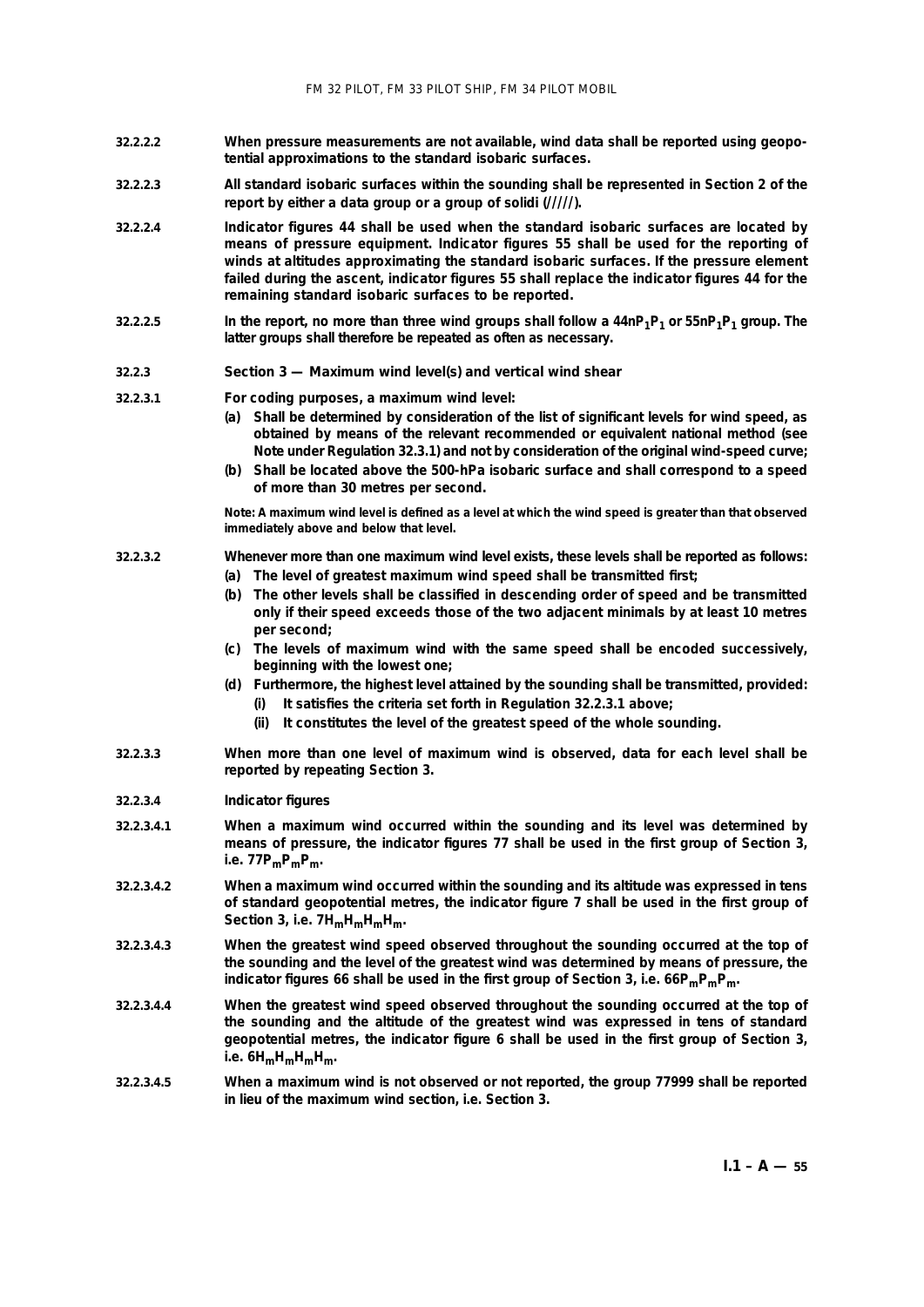**32.2.2.2** When pressure measurements are not available, wind data shall be reported using geopotential approximations to the standard isobaric surfaces.

**32.2.2.3** All standard isobaric surfaces within the sounding shall be represented in Section 2 of the report by either a data group or a group of solidi (/////).

**32.2.2.4** Indicator figures 44 shall be used when the standard isobaric surfaces are located by means of pressure equipment. Indicator figures 55 shall be used for the reporting of winds at altitudes approximating the standard isobaric surfaces. If the pressure element failed during the ascent, indicator figures 55 shall replace the indicator figures 44 for the remaining standard isobaric surfaces to be reported.

**32.2.2.5** In the report, no more than three wind groups shall follow a $44nP_1P_1$ or $55nP_1P_1$ group. The latter groups shall therefore be repeated as often as necessary.

### 32.2.3 Section 3 — Maximum wind level(s) and vertical wind shear

**32.2.3.1** For coding purposes, a maximum wind level:

(a) Shall be determined by consideration of the list of significant levels for wind speed, as obtained by means of the relevant recommended or equivalent national method (see Note under Regulation 32.3.1) and not by consideration of the original wind-speed curve;

(b) Shall be located above the 500-hPa isobaric surface and shall correspond to a speed of more than 30 metres per second.

Note: A maximum wind level is defined as a level at which the wind speed is greater than that observed immediately above and below that level.

**32.2.3.2** Whenever more than one maximum wind level exists, these levels shall be reported as follows:

(a) The level of greatest maximum wind speed shall be transmitted first;

(b) The other levels shall be classified in descending order of speed and be transmitted only if their speed exceeds those of the two adjacent minimals by at least 10 metres per second;

(c) The levels of maximum wind with the same speed shall be encoded successively, beginning with the lowest one;

(d) Furthermore, the highest level attained by the sounding shall be transmitted, provided:

(i) It satisfies the criteria set forth in Regulation 32.2.3.1 above;

(ii) It constitutes the level of the greatest speed of the whole sounding.

**32.2.3.3** When more than one level of maximum wind is observed, data for each level shall be reported by repeating Section 3.

**32.2.3.4** Indicator figures

**32.2.3.4.1** When a maximum wind occurred within the sounding and its level was determined by means of pressure, the indicator figures 77 shall be used in the first group of Section 3, i.e. $77P_mP_mP_m$.

**32.2.3.4.2** When a maximum wind occurred within the sounding and its altitude was expressed in tens of standard geopotential metres, the indicator figure 7 shall be used in the first group of Section 3, i.e. $7H_mH_mH_mH_m$.

**32.2.3.4.3** When the greatest wind speed observed throughout the sounding occurred at the top of the sounding and the level of the greatest wind was determined by means of pressure, the indicator figures 66 shall be used in the first group of Section 3, i.e. $66P_mP_mP_m$.

**32.2.3.4.4** When the greatest wind speed observed throughout the sounding occurred at the top of the sounding and the altitude of the greatest wind was expressed in tens of standard geopotential metres, the indicator figure 6 shall be used in the first group of Section 3, i.e. $6H_mH_mH_mH_m$.

**32.2.3.4.5** When a maximum wind is not observed or not reported, the group 77999 shall be reported in lieu of the maximum wind section, i.e. Section 3.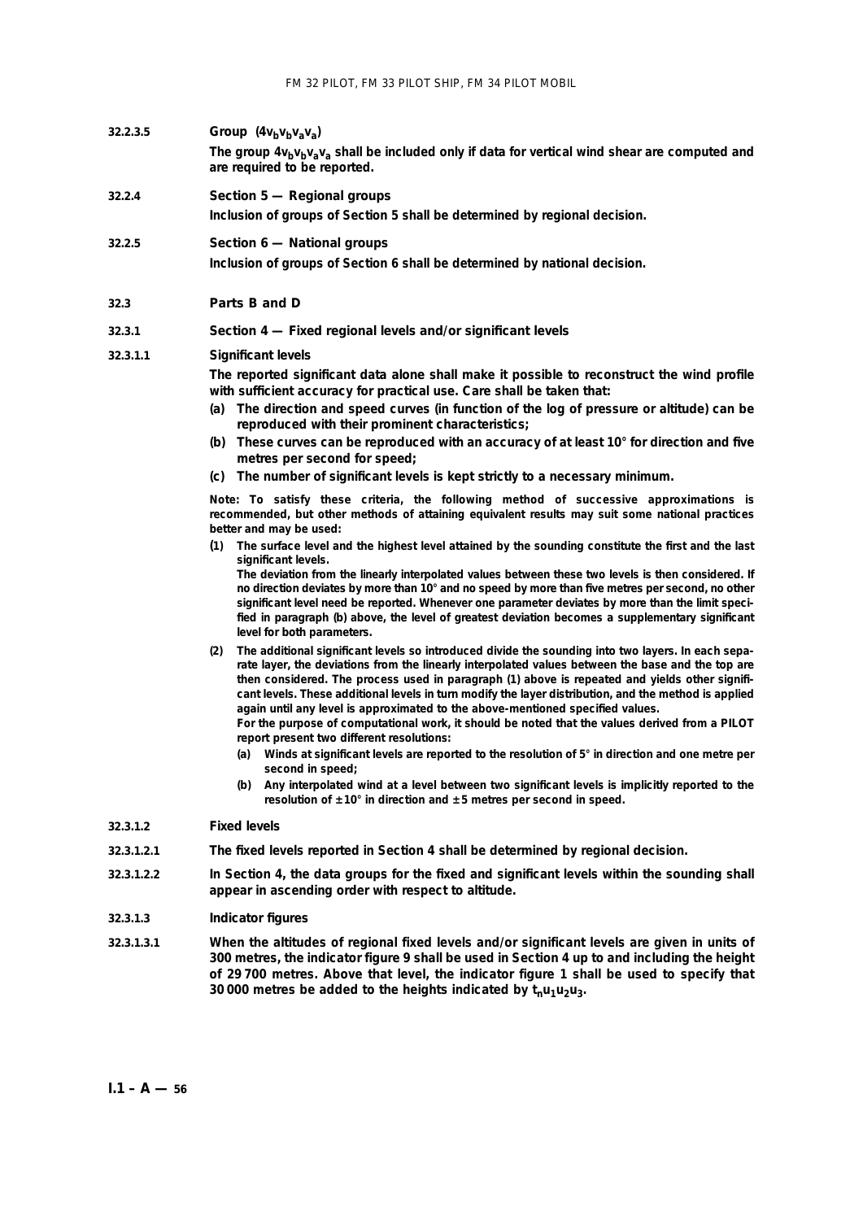**32.2.3.5** **Group ($4v_bv_bv_av_a$)**

**The group $4v_bv_bv_av_a$ shall be included only if data for vertical wind shear are computed and are required to be reported.**

**32.2.4** **Section 5 — Regional groups**

**Inclusion of groups of Section 5 shall be determined by regional decision.**

**32.2.5** **Section 6 — National groups**

**Inclusion of groups of Section 6 shall be determined by national decision.**

## 32.3 Parts B and D

**32.3.1** **Section 4 — Fixed regional levels and/or significant levels**

**32.3.1.1** **Significant levels**

**The reported significant data alone shall make it possible to reconstruct the wind profile with sufficient accuracy for practical use. Care shall be taken that:**

**(a) The direction and speed curves (in function of the log of pressure or altitude) can be reproduced with their prominent characteristics;**

**(b) These curves can be reproduced with an accuracy of at least 10° for direction and five metres per second for speed;**

**(c) The number of significant levels is kept strictly to a necessary minimum.**

**Note: To satisfy these criteria, the following method of successive approximations is recommended, but other methods of attaining equivalent results may suit some national practices better and may be used:**

**(1) The surface level and the highest level attained by the sounding constitute the first and the last significant levels.**
**The deviation from the linearly interpolated values between these two levels is then considered. If no direction deviates by more than 10° and no speed by more than five metres per second, no other significant level need be reported. Whenever one parameter deviates by more than the limit specified in paragraph (b) above, the level of greatest deviation becomes a supplementary significant level for both parameters.**

**(2) The additional significant levels so introduced divide the sounding into two layers. In each separate layer, the deviations from the linearly interpolated values between the base and the top are then considered. The process used in paragraph (1) above is repeated and yields other significant levels. These additional levels in turn modify the layer distribution, and the method is applied again until any level is approximated to the above-mentioned specified values.**
**For the purpose of computational work, it should be noted that the values derived from a PILOT report present two different resolutions:**

**(a) Winds at significant levels are reported to the resolution of 5° in direction and one metre per second in speed;**

**(b) Any interpolated wind at a level between two significant levels is implicitly reported to the resolution of ±10° in direction and ±5 metres per second in speed.**

**32.3.1.2** **Fixed levels**

**32.3.1.2.1** **The fixed levels reported in Section 4 shall be determined by regional decision.**

**32.3.1.2.2** **In Section 4, the data groups for the fixed and significant levels within the sounding shall appear in ascending order with respect to altitude.**

**32.3.1.3** **Indicator figures**

**32.3.1.3.1** **When the altitudes of regional fixed levels and/or significant levels are given in units of 300 metres, the indicator figure 9 shall be used in Section 4 up to and including the height of 29 700 metres. Above that level, the indicator figure 1 shall be used to specify that 30 000 metres be added to the heights indicated by $t_nu_1u_2u_3$.**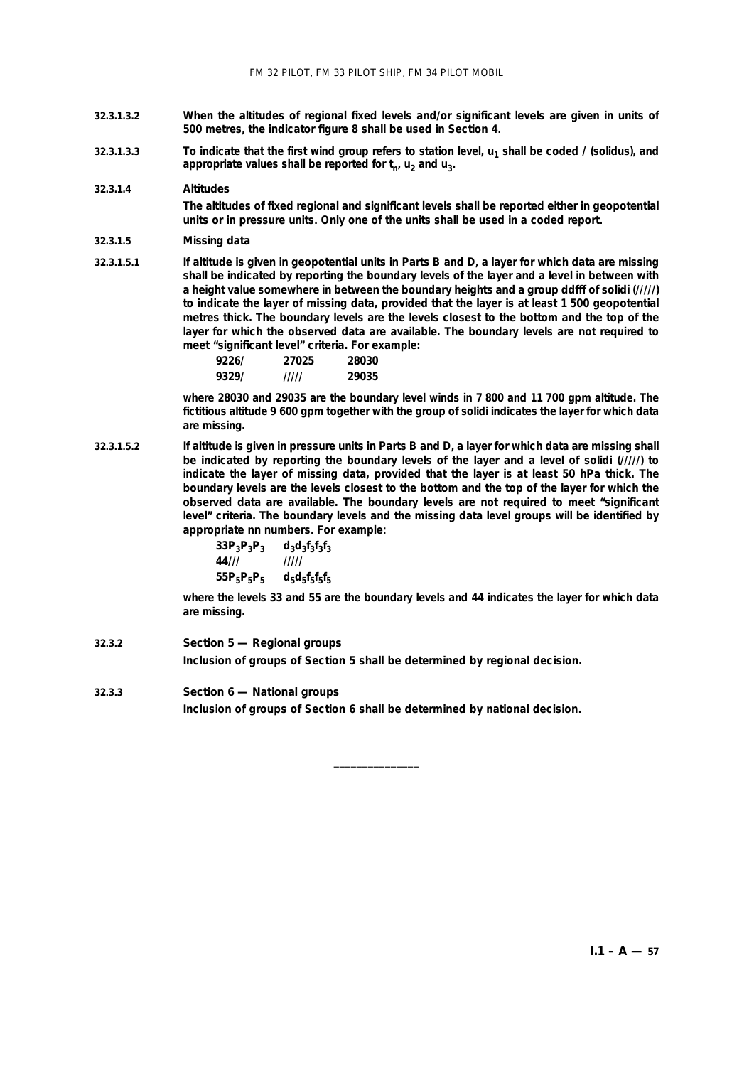**32.3.1.3.2** **When the altitudes of regional fixed levels and/or significant levels are given in units of 500 metres, the indicator figure 8 shall be used in Section 4.**

**32.3.1.3.3** **To indicate that the first wind group refers to station level, $u_1$ shall be coded / (solidus), and appropriate values shall be reported for $t_n$, $u_2$ and $u_3$.**

**32.3.1.4** **Altitudes**

**The altitudes of fixed regional and significant levels shall be reported either in geopotential units or in pressure units. Only one of the units shall be used in a coded report.**

**32.3.1.5** **Missing data**

**32.3.1.5.1** **If altitude is given in geopotential units in Parts B and D, a layer for which data are missing shall be indicated by reporting the boundary levels of the layer and a level in between with a height value somewhere in between the boundary heights and a group ddfff of solidi (/////) to indicate the layer of missing data, provided that the layer is at least 1 500 geopotential metres thick. The boundary levels are the levels closest to the bottom and the top of the layer for which the observed data are available. The boundary levels are not required to meet "significant level" criteria. For example:**

```
9226/   27025   28030
9329/   /////   29035
```

**where 28030 and 29035 are the boundary level winds in 7 800 and 11 700 gpm altitude. The fictitious altitude 9 600 gpm together with the group of solidi indicates the layer for which data are missing.**

**32.3.1.5.2** **If altitude is given in pressure units in Parts B and D, a layer for which data are missing shall be indicated by reporting the boundary levels of the layer and a level of solidi (/////) to indicate the layer of missing data, provided that the layer is at least 50 hPa thick. The boundary levels are the levels closest to the bottom and the top of the layer for which the observed data are available. The boundary levels are not required to meet "significant level" criteria. The boundary levels and the missing data level groups will be identified by appropriate nn numbers. For example:**

**$33P_3P_3P_3$ $d_3d_3f_3f_3f_3$**
**44/// /////**
**$55P_5P_5P_5$ $d_5d_5f_5f_5f_5$**

**where the levels 33 and 55 are the boundary levels and 44 indicates the layer for which data are missing.**

**32.3.2** **Section 5 — Regional groups**

**Inclusion of groups of Section 5 shall be determined by regional decision.**

**32.3.3** **Section 6 — National groups**

**Inclusion of groups of Section 6 shall be determined by national decision.**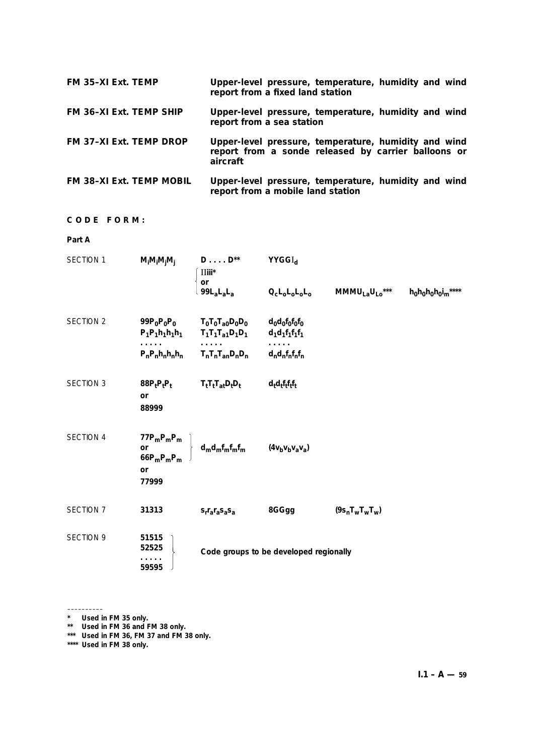| | |
|---|---|
| **FM 35–XI Ext. TEMP** | **Upper-level pressure, temperature, humidity and wind report from a fixed land station** |
| **FM 36–XI Ext. TEMP SHIP** | **Upper-level pressure, temperature, humidity and wind report from a sea station** |
| **FM 37–XI Ext. TEMP DROP** | **Upper-level pressure, temperature, humidity and wind report from a sonde released by carrier balloons or aircraft** |
| **FM 38–XI Ext. TEMP MOBIL** | **Upper-level pressure, temperature, humidity and wind report from a mobile land station** |

**CODE FORM:**

**Part A**

| | | | | | |
|---|---|---|---|---|---|
| SECTION 1 | $M_iM_iM_jM_j$ | $D \ldots D$** | $YYGGI_d$ | | |
| | | { $IIiii$* or $99L_aL_aL_a$ | $Q_cL_oL_oL_oL_o$ | $MMMU_{La}U_{Lo}$*** | $h_0h_0h_0h_0i_m$**** |
| SECTION 2 | $99P_0P_0P_0$ | $T_0T_0T_{a0}D_0D_0$ | $d_0d_0f_0f_0f_0$ | | |
| | $P_1P_1h_1h_1h_1$ | $T_1T_1T_{a1}D_1D_1$ | $d_1d_1f_1f_1f_1$ | | |
| | . . . . . | . . . . . | . . . . . | | |
| | $P_nP_nh_nh_nh_n$ | $T_nT_nT_{an}D_nD_n$ | $d_nd_nf_nf_nf_n$ | | |
| SECTION 3 | $88P_tP_tP_t$ or 88999 | $T_tT_tT_{at}D_tD_t$ | $d_td_tf_tf_tf_t$ | | |
| SECTION 4 | { $77P_mP_mP_m$ or $66P_mP_mP_m$ } or 77999 | $d_md_mf_mf_mf_m$ | $(4v_bv_bv_av_a)$ | | |
| SECTION 7 | 31313 | $s_rr_ar_as_as_a$ | 8GGgg | $(9s_nT_wT_wT_w)$ | |
| SECTION 9 | { 51515 52525 . . . . . 59595 } | Code groups to be developed regionally | | | |

----------

\* Used in FM 35 only.

\** Used in FM 36 and FM 38 only.

\*** Used in FM 36, FM 37 and FM 38 only.

\**** Used in FM 38 only.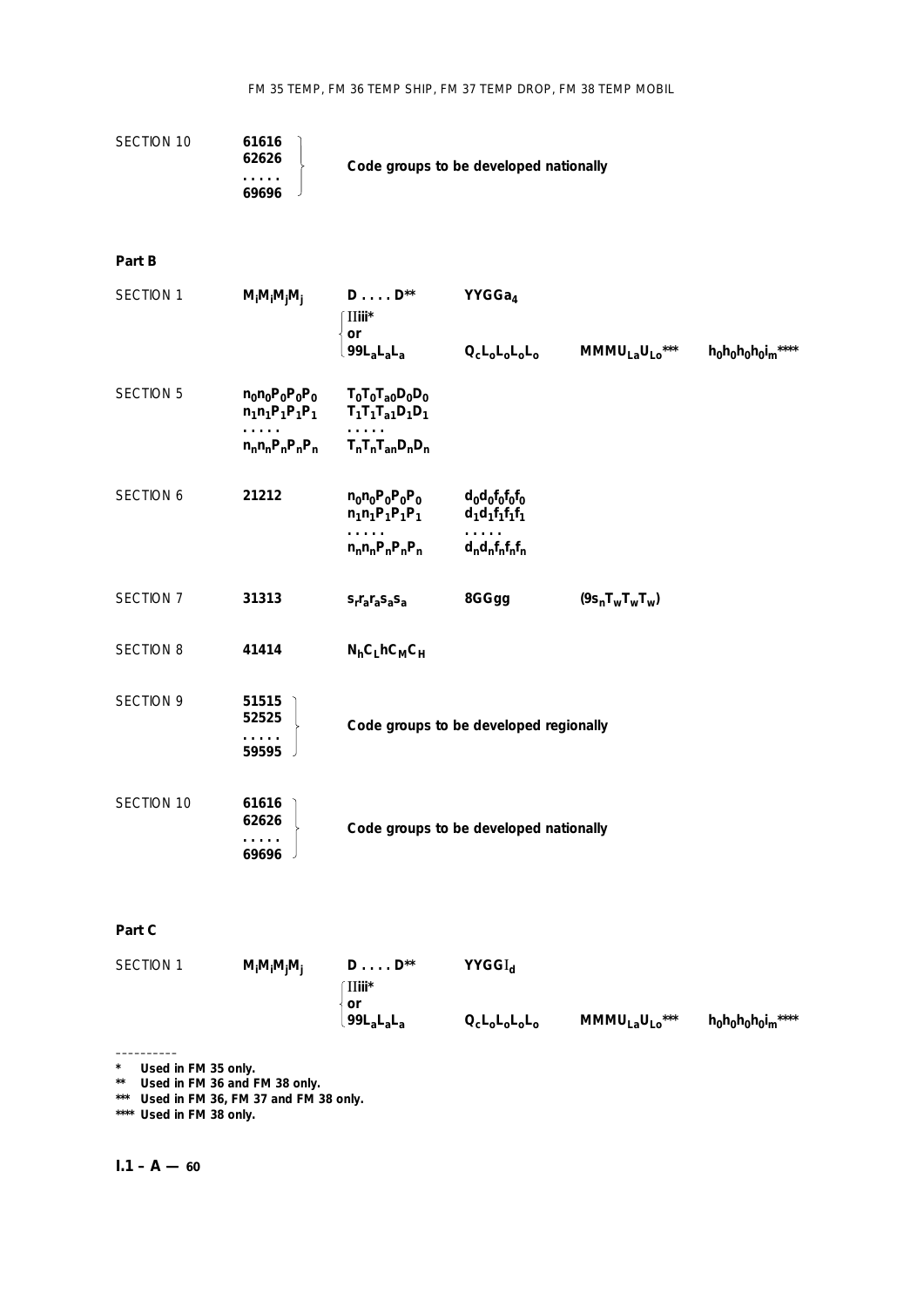| | | | | | |
|---|---|---|---|---|---|
| SECTION 10 | 61616<br>62626<br>. . . . .<br>69696 | Code groups to be developed nationally | | | |

**Part B**

| | | | | | |
|---|---|---|---|---|---|
| SECTION 1 | $M_iM_iM_jM_j$ | D . . . . D** | $YYGGa_4$ | | |
| | | IIiii*<br>or<br>$99L_aL_aL_a$ | $Q_cL_oL_oL_oL_o$ | $MMMU_{La}U_{Lo}$*** | $h_0h_0h_0h_0i_m$**** |
| SECTION 5 | $n_0n_0P_0P_0P_0$<br>$n_1n_1P_1P_1P_1$<br>. . . . .<br>$n_nn_nP_nP_nP_n$ | $T_0T_0T_{a0}D_0D_0$<br>$T_1T_1T_{a1}D_1D_1$<br>. . . . .<br>$T_nT_nT_{an}D_nD_n$ | | | |
| SECTION 6 | 21212 | $n_0n_0P_0P_0P_0$<br>$n_1n_1P_1P_1P_1$<br>. . . . .<br>$n_nn_nP_nP_nP_n$ | $d_0d_0f_0f_0f_0$<br>$d_1d_1f_1f_1f_1$<br>. . . . .<br>$d_nd_nf_nf_nf_n$ | | |
| SECTION 7 | 31313 | $s_rr_ar_as_as_a$ | 8GGgg | $(9s_nT_wT_wT_w)$ | |
| SECTION 8 | 41414 | $N_hC_LhC_MC_H$ | | | |
| SECTION 9 | 51515<br>52525<br>. . . . .<br>59595 | Code groups to be developed regionally | | | |
| SECTION 10 | 61616<br>62626<br>. . . . .<br>69696 | Code groups to be developed nationally | | | |

**Part C**

| | | | | | |
|---|---|---|---|---|---|
| SECTION 1 | $M_iM_iM_jM_j$ | D . . . . D** | $YYGGI_d$ | | |
| | | IIiii*<br>or<br>$99L_aL_aL_a$ | $Q_cL_oL_oL_oL_o$ | $MMMU_{La}U_{Lo}$*** | $h_0h_0h_0h_0i_m$**** |

----------

\* Used in FM 35 only.

** Used in FM 36 and FM 38 only.

*** Used in FM 36, FM 37 and FM 38 only.

**** Used in FM 38 only.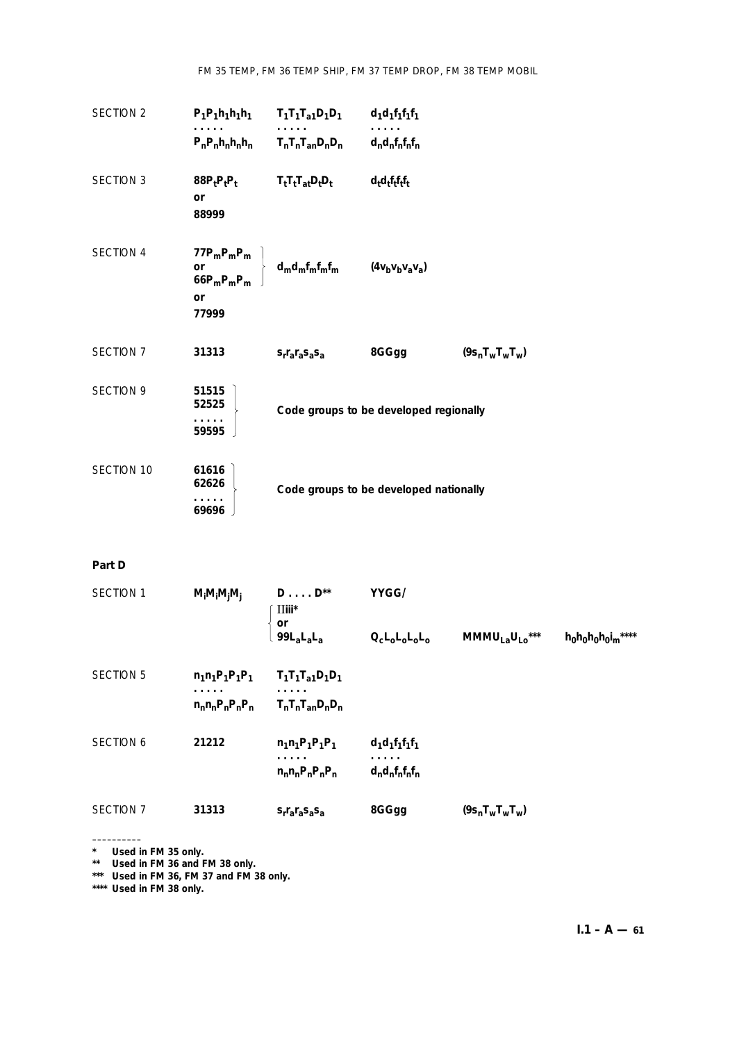| | | | | | |
|---|---|---|---|---|---|
| SECTION 2 | $P_1P_1h_1h_1h_1$ | $T_1T_1T_{a1}D_1D_1$ | $d_1d_1f_1f_1f_1$ | | |
| | . . . . . | . . . . . | . . . . . | | |
| | $P_nP_nh_nh_nh_n$ | $T_nT_nT_{an}D_nD_n$ | $d_nd_nf_nf_nf_n$ | | |
| SECTION 3 | $88P_tP_tP_t$ | $T_tT_tT_{at}D_tD_t$ | $d_td_tf_tf_tf_t$ | | |
| | or | | | | |
| | 88999 | | | | |
| SECTION 4 | $77P_mP_mP_m$ or $66P_mP_mP_m$ | $d_md_mf_mf_mf_m$ | $(4v_bv_bv_av_a)$ | | |
| | or | | | | |
| | 77999 | | | | |
| SECTION 7 | 31313 | $s_rr_ar_as_as_a$ | 8GGgg | $(9s_nT_wT_wT_w)$ | |
| SECTION 9 | 51515 52525 . . . . . 59595 | Code groups to be developed regionally | | | |
| SECTION 10 | 61616 62626 . . . . . 69696 | Code groups to be developed nationally | | | |

**Part D**

| | | | | | |
|---|---|---|---|---|---|
| SECTION 1 | $M_iM_iM_jM_j$ | D . . . . D** | YYGG/ | | |
| | | IIiii* or $99L_aL_aL_a$ | $Q_cL_oL_oL_oL_o$ | $MMMU_{La}U_{Lo}$*** | $h_0h_0h_0h_0i_m$**** |
| SECTION 5 | $n_1n_1P_1P_1P_1$ | $T_1T_1T_{a1}D_1D_1$ | | | |
| | . . . . . | . . . . . | | | |
| | $n_nn_nP_nP_nP_n$ | $T_nT_nT_{an}D_nD_n$ | | | |
| SECTION 6 | 21212 | $n_1n_1P_1P_1P_1$ | $d_1d_1f_1f_1f_1$ | | |
| | | . . . . . | . . . . . | | |
| | | $n_nn_nP_nP_nP_n$ | $d_nd_nf_nf_nf_n$ | | |
| SECTION 7 | 31313 | $s_rr_ar_as_as_a$ | 8GGgg | $(9s_nT_wT_wT_w)$ | |

----------

\* Used in FM 35 only.
\*\* Used in FM 36 and FM 38 only.
\*\*\* Used in FM 36, FM 37 and FM 38 only.
\*\*\*\* Used in FM 38 only.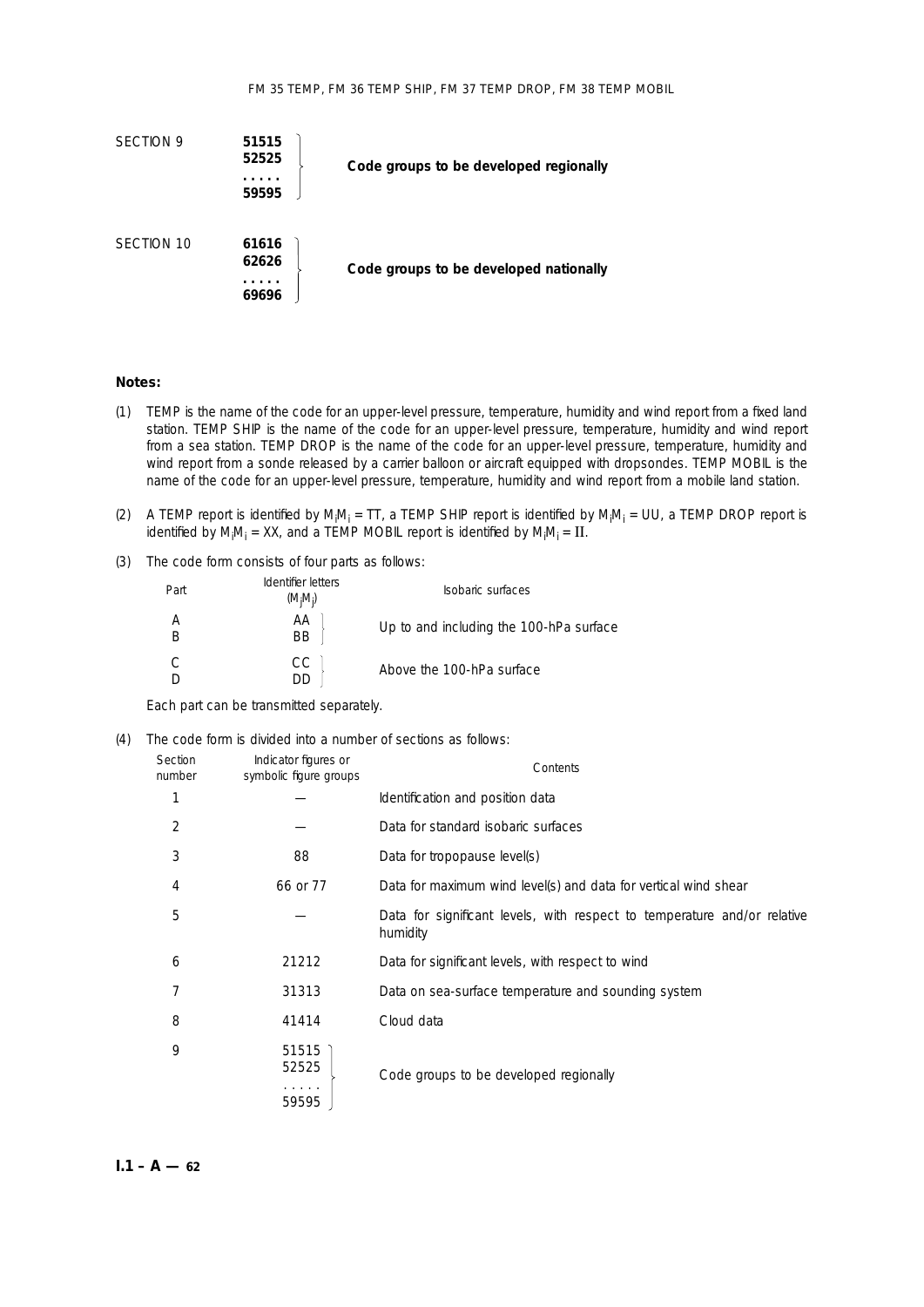| | | |
|---|---|---|
| SECTION 9 | **51515**<br>**52525**<br>**. . . . .**<br>**59595** | **Code groups to be developed regionally** |
| SECTION 10 | **61616**<br>**62626**<br>**. . . . .**<br>**69696** | **Code groups to be developed nationally** |

**Notes:**

(1) TEMP is the name of the code for an upper-level pressure, temperature, humidity and wind report from a fixed land station. TEMP SHIP is the name of the code for an upper-level pressure, temperature, humidity and wind report from a sea station. TEMP DROP is the name of the code for an upper-level pressure, temperature, humidity and wind report from a sonde released by a carrier balloon or aircraft equipped with dropsondes. TEMP MOBIL is the name of the code for an upper-level pressure, temperature, humidity and wind report from a mobile land station.

(2) A TEMP report is identified by $M_iM_i$ = TT, a TEMP SHIP report is identified by $M_iM_i$ = UU, a TEMP DROP report is identified by $M_iM_i$ = XX, and a TEMP MOBIL report is identified by $M_iM_i$ = II.

(3) The code form consists of four parts as follows:

| Part | Identifier letters ($M_jM_j$) | Isobaric surfaces |
|---|---|---|
| A | AA | Up to and including the 100-hPa surface |
| B | BB | |
| C | CC | Above the 100-hPa surface |
| D | DD | |

Each part can be transmitted separately.

(4) The code form is divided into a number of sections as follows:

| Section number | Indicator figures or symbolic figure groups | Contents |
|---|---|---|
| 1 | — | Identification and position data |
| 2 | — | Data for standard isobaric surfaces |
| 3 | 88 | Data for tropopause level(s) |
| 4 | 66 or 77 | Data for maximum wind level(s) and data for vertical wind shear |
| 5 | — | Data for significant levels, with respect to temperature and/or relative humidity |
| 6 | 21212 | Data for significant levels, with respect to wind |
| 7 | 31313 | Data on sea-surface temperature and sounding system |
| 8 | 41414 | Cloud data |
| 9 | 51515<br>52525<br>. . . . .<br>59595 | Code groups to be developed regionally |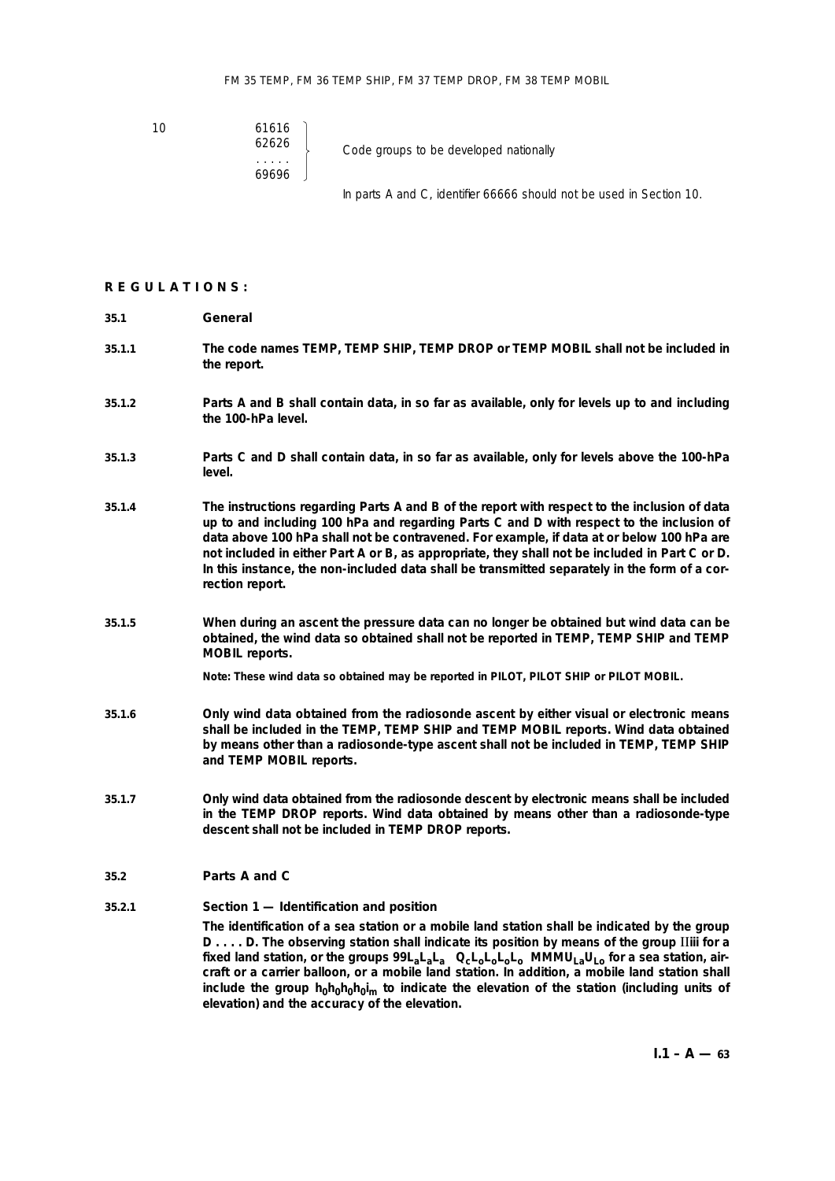| | | |
|---|---|---|
| 10 | 61616<br>62626<br>. . . . .<br>69696 | Code groups to be developed nationally |
| | | In parts A and C, identifier 66666 should not be used in Section 10. |

**R E G U L A T I O N S :**

**35.1 General**

**35.1.1** **The code names TEMP, TEMP SHIP, TEMP DROP or TEMP MOBIL shall not be included in the report.**

**35.1.2** **Parts A and B shall contain data, in so far as available, only for levels up to and including the 100-hPa level.**

**35.1.3** **Parts C and D shall contain data, in so far as available, only for levels above the 100-hPa level.**

**35.1.4** **The instructions regarding Parts A and B of the report with respect to the inclusion of data up to and including 100 hPa and regarding Parts C and D with respect to the inclusion of data above 100 hPa shall not be contravened. For example, if data at or below 100 hPa are not included in either Part A or B, as appropriate, they shall not be included in Part C or D. In this instance, the non-included data shall be transmitted separately in the form of a correction report.**

**35.1.5** **When during an ascent the pressure data can no longer be obtained but wind data can be obtained, the wind data so obtained shall not be reported in TEMP, TEMP SHIP and TEMP MOBIL reports.**

**Note: These wind data so obtained may be reported in PILOT, PILOT SHIP or PILOT MOBIL.**

**35.1.6** **Only wind data obtained from the radiosonde ascent by either visual or electronic means shall be included in the TEMP, TEMP SHIP and TEMP MOBIL reports. Wind data obtained by means other than a radiosonde-type ascent shall not be included in TEMP, TEMP SHIP and TEMP MOBIL reports.**

**35.1.7** **Only wind data obtained from the radiosonde descent by electronic means shall be included in the TEMP DROP reports. Wind data obtained by means other than a radiosonde-type descent shall not be included in TEMP DROP reports.**

**35.2 Parts A and C**

**35.2.1** **Section 1 — Identification and position**

**The identification of a sea station or a mobile land station shall be indicated by the group D . . . . D. The observing station shall indicate its position by means of the group IIiii for a fixed land station, or the groups $99L_aL_aL_a$ $Q_cL_oL_oL_oL_o$ $MMMU_{La}U_{Lo}$ for a sea station, aircraft or a carrier balloon, or a mobile land station. In addition, a mobile land station shall include the group $h_0h_0h_0h_0i_m$ to indicate the elevation of the station (including units of elevation) and the accuracy of the elevation.**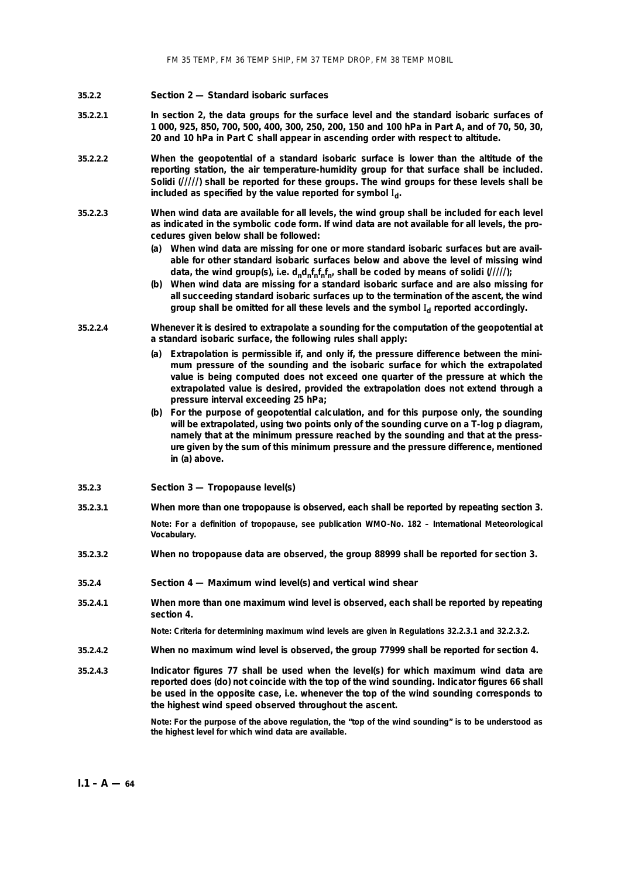**35.2.2 Section 2 — Standard isobaric surfaces**

**35.2.2.1** **In section 2, the data groups for the surface level and the standard isobaric surfaces of 1 000, 925, 850, 700, 500, 400, 300, 250, 200, 150 and 100 hPa in Part A, and of 70, 50, 30, 20 and 10 hPa in Part C shall appear in ascending order with respect to altitude.**

**35.2.2.2** **When the geopotential of a standard isobaric surface is lower than the altitude of the reporting station, the air temperature-humidity group for that surface shall be included. Solidi (/////) shall be reported for these groups. The wind groups for these levels shall be included as specified by the value reported for symbol $I_d$.**

**35.2.2.3** **When wind data are available for all levels, the wind group shall be included for each level as indicated in the symbolic code form. If wind data are not available for all levels, the procedures given below shall be followed:**

**(a) When wind data are missing for one or more standard isobaric surfaces but are available for other standard isobaric surfaces below and above the level of missing wind data, the wind group(s), i.e. $d_nd_nf_nf_nf_n$, shall be coded by means of solidi (/////);**

**(b) When wind data are missing for a standard isobaric surface and are also missing for all succeeding standard isobaric surfaces up to the termination of the ascent, the wind group shall be omitted for all these levels and the symbol $I_d$ reported accordingly.**

**35.2.2.4** **Whenever it is desired to extrapolate a sounding for the computation of the geopotential at a standard isobaric surface, the following rules shall apply:**

**(a) Extrapolation is permissible if, and only if, the pressure difference between the minimum pressure of the sounding and the isobaric surface for which the extrapolated value is being computed does not exceed one quarter of the pressure at which the extrapolated value is desired, provided the extrapolation does not extend through a pressure interval exceeding 25 hPa;**

**(b) For the purpose of geopotential calculation, and for this purpose only, the sounding will be extrapolated, using two points only of the sounding curve on a T-log p diagram, namely that at the minimum pressure reached by the sounding and that at the pressure given by the sum of this minimum pressure and the pressure difference, mentioned in (a) above.**

**35.2.3 Section 3 — Tropopause level(s)**

**35.2.3.1** **When more than one tropopause is observed, each shall be reported by repeating section 3.**

**Note: For a definition of tropopause, see publication WMO-No. 182 – International Meteorological Vocabulary.**

**35.2.3.2** **When no tropopause data are observed, the group 88999 shall be reported for section 3.**

**35.2.4 Section 4 — Maximum wind level(s) and vertical wind shear**

**35.2.4.1** **When more than one maximum wind level is observed, each shall be reported by repeating section 4.**

**Note: Criteria for determining maximum wind levels are given in Regulations 32.2.3.1 and 32.2.3.2.**

**35.2.4.2** **When no maximum wind level is observed, the group 77999 shall be reported for section 4.**

**35.2.4.3** **Indicator figures 77 shall be used when the level(s) for which maximum wind data are reported does (do) not coincide with the top of the wind sounding. Indicator figures 66 shall be used in the opposite case, i.e. whenever the top of the wind sounding corresponds to the highest wind speed observed throughout the ascent.**

**Note: For the purpose of the above regulation, the "top of the wind sounding" is to be understood as the highest level for which wind data are available.**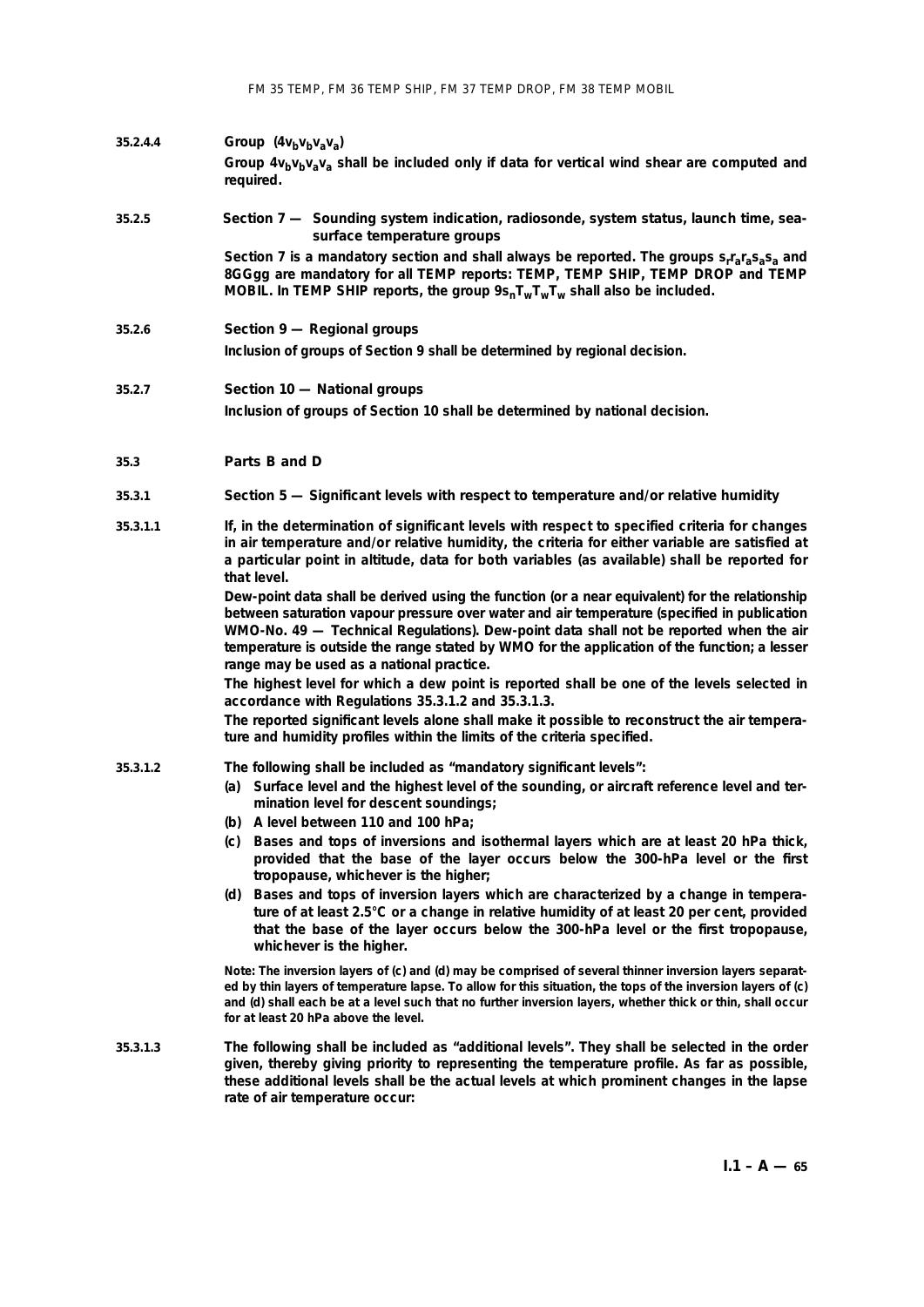**35.2.4.4 Group ($4v_bv_bv_av_a$)**

**Group $4v_bv_bv_av_a$ shall be included only if data for vertical wind shear are computed and required.**

**35.2.5 Section 7 — Sounding system indication, radiosonde, system status, launch time, sea-surface temperature groups**

**Section 7 is a mandatory section and shall always be reported. The groups $s_rr_ar_as_as_a$ and 8GGgg are mandatory for all TEMP reports: TEMP, TEMP SHIP, TEMP DROP and TEMP MOBIL. In TEMP SHIP reports, the group $9s_nT_wT_wT_w$ shall also be included.**

**35.2.6 Section 9 — Regional groups**

**Inclusion of groups of Section 9 shall be determined by regional decision.**

**35.2.7 Section 10 — National groups**

**Inclusion of groups of Section 10 shall be determined by national decision.**

**35.3 Parts B and D**

**35.3.1 Section 5 — Significant levels with respect to temperature and/or relative humidity**

**35.3.1.1 If, in the determination of significant levels with respect to specified criteria for changes in air temperature and/or relative humidity, the criteria for either variable are satisfied at a particular point in altitude, data for both variables (as available) shall be reported for that level.**

**Dew-point data shall be derived using the function (or a near equivalent) for the relationship between saturation vapour pressure over water and air temperature (specified in publication WMO-No. 49 — Technical Regulations). Dew-point data shall not be reported when the air temperature is outside the range stated by WMO for the application of the function; a lesser range may be used as a national practice.**

**The highest level for which a dew point is reported shall be one of the levels selected in accordance with Regulations 35.3.1.2 and 35.3.1.3.**

**The reported significant levels alone shall make it possible to reconstruct the air temperature and humidity profiles within the limits of the criteria specified.**

**35.3.1.2 The following shall be included as "mandatory significant levels":**

**(a) Surface level and the highest level of the sounding, or aircraft reference level and termination level for descent soundings;**

**(b) A level between 110 and 100 hPa;**

**(c) Bases and tops of inversions and isothermal layers which are at least 20 hPa thick, provided that the base of the layer occurs below the 300-hPa level or the first tropopause, whichever is the higher;**

**(d) Bases and tops of inversion layers which are characterized by a change in temperature of at least 2.5°C or a change in relative humidity of at least 20 per cent, provided that the base of the layer occurs below the 300-hPa level or the first tropopause, whichever is the higher.**

**Note: The inversion layers of (c) and (d) may be comprised of several thinner inversion layers separated by thin layers of temperature lapse. To allow for this situation, the tops of the inversion layers of (c) and (d) shall each be at a level such that no further inversion layers, whether thick or thin, shall occur for at least 20 hPa above the level.**

**35.3.1.3 The following shall be included as "additional levels". They shall be selected in the order given, thereby giving priority to representing the temperature profile. As far as possible, these additional levels shall be the actual levels at which prominent changes in the lapse rate of air temperature occur:**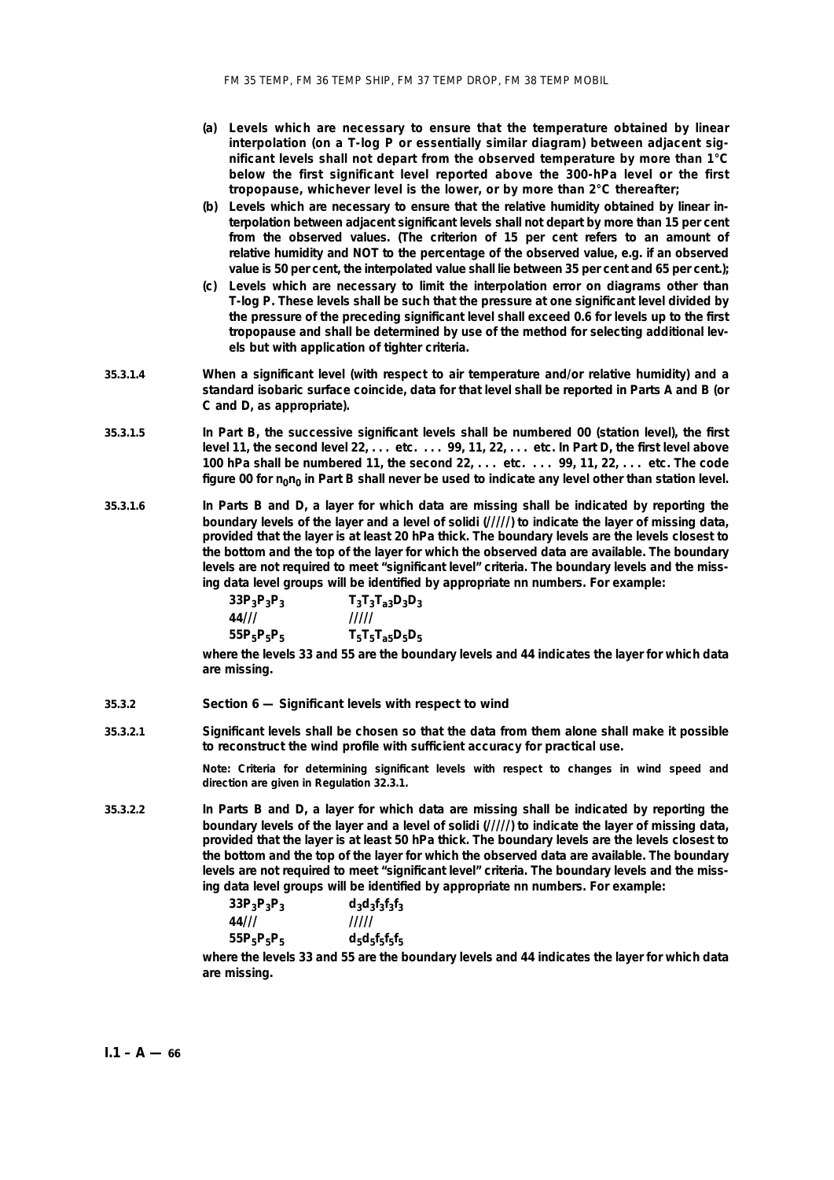**(a) Levels which are necessary to ensure that the temperature obtained by linear interpolation (on a T-log P or essentially similar diagram) between adjacent significant levels shall not depart from the observed temperature by more than 1°C below the first significant level reported above the 300-hPa level or the first tropopause, whichever level is the lower, or by more than 2°C thereafter;**

**(b) Levels which are necessary to ensure that the relative humidity obtained by linear interpolation between adjacent significant levels shall not depart by more than 15 per cent from the observed values. (The criterion of 15 per cent refers to an amount of relative humidity and NOT to the percentage of the observed value, e.g. if an observed value is 50 per cent, the interpolated value shall lie between 35 per cent and 65 per cent.);**

**(c) Levels which are necessary to limit the interpolation error on diagrams other than T-log P. These levels shall be such that the pressure at one significant level divided by the pressure of the preceding significant level shall exceed 0.6 for levels up to the first tropopause and shall be determined by use of the method for selecting additional levels but with application of tighter criteria.**

**35.3.1.4** **When a significant level (with respect to air temperature and/or relative humidity) and a standard isobaric surface coincide, data for that level shall be reported in Parts A and B (or C and D, as appropriate).**

**35.3.1.5** **In Part B, the successive significant levels shall be numbered 00 (station level), the first level 11, the second level 22, . . . etc. . . . 99, 11, 22, . . . etc. In Part D, the first level above 100 hPa shall be numbered 11, the second 22, . . . etc. . . . 99, 11, 22, . . . etc. The code figure 00 for $n_0n_0$ in Part B shall never be used to indicate any level other than station level.**

**35.3.1.6** **In Parts B and D, a layer for which data are missing shall be indicated by reporting the boundary levels of the layer and a level of solidi (/////) to indicate the layer of missing data, provided that the layer is at least 20 hPa thick. The boundary levels are the levels closest to the bottom and the top of the layer for which the observed data are available. The boundary levels are not required to meet "significant level" criteria. The boundary levels and the missing data level groups will be identified by appropriate nn numbers. For example:**

| | |
|---|---|
| $33P_3P_3P_3$ | $T_3T_3T_{a3}D_3D_3$ |
| 44/// | ///// |
| $55P_5P_5P_5$ | $T_5T_5T_{a5}D_5D_5$ |

**where the levels 33 and 55 are the boundary levels and 44 indicates the layer for which data are missing.**

## 35.3.2 Section 6 — Significant levels with respect to wind

**35.3.2.1** **Significant levels shall be chosen so that the data from them alone shall make it possible to reconstruct the wind profile with sufficient accuracy for practical use.**

Note: Criteria for determining significant levels with respect to changes in wind speed and direction are given in Regulation 32.3.1.

**35.3.2.2** **In Parts B and D, a layer for which data are missing shall be indicated by reporting the boundary levels of the layer and a level of solidi (/////) to indicate the layer of missing data, provided that the layer is at least 50 hPa thick. The boundary levels are the levels closest to the bottom and the top of the layer for which the observed data are available. The boundary levels are not required to meet "significant level" criteria. The boundary levels and the missing data level groups will be identified by appropriate nn numbers. For example:**

| | |
|---|---|
| $33P_3P_3P_3$ | $d_3d_3f_3f_3f_3$ |
| 44/// | ///// |
| $55P_5P_5P_5$ | $d_5d_5f_5f_5f_5$ |

**where the levels 33 and 55 are the boundary levels and 44 indicates the layer for which data are missing.**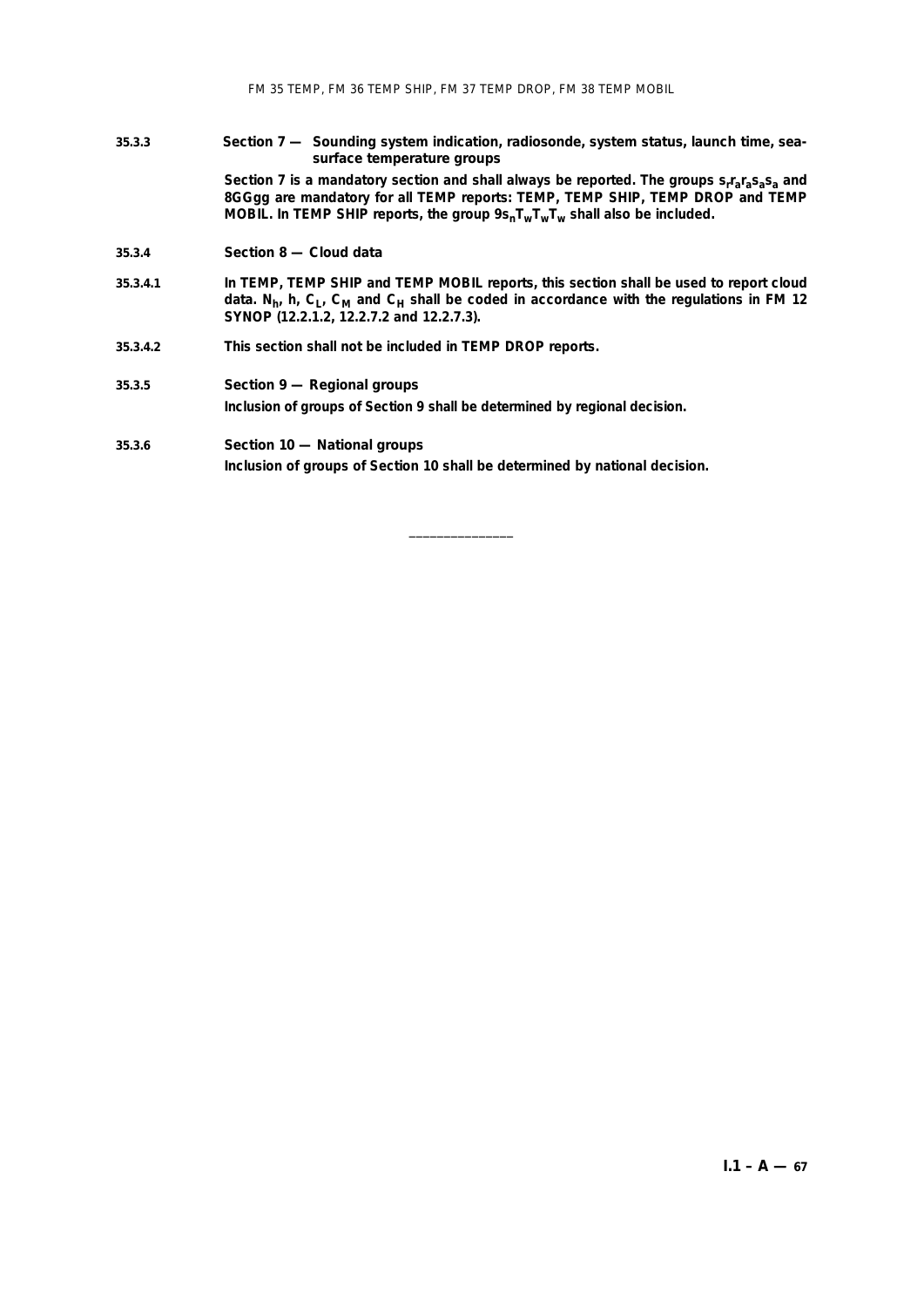**35.3.3 Section 7 — Sounding system indication, radiosonde, system status, launch time, sea-surface temperature groups**

**Section 7 is a mandatory section and shall always be reported. The groups $s_r r_a r_a s_a s_a$ and 8GGgg are mandatory for all TEMP reports: TEMP, TEMP SHIP, TEMP DROP and TEMP MOBIL. In TEMP SHIP reports, the group $9s_n T_w T_w T_w$ shall also be included.**

**35.3.4 Section 8 — Cloud data**

**35.3.4.1** **In TEMP, TEMP SHIP and TEMP MOBIL reports, this section shall be used to report cloud data. $N_h$, h, $C_L$, $C_M$ and $C_H$ shall be coded in accordance with the regulations in FM 12 SYNOP (12.2.1.2, 12.2.7.2 and 12.2.7.3).**

**35.3.4.2** **This section shall not be included in TEMP DROP reports.**

**35.3.5 Section 9 — Regional groups**

**Inclusion of groups of Section 9 shall be determined by regional decision.**

**35.3.6 Section 10 — National groups**

**Inclusion of groups of Section 10 shall be determined by national decision.**

---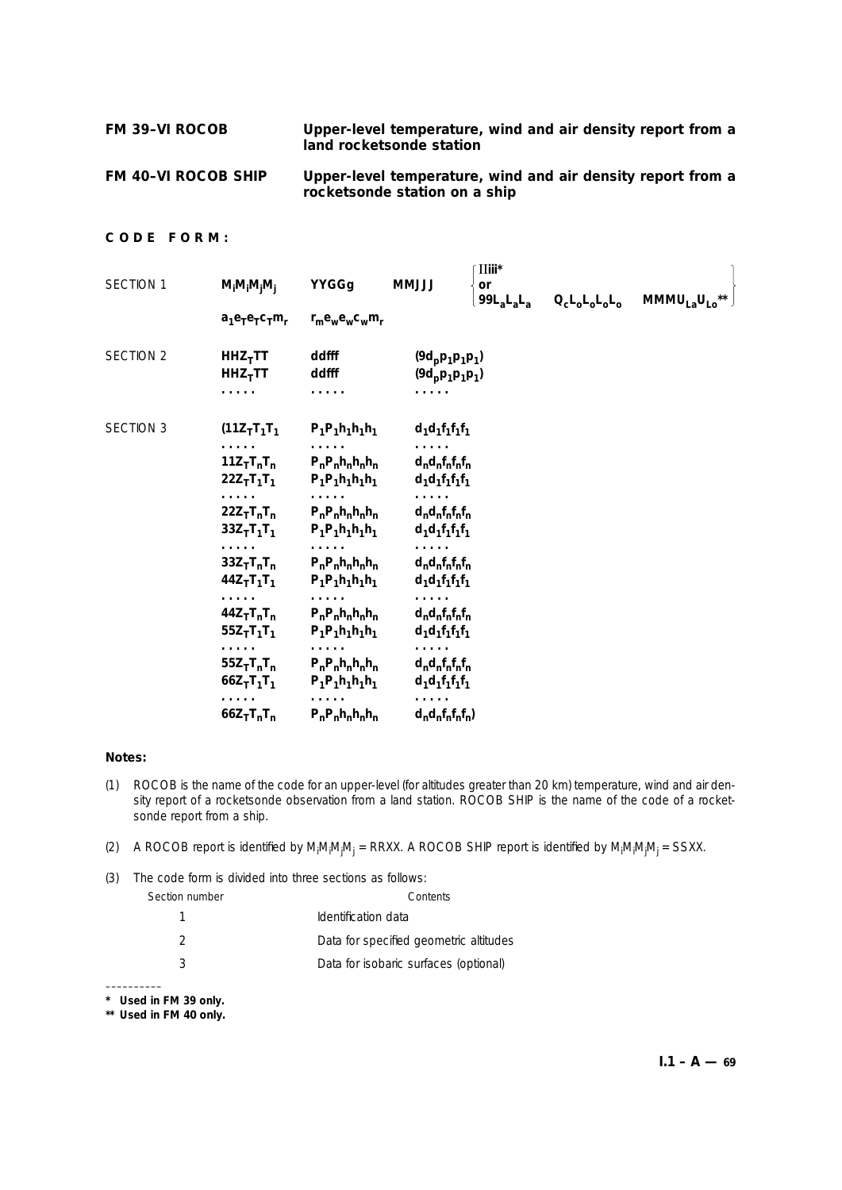**FM 39–VI ROCOB** — **Upper-level temperature, wind and air density report from a land rocketsonde station**

**FM 40–VI ROCOB SHIP** — **Upper-level temperature, wind and air density report from a rocketsonde station on a ship**

**CODE FORM:**

| | | | | | | |
|---|---|---|---|---|---|---|
| SECTION 1 | $M_iM_iM_jM_j$ | YYGGg | MMJJJ | IIiii* or 99$L_aL_aL_a$ | $Q_cL_oL_oL_oL_o$ | MMM$U_{La}U_{Lo}$** |
| | $a_1e_Te_Tc_Tm_r$ | $r_me_we_wc_wm_r$ | | | | |
| SECTION 2 | $HHZ_TTT$ | ddfff | $(9d_pp_1p_1p_1)$ | | | |
| | $HHZ_TTT$ | ddfff | $(9d_pp_1p_1p_1)$ | | | |
| | . . . . . | . . . . . | . . . . . | | | |
| SECTION 3 | $(11Z_TT_1T_1$ | $P_1P_1h_1h_1h_1$ | $d_1d_1f_1f_1f_1$ | | | |
| | . . . . . | . . . . . | . . . . . | | | |
| | $11Z_TT_nT_n$ | $P_nP_nh_nh_nh_n$ | $d_nd_nf_nf_nf_n$ | | | |
| | $22Z_TT_1T_1$ | $P_1P_1h_1h_1h_1$ | $d_1d_1f_1f_1f_1$ | | | |
| | . . . . . | . . . . . | . . . . . | | | |
| | $22Z_TT_nT_n$ | $P_nP_nh_nh_nh_n$ | $d_nd_nf_nf_nf_n$ | | | |
| | $33Z_TT_1T_1$ | $P_1P_1h_1h_1h_1$ | $d_1d_1f_1f_1f_1$ | | | |
| | . . . . . | . . . . . | . . . . . | | | |
| | $33Z_TT_nT_n$ | $P_nP_nh_nh_nh_n$ | $d_nd_nf_nf_nf_n$ | | | |
| | $44Z_TT_1T_1$ | $P_1P_1h_1h_1h_1$ | $d_1d_1f_1f_1f_1$ | | | |
| | . . . . . | . . . . . | . . . . . | | | |
| | $44Z_TT_nT_n$ | $P_nP_nh_nh_nh_n$ | $d_nd_nf_nf_nf_n$ | | | |
| | $55Z_TT_1T_1$ | $P_1P_1h_1h_1h_1$ | $d_1d_1f_1f_1f_1$ | | | |
| | . . . . . | . . . . . | . . . . . | | | |
| | $55Z_TT_nT_n$ | $P_nP_nh_nh_nh_n$ | $d_nd_nf_nf_nf_n$ | | | |
| | $66Z_TT_1T_1$ | $P_1P_1h_1h_1h_1$ | $d_1d_1f_1f_1f_1$ | | | |
| | . . . . . | . . . . . | . . . . . | | | |
| | $66Z_TT_nT_n$ | $P_nP_nh_nh_nh_n$ | $d_nd_nf_nf_nf_n)$ | | | |

**Notes:**

(1) ROCOB is the name of the code for an upper-level (for altitudes greater than 20 km) temperature, wind and air density report of a rocketsonde observation from a land station. ROCOB SHIP is the name of the code of a rocketsonde report from a ship.

(2) A ROCOB report is identified by $M_iM_iM_jM_j$ = RRXX. A ROCOB SHIP report is identified by $M_iM_iM_jM_j$ = SSXX.

(3) The code form is divided into three sections as follows:

| Section number | Contents |
|---|---|
| 1 | Identification data |
| 2 | Data for specified geometric altitudes |
| 3 | Data for isobaric surfaces (optional) |

---

**\* Used in FM 39 only.**

**\*\* Used in FM 40 only.**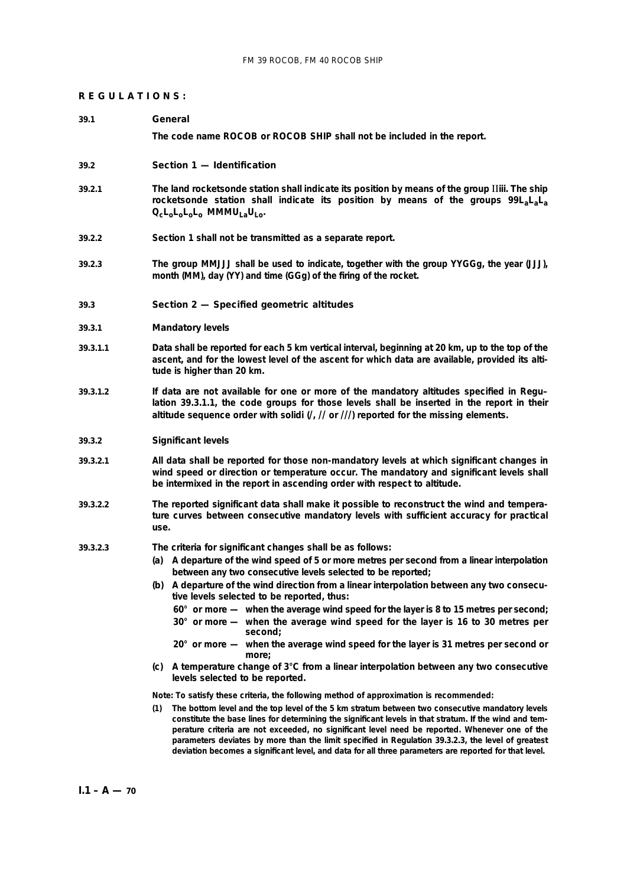**REGULATIONS:**

**39.1 General**

**The code name ROCOB or ROCOB SHIP shall not be included in the report.**

**39.2 Section 1 — Identification**

**39.2.1** **The land rocketsonde station shall indicate its position by means of the group IIiii. The ship rocketsonde station shall indicate its position by means of the groups $99L_aL_aL_a$ $Q_cL_oL_oL_oL_o$ $MMMU_{La}U_{Lo}$.**

**39.2.2** **Section 1 shall not be transmitted as a separate report.**

**39.2.3** **The group MMJJJ shall be used to indicate, together with the group YYGGg, the year (JJJ), month (MM), day (YY) and time (GGg) of the firing of the rocket.**

**39.3 Section 2 — Specified geometric altitudes**

**39.3.1 Mandatory levels**

**39.3.1.1** **Data shall be reported for each 5 km vertical interval, beginning at 20 km, up to the top of the ascent, and for the lowest level of the ascent for which data are available, provided its altitude is higher than 20 km.**

**39.3.1.2** **If data are not available for one or more of the mandatory altitudes specified in Regulation 39.3.1.1, the code groups for those levels shall be inserted in the report in their altitude sequence order with solidi (/, // or ///) reported for the missing elements.**

**39.3.2 Significant levels**

**39.3.2.1** **All data shall be reported for those non-mandatory levels at which significant changes in wind speed or direction or temperature occur. The mandatory and significant levels shall be intermixed in the report in ascending order with respect to altitude.**

**39.3.2.2** **The reported significant data shall make it possible to reconstruct the wind and temperature curves between consecutive mandatory levels with sufficient accuracy for practical use.**

**39.3.2.3** **The criteria for significant changes shall be as follows:**

**(a)** **A departure of the wind speed of 5 or more metres per second from a linear interpolation between any two consecutive levels selected to be reported;**

**(b)** **A departure of the wind direction from a linear interpolation between any two consecutive levels selected to be reported, thus:**

- **60° or more — when the average wind speed for the layer is 8 to 15 metres per second;**
- **30° or more — when the average wind speed for the layer is 16 to 30 metres per second;**
- **20° or more — when the average wind speed for the layer is 31 metres per second or more;**

**(c)** **A temperature change of 3°C from a linear interpolation between any two consecutive levels selected to be reported.**

**Note: To satisfy these criteria, the following method of approximation is recommended:**

**(1)** **The bottom level and the top level of the 5 km stratum between two consecutive mandatory levels constitute the base lines for determining the significant levels in that stratum. If the wind and temperature criteria are not exceeded, no significant level need be reported. Whenever one of the parameters deviates by more than the limit specified in Regulation 39.3.2.3, the level of greatest deviation becomes a significant level, and data for all three parameters are reported for that level.**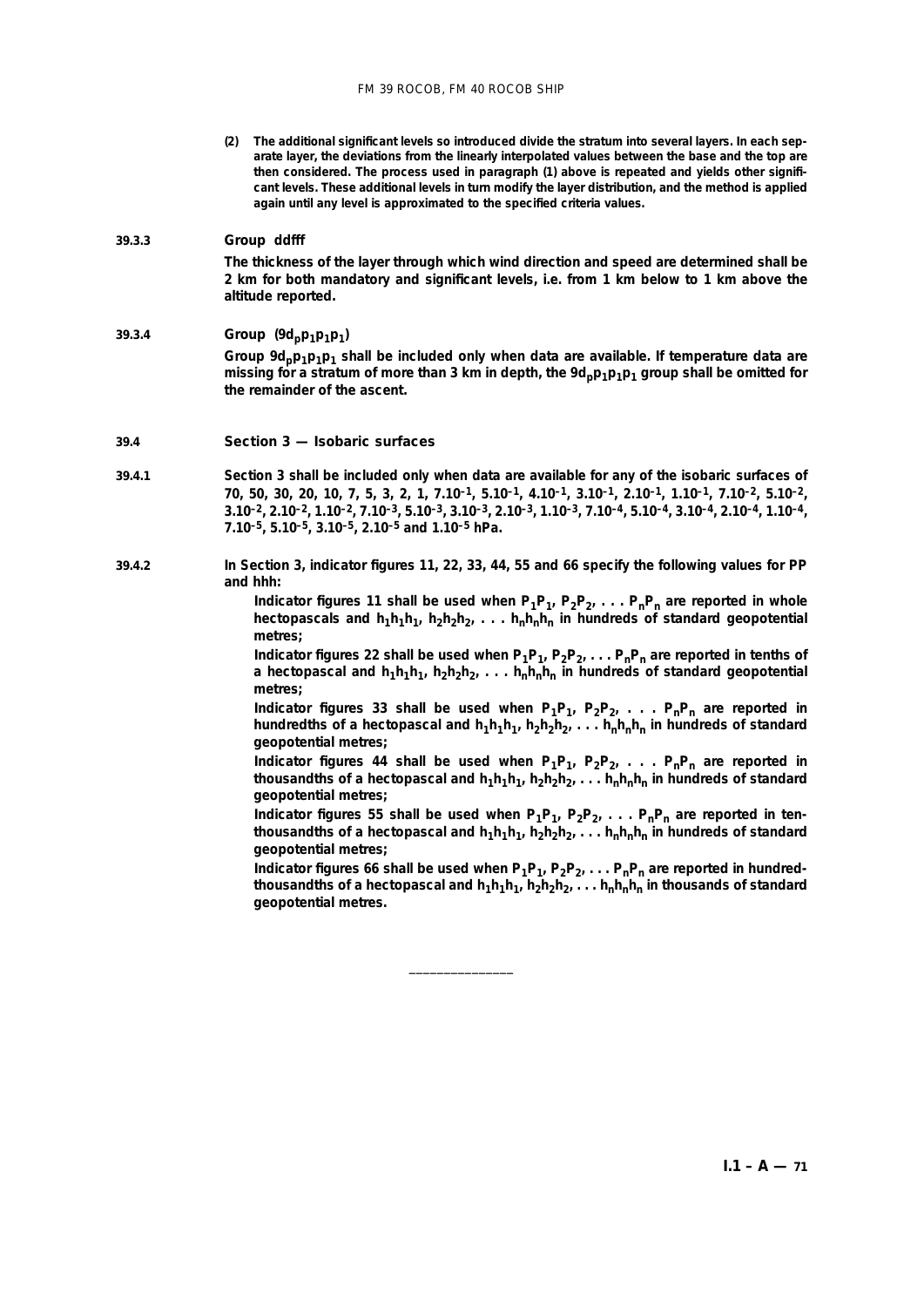(2) The additional significant levels so introduced divide the stratum into several layers. In each separate layer, the deviations from the linearly interpolated values between the base and the top are then considered. The process used in paragraph (1) above is repeated and yields other significant levels. These additional levels in turn modify the layer distribution, and the method is applied again until any level is approximated to the specified criteria values.

**39.3.3 Group ddfff**

The thickness of the layer through which wind direction and speed are determined shall be 2 km for both mandatory and significant levels, i.e. from 1 km below to 1 km above the altitude reported.

**39.3.4 Group ($9d_pp_1p_1p_1$)**

Group $9d_pp_1p_1p_1$ shall be included only when data are available. If temperature data are missing for a stratum of more than 3 km in depth, the $9d_pp_1p_1p_1$ group shall be omitted for the remainder of the ascent.

## 39.4 Section 3 — Isobaric surfaces

**39.4.1** Section 3 shall be included only when data are available for any of the isobaric surfaces of 70, 50, 30, 20, 10, 7, 5, 3, 2, 1, $7.10^{-1}$, $5.10^{-1}$, $4.10^{-1}$, $3.10^{-1}$, $2.10^{-1}$, $1.10^{-1}$, $7.10^{-2}$, $5.10^{-2}$, $3.10^{-2}$, $2.10^{-2}$, $1.10^{-2}$, $7.10^{-3}$, $5.10^{-3}$, $3.10^{-3}$, $2.10^{-3}$, $1.10^{-3}$, $7.10^{-4}$, $5.10^{-4}$, $3.10^{-4}$, $2.10^{-4}$, $1.10^{-4}$, $7.10^{-5}$, $5.10^{-5}$, $3.10^{-5}$, $2.10^{-5}$ and $1.10^{-5}$ hPa.

**39.4.2** In Section 3, indicator figures 11, 22, 33, 44, 55 and 66 specify the following values for PP and hhh:

Indicator figures 11 shall be used when $P_1P_1$, $P_2P_2$, . . . $P_nP_n$ are reported in whole hectopascals and $h_1h_1h_1$, $h_2h_2h_2$, . . . $h_nh_nh_n$ in hundreds of standard geopotential metres;

Indicator figures 22 shall be used when $P_1P_1$, $P_2P_2$, . . . $P_nP_n$ are reported in tenths of a hectopascal and $h_1h_1h_1$, $h_2h_2h_2$, . . . $h_nh_nh_n$ in hundreds of standard geopotential metres;

Indicator figures 33 shall be used when $P_1P_1$, $P_2P_2$, . . . $P_nP_n$ are reported in hundredths of a hectopascal and $h_1h_1h_1$, $h_2h_2h_2$, . . . $h_nh_nh_n$ in hundreds of standard geopotential metres;

Indicator figures 44 shall be used when $P_1P_1$, $P_2P_2$, . . . $P_nP_n$ are reported in thousandths of a hectopascal and $h_1h_1h_1$, $h_2h_2h_2$, . . . $h_nh_nh_n$ in hundreds of standard geopotential metres;

Indicator figures 55 shall be used when $P_1P_1$, $P_2P_2$, . . . $P_nP_n$ are reported in ten-thousandths of a hectopascal and $h_1h_1h_1$, $h_2h_2h_2$, . . . $h_nh_nh_n$ in hundreds of standard geopotential metres;

Indicator figures 66 shall be used when $P_1P_1$, $P_2P_2$, . . . $P_nP_n$ are reported in hundred-thousandths of a hectopascal and $h_1h_1h_1$, $h_2h_2h_2$, . . . $h_nh_nh_n$ in thousands of standard geopotential metres.